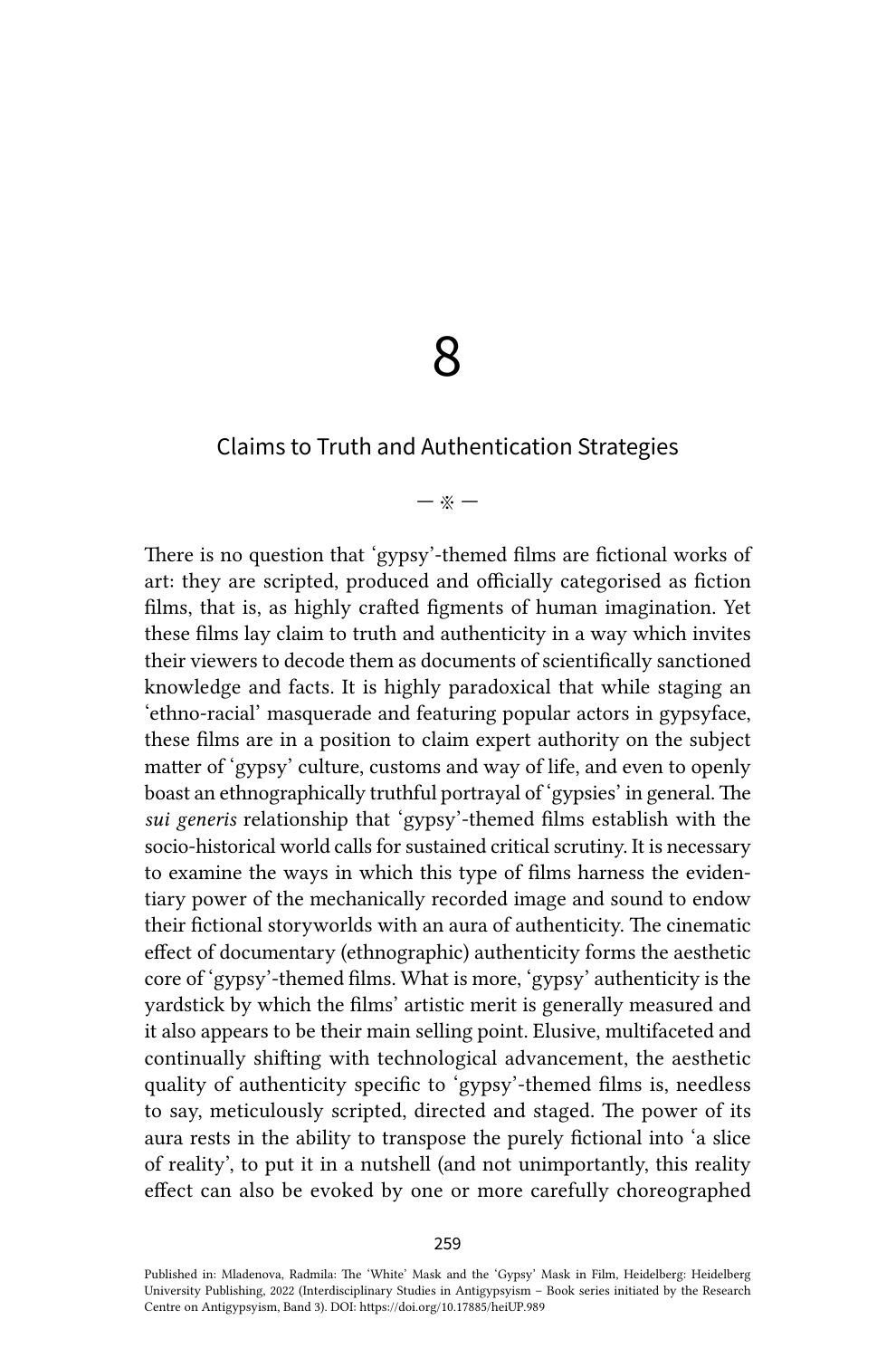# 8

## Claims to Truth and Authentication Strategies

— ※ —

There is no question that 'gypsy'-themed films are fictional works of art: they are scripted, produced and officially categorised as fiction films, that is, as highly crafted figments of human imagination. Yet these films lay claim to truth and authenticity in a way which invites their viewers to decode them as documents of scientifically sanctioned knowledge and facts. It is highly paradoxical that while staging an 'ethno-racial' masquerade and featuring popular actors in gypsyface, these films are in a position to claim expert authority on the subject matter of 'gypsy' culture, customs and way of life, and even to openly boast an ethnographically truthful portrayal of 'gypsies' in general. The *sui generis* relationship that 'gypsy'-themed films establish with the socio-historical world calls for sustained critical scrutiny. It is necessary to examine the ways in which this type of films harness the evidentiary power of the mechanically recorded image and sound to endow their fictional storyworlds with an aura of authenticity. The cinematic effect of documentary (ethnographic) authenticity forms the aesthetic core of 'gypsy'-themed films. What is more, 'gypsy' authenticity is the yardstick by which the films' artistic merit is generally measured and it also appears to be their main selling point. Elusive, multifaceted and continually shifting with technological advancement, the aesthetic quality of authenticity specific to 'gypsy'-themed films is, needless to say, meticulously scripted, directed and staged. The power of its aura rests in the ability to transpose the purely fictional into 'a slice of reality', to put it in a nutshell (and not unimportantly, this reality effect can also be evoked by one or more carefully choreographed

Published in: Mladenova, Radmila: The 'White' Mask and the 'Gypsy' Mask in Film, Heidelberg: Heidelberg University Publishing, 2022 (Interdisciplinary Studies in Antigypsyism – Book series initiated by the Research Centre on Antigypsyism, Band 3). DOI: https://doi.org/10.17885/heiUP.989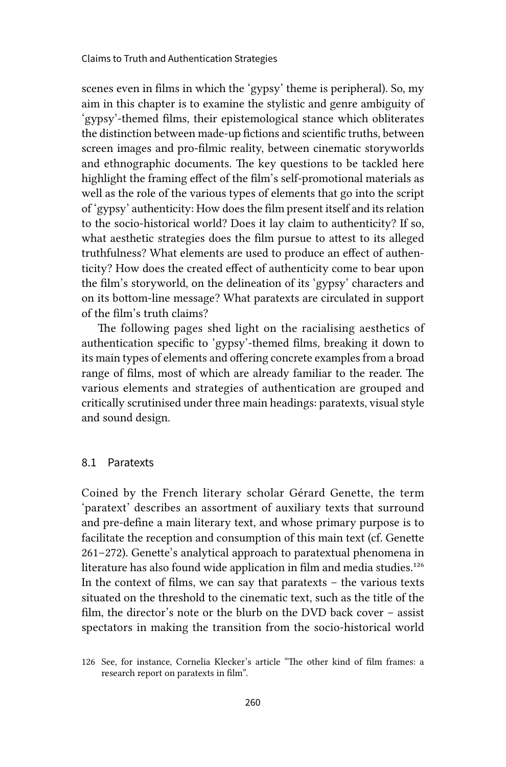scenes even in films in which the 'gypsy' theme is peripheral). So, my aim in this chapter is to examine the stylistic and genre ambiguity of 'gypsy'-themed films, their epistemological stance which obliterates the distinction between made-up fictions and scientific truths, between screen images and pro-filmic reality, between cinematic storyworlds and ethnographic documents. The key questions to be tackled here highlight the framing effect of the film's self-promotional materials as well as the role of the various types of elements that go into the script of 'gypsy' authenticity: How does the film present itself and its relation to the socio-historical world? Does it lay claim to authenticity? If so, what aesthetic strategies does the film pursue to attest to its alleged truthfulness? What elements are used to produce an effect of authenticity? How does the created effect of authenticity come to bear upon the film's storyworld, on the delineation of its 'gypsy' characters and on its bottom-line message? What paratexts are circulated in support of the film's truth claims?

The following pages shed light on the racialising aesthetics of authentication specific to 'gypsy'-themed films, breaking it down to its main types of elements and offering concrete examples from a broad range of films, most of which are already familiar to the reader. The various elements and strategies of authentication are grouped and critically scrutinised under three main headings: paratexts, visual style and sound design.

## 8.1 Paratexts

Coined by the French literary scholar Gérard Genette, the term 'paratext' describes an assortment of auxiliary texts that surround and pre-define a main literary text, and whose primary purpose is to facilitate the reception and consumption of this main text (cf. Genette 261–272). Genette's analytical approach to paratextual phenomena in literature has also found wide application in film and media studies.[126] In the context of films, we can say that paratexts – the various texts situated on the threshold to the cinematic text, such as the title of the film, the director's note or the blurb on the DVD back cover – assist spectators in making the transition from the socio-historical world

[126] See, for instance, Cornelia Klecker's article "The other kind of film frames: a research report on paratexts in film".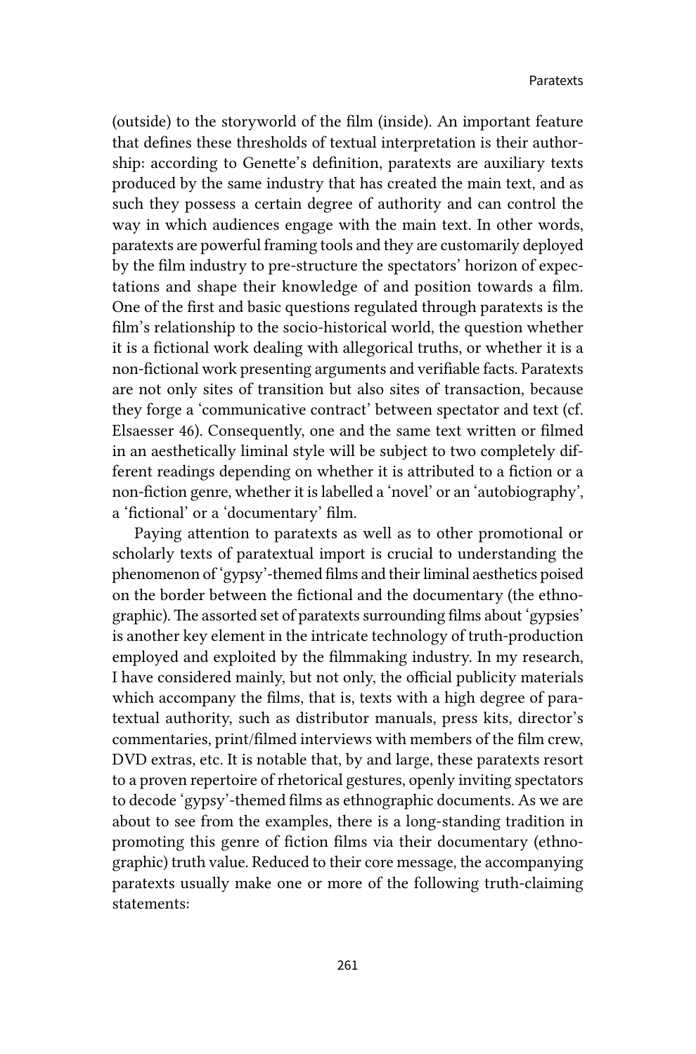(outside) to the storyworld of the film (inside). An important feature that defines these thresholds of textual interpretation is their authorship: according to Genette's definition, paratexts are auxiliary texts produced by the same industry that has created the main text, and as such they possess a certain degree of authority and can control the way in which audiences engage with the main text. In other words, paratexts are powerful framing tools and they are customarily deployed by the film industry to pre-structure the spectators' horizon of expectations and shape their knowledge of and position towards a film. One of the first and basic questions regulated through paratexts is the film's relationship to the socio-historical world, the question whether it is a fictional work dealing with allegorical truths, or whether it is a non-fictional work presenting arguments and verifiable facts. Paratexts are not only sites of transition but also sites of transaction, because they forge a 'communicative contract' between spectator and text (cf. Elsaesser 46). Consequently, one and the same text written or filmed in an aesthetically liminal style will be subject to two completely different readings depending on whether it is attributed to a fiction or a non-fiction genre, whether it is labelled a 'novel' or an 'autobiography', a 'fictional' or a 'documentary' film.

Paying attention to paratexts as well as to other promotional or scholarly texts of paratextual import is crucial to understanding the phenomenon of 'gypsy'-themed films and their liminal aesthetics poised on the border between the fictional and the documentary (the ethnographic). The assorted set of paratexts surrounding films about 'gypsies' is another key element in the intricate technology of truth-production employed and exploited by the filmmaking industry. In my research, I have considered mainly, but not only, the official publicity materials which accompany the films, that is, texts with a high degree of paratextual authority, such as distributor manuals, press kits, director's commentaries, print/filmed interviews with members of the film crew, DVD extras, etc. It is notable that, by and large, these paratexts resort to a proven repertoire of rhetorical gestures, openly inviting spectators to decode 'gypsy'-themed films as ethnographic documents. As we are about to see from the examples, there is a long-standing tradition in promoting this genre of fiction films via their documentary (ethnographic) truth value. Reduced to their core message, the accompanying paratexts usually make one or more of the following truth-claiming statements: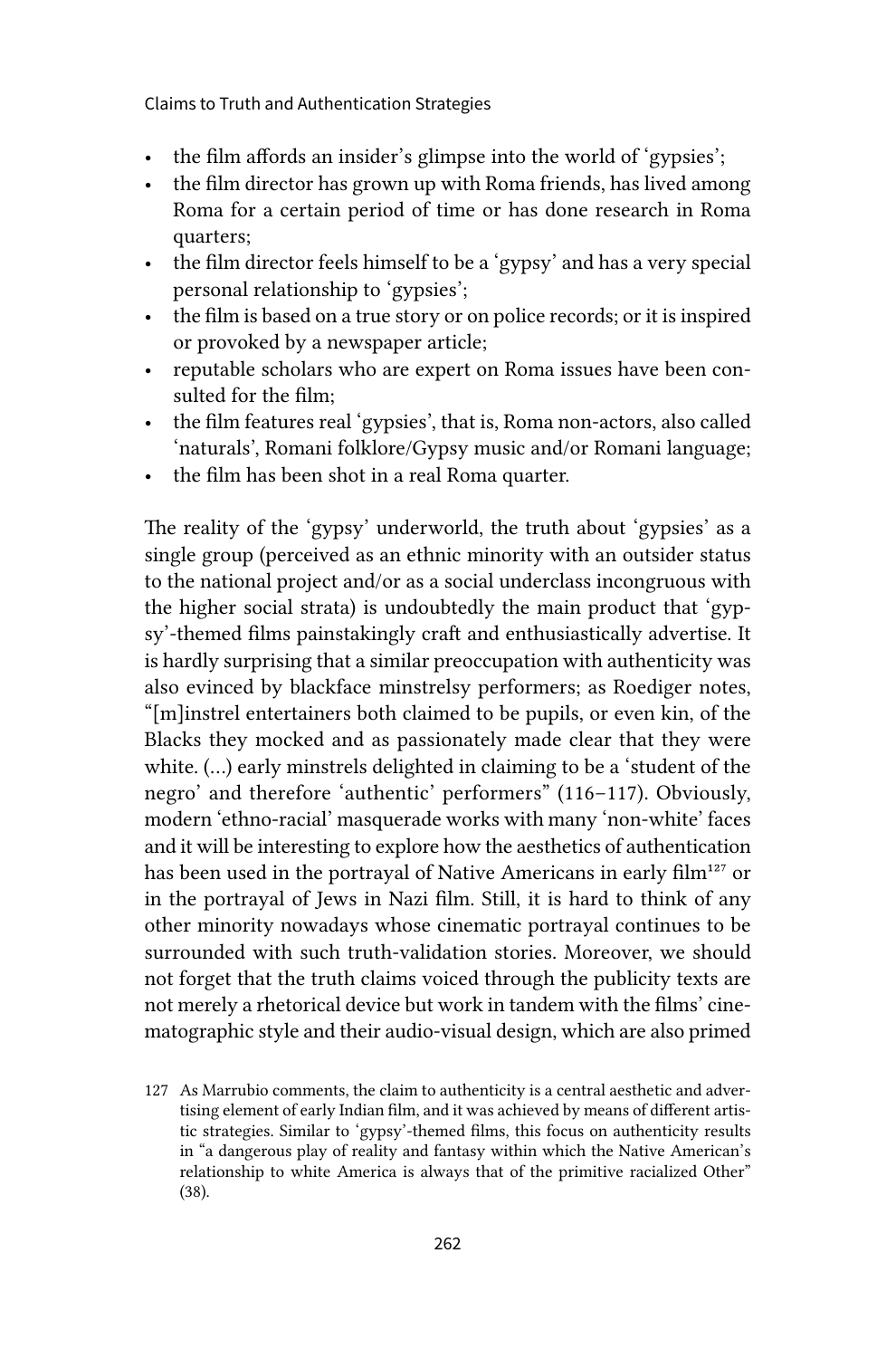- the film affords an insider's glimpse into the world of 'gypsies';
- the film director has grown up with Roma friends, has lived among Roma for a certain period of time or has done research in Roma quarters;
- the film director feels himself to be a 'gypsy' and has a very special personal relationship to 'gypsies';
- the film is based on a true story or on police records; or it is inspired or provoked by a newspaper article;
- reputable scholars who are expert on Roma issues have been consulted for the film;
- the film features real 'gypsies', that is, Roma non-actors, also called 'naturals', Romani folklore/Gypsy music and/or Romani language;
- the film has been shot in a real Roma quarter.

The reality of the 'gypsy' underworld, the truth about 'gypsies' as a single group (perceived as an ethnic minority with an outsider status to the national project and/or as a social underclass incongruous with the higher social strata) is undoubtedly the main product that 'gypsy'-themed films painstakingly craft and enthusiastically advertise. It is hardly surprising that a similar preoccupation with authenticity was also evinced by blackface minstrelsy performers; as Roediger notes, "[m]instrel entertainers both claimed to be pupils, or even kin, of the Blacks they mocked and as passionately made clear that they were white. (…) early minstrels delighted in claiming to be a 'student of the negro' and therefore 'authentic' performers" (116–117). Obviously, modern 'ethno-racial' masquerade works with many 'non-white' faces and it will be interesting to explore how the aesthetics of authentication has been used in the portrayal of Native Americans in early film[127] or in the portrayal of Jews in Nazi film. Still, it is hard to think of any other minority nowadays whose cinematic portrayal continues to be surrounded with such truth-validation stories. Moreover, we should not forget that the truth claims voiced through the publicity texts are not merely a rhetorical device but work in tandem with the films' cinematographic style and their audio-visual design, which are also primed

127 As Marrubio comments, the claim to authenticity is a central aesthetic and advertising element of early Indian film, and it was achieved by means of different artistic strategies. Similar to 'gypsy'-themed films, this focus on authenticity results in "a dangerous play of reality and fantasy within which the Native American's relationship to white America is always that of the primitive racialized Other" (38).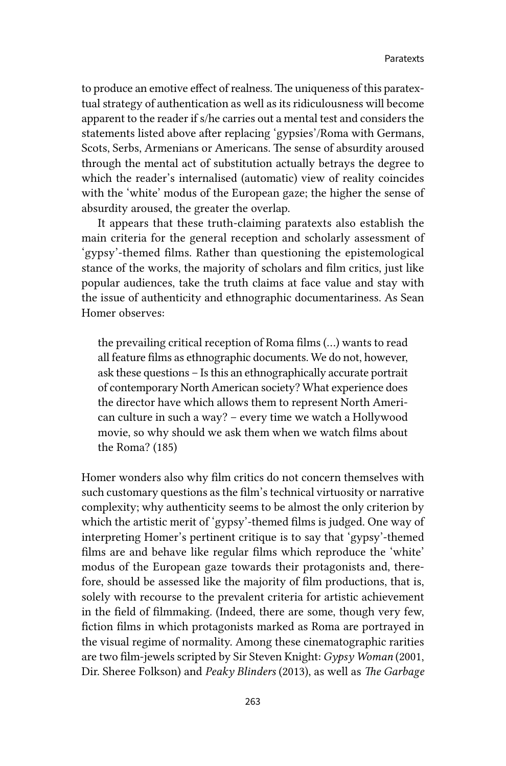to produce an emotive effect of realness. The uniqueness of this paratextual strategy of authentication as well as its ridiculousness will become apparent to the reader if s/he carries out a mental test and considers the statements listed above after replacing 'gypsies'/Roma with Germans, Scots, Serbs, Armenians or Americans. The sense of absurdity aroused through the mental act of substitution actually betrays the degree to which the reader's internalised (automatic) view of reality coincides with the 'white' modus of the European gaze; the higher the sense of absurdity aroused, the greater the overlap.

It appears that these truth-claiming paratexts also establish the main criteria for the general reception and scholarly assessment of 'gypsy'-themed films. Rather than questioning the epistemological stance of the works, the majority of scholars and film critics, just like popular audiences, take the truth claims at face value and stay with the issue of authenticity and ethnographic documentariness. As Sean Homer observes:

> the prevailing critical reception of Roma films (…) wants to read all feature films as ethnographic documents. We do not, however, ask these questions – Is this an ethnographically accurate portrait of contemporary North American society? What experience does the director have which allows them to represent North American culture in such a way? – every time we watch a Hollywood movie, so why should we ask them when we watch films about the Roma? (185)

Homer wonders also why film critics do not concern themselves with such customary questions as the film's technical virtuosity or narrative complexity; why authenticity seems to be almost the only criterion by which the artistic merit of 'gypsy'-themed films is judged. One way of interpreting Homer's pertinent critique is to say that 'gypsy'-themed films are and behave like regular films which reproduce the 'white' modus of the European gaze towards their protagonists and, therefore, should be assessed like the majority of film productions, that is, solely with recourse to the prevalent criteria for artistic achievement in the field of filmmaking. (Indeed, there are some, though very few, fiction films in which protagonists marked as Roma are portrayed in the visual regime of normality. Among these cinematographic rarities are two film-jewels scripted by Sir Steven Knight: *Gypsy Woman* (2001, Dir. Sheree Folkson) and *Peaky Blinders* (2013), as well as *The Garbage*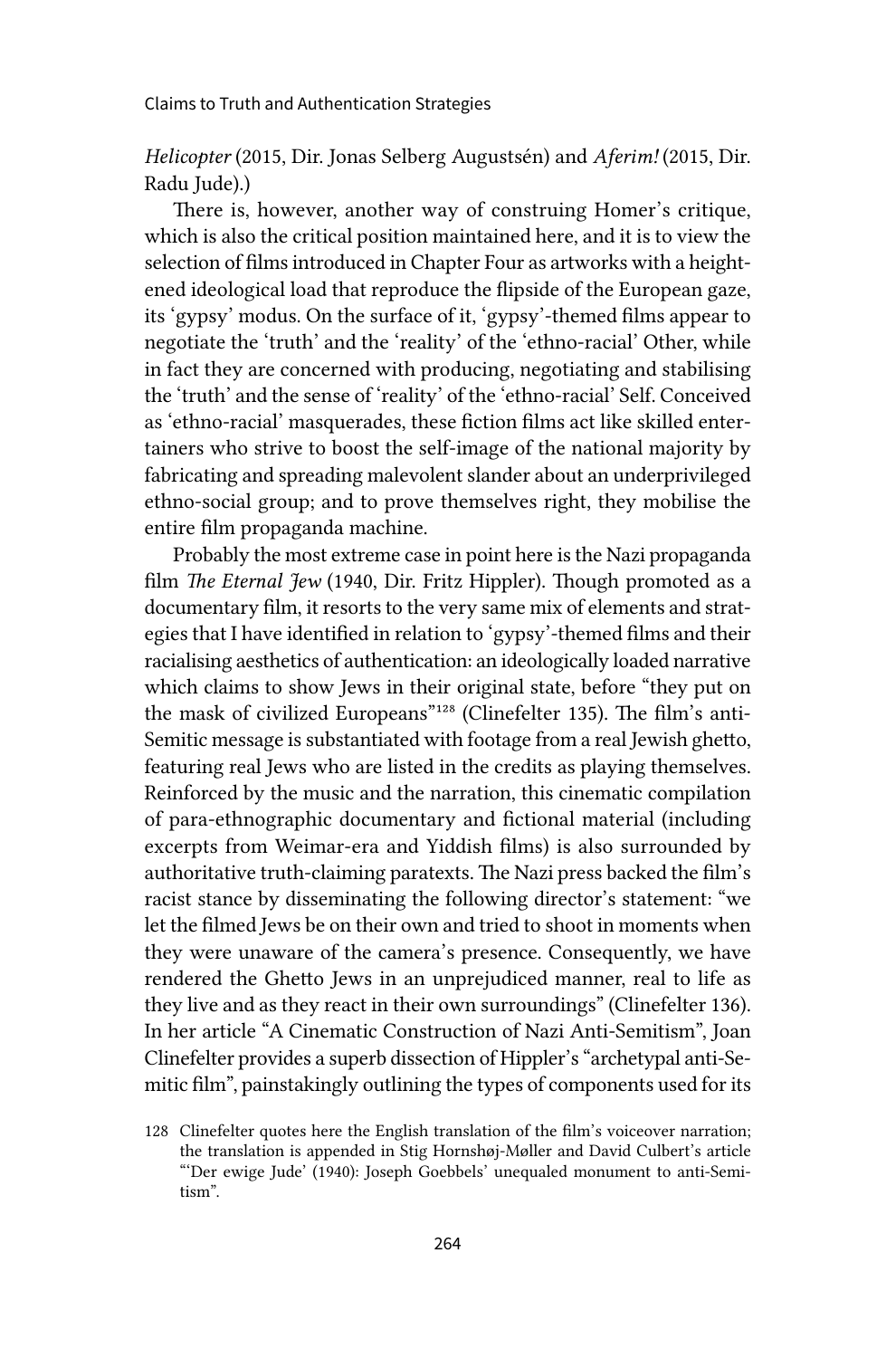*Helicopter* (2015, Dir. Jonas Selberg Augustsén) and *Aferim!* (2015, Dir. Radu Jude).)

There is, however, another way of construing Homer's critique, which is also the critical position maintained here, and it is to view the selection of films introduced in Chapter Four as artworks with a heightened ideological load that reproduce the flipside of the European gaze, its 'gypsy' modus. On the surface of it, 'gypsy'-themed films appear to negotiate the 'truth' and the 'reality' of the 'ethno-racial' Other, while in fact they are concerned with producing, negotiating and stabilising the 'truth' and the sense of 'reality' of the 'ethno-racial' Self. Conceived as 'ethno-racial' masquerades, these fiction films act like skilled entertainers who strive to boost the self-image of the national majority by fabricating and spreading malevolent slander about an underprivileged ethno-social group; and to prove themselves right, they mobilise the entire film propaganda machine.

Probably the most extreme case in point here is the Nazi propaganda film *The Eternal Jew* (1940, Dir. Fritz Hippler). Though promoted as a documentary film, it resorts to the very same mix of elements and strategies that I have identified in relation to 'gypsy'-themed films and their racialising aesthetics of authentication: an ideologically loaded narrative which claims to show Jews in their original state, before "they put on the mask of civilized Europeans"[128] (Clinefelter 135). The film's anti-Semitic message is substantiated with footage from a real Jewish ghetto, featuring real Jews who are listed in the credits as playing themselves. Reinforced by the music and the narration, this cinematic compilation of para-ethnographic documentary and fictional material (including excerpts from Weimar-era and Yiddish films) is also surrounded by authoritative truth-claiming paratexts. The Nazi press backed the film's racist stance by disseminating the following director's statement: "we let the filmed Jews be on their own and tried to shoot in moments when they were unaware of the camera's presence. Consequently, we have rendered the Ghetto Jews in an unprejudiced manner, real to life as they live and as they react in their own surroundings" (Clinefelter 136). In her article "A Cinematic Construction of Nazi Anti-Semitism", Joan Clinefelter provides a superb dissection of Hippler's "archetypal anti-Semitic film", painstakingly outlining the types of components used for its

128 Clinefelter quotes here the English translation of the film's voiceover narration; the translation is appended in Stig Hornshøj-Møller and David Culbert's article "'Der ewige Jude' (1940): Joseph Goebbels' unequaled monument to anti-Semitism".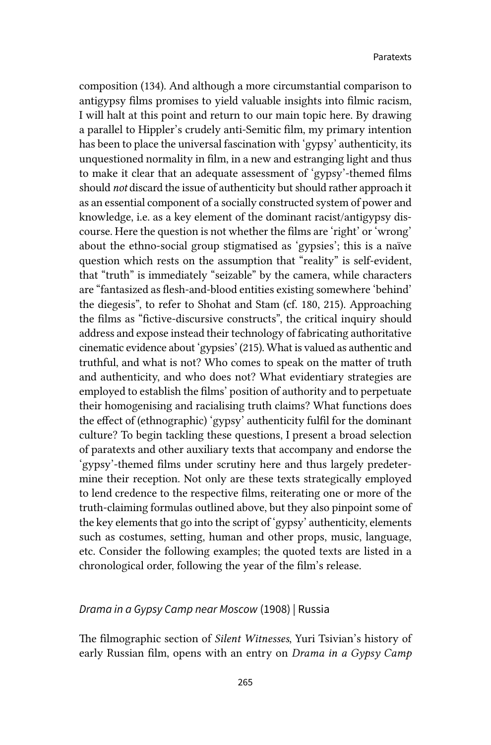composition (134). And although a more circumstantial comparison to antigypsy films promises to yield valuable insights into filmic racism, I will halt at this point and return to our main topic here. By drawing a parallel to Hippler's crudely anti-Semitic film, my primary intention has been to place the universal fascination with 'gypsy' authenticity, its unquestioned normality in film, in a new and estranging light and thus to make it clear that an adequate assessment of 'gypsy'-themed films should *not* discard the issue of authenticity but should rather approach it as an essential component of a socially constructed system of power and knowledge, i.e. as a key element of the dominant racist/antigypsy discourse. Here the question is not whether the films are 'right' or 'wrong' about the ethno-social group stigmatised as 'gypsies'; this is a naïve question which rests on the assumption that "reality" is self-evident, that "truth" is immediately "seizable" by the camera, while characters are "fantasized as flesh-and-blood entities existing somewhere 'behind' the diegesis", to refer to Shohat and Stam (cf. 180, 215). Approaching the films as "fictive-discursive constructs", the critical inquiry should address and expose instead their technology of fabricating authoritative cinematic evidence about 'gypsies' (215). What is valued as authentic and truthful, and what is not? Who comes to speak on the matter of truth and authenticity, and who does not? What evidentiary strategies are employed to establish the films' position of authority and to perpetuate their homogenising and racialising truth claims? What functions does the effect of (ethnographic) 'gypsy' authenticity fulfil for the dominant culture? To begin tackling these questions, I present a broad selection of paratexts and other auxiliary texts that accompany and endorse the 'gypsy'-themed films under scrutiny here and thus largely predetermine their reception. Not only are these texts strategically employed to lend credence to the respective films, reiterating one or more of the truth-claiming formulas outlined above, but they also pinpoint some of the key elements that go into the script of 'gypsy' authenticity, elements such as costumes, setting, human and other props, music, language, etc. Consider the following examples; the quoted texts are listed in a chronological order, following the year of the film's release.

### *Drama in a Gypsy Camp near Moscow* (1908) | Russia

The filmographic section of *Silent Witnesses*, Yuri Tsivian's history of early Russian film, opens with an entry on *Drama in a Gypsy Camp*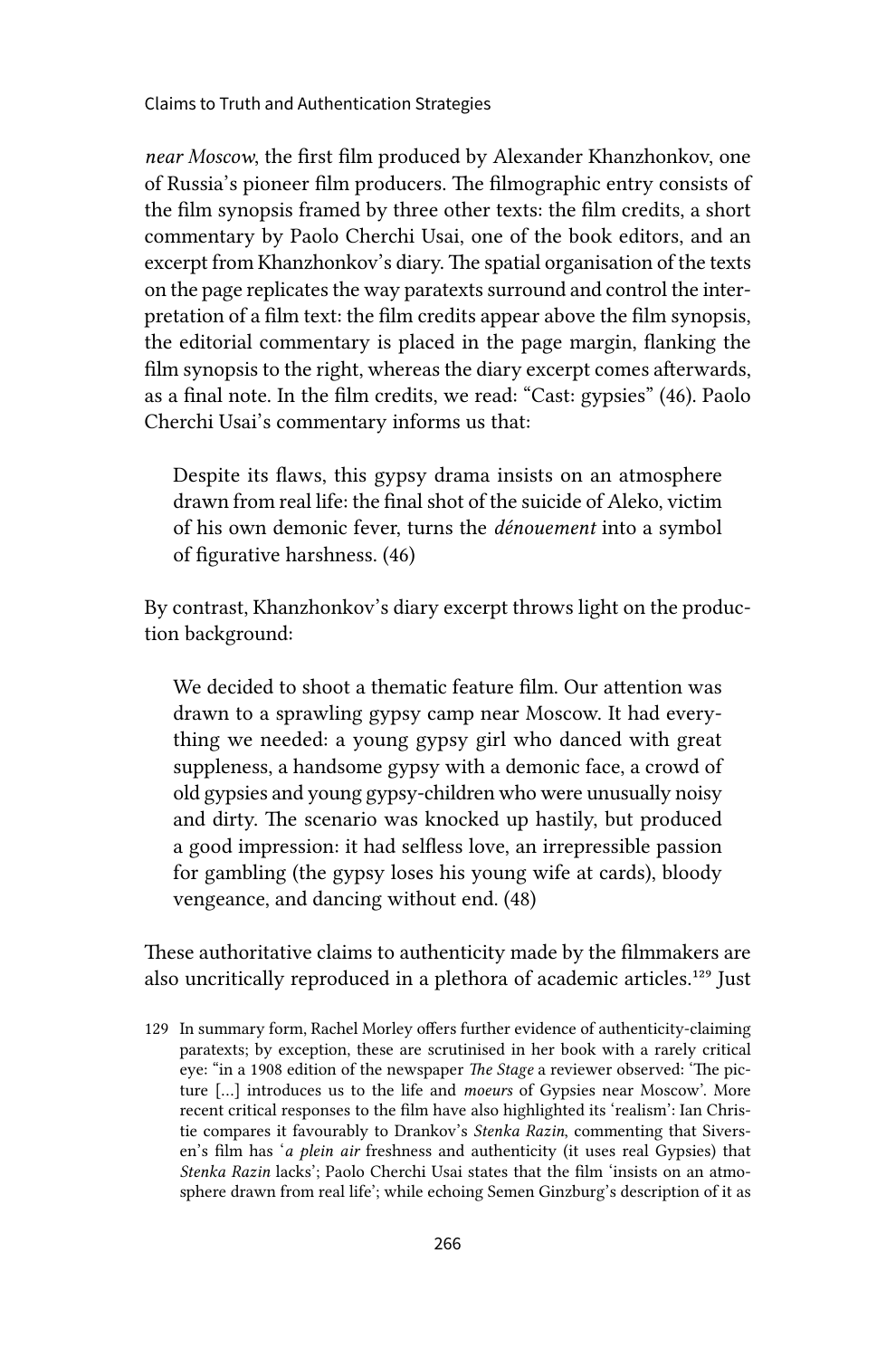*near Moscow*, the first film produced by Alexander Khanzhonkov, one of Russia's pioneer film producers. The filmographic entry consists of the film synopsis framed by three other texts: the film credits, a short commentary by Paolo Cherchi Usai, one of the book editors, and an excerpt from Khanzhonkov's diary. The spatial organisation of the texts on the page replicates the way paratexts surround and control the interpretation of a film text: the film credits appear above the film synopsis, the editorial commentary is placed in the page margin, flanking the film synopsis to the right, whereas the diary excerpt comes afterwards, as a final note. In the film credits, we read: "Cast: gypsies" (46). Paolo Cherchi Usai's commentary informs us that:

> Despite its flaws, this gypsy drama insists on an atmosphere drawn from real life: the final shot of the suicide of Aleko, victim of his own demonic fever, turns the *dénouement* into a symbol of figurative harshness. (46)

By contrast, Khanzhonkov's diary excerpt throws light on the production background:

> We decided to shoot a thematic feature film. Our attention was drawn to a sprawling gypsy camp near Moscow. It had everything we needed: a young gypsy girl who danced with great suppleness, a handsome gypsy with a demonic face, a crowd of old gypsies and young gypsy-children who were unusually noisy and dirty. The scenario was knocked up hastily, but produced a good impression: it had selfless love, an irrepressible passion for gambling (the gypsy loses his young wife at cards), bloody vengeance, and dancing without end. (48)

These authoritative claims to authenticity made by the filmmakers are also uncritically reproduced in a plethora of academic articles.[129] Just

129 In summary form, Rachel Morley offers further evidence of authenticity-claiming paratexts; by exception, these are scrutinised in her book with a rarely critical eye: "in a 1908 edition of the newspaper *The Stage* a reviewer observed: 'The picture […] introduces us to the life and *moeurs* of Gypsies near Moscow'. More recent critical responses to the film have also highlighted its 'realism': Ian Christie compares it favourably to Drankov's *Stenka Razin*, commenting that Siversen's film has '*a plein air* freshness and authenticity (it uses real Gypsies) that *Stenka Razin* lacks'; Paolo Cherchi Usai states that the film 'insists on an atmosphere drawn from real life'; while echoing Semen Ginzburg's description of it as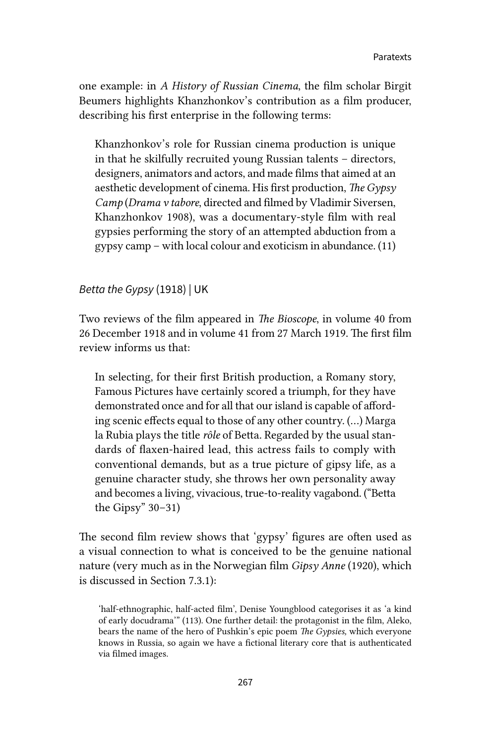one example: in *A History of Russian Cinema*, the film scholar Birgit Beumers highlights Khanzhonkov's contribution as a film producer, describing his first enterprise in the following terms:

> Khanzhonkov's role for Russian cinema production is unique in that he skilfully recruited young Russian talents – directors, designers, animators and actors, and made films that aimed at an aesthetic development of cinema. His first production, *The Gypsy Camp* (*Drama v tabore*, directed and filmed by Vladimir Siversen, Khanzhonkov 1908), was a documentary-style film with real gypsies performing the story of an attempted abduction from a gypsy camp – with local colour and exoticism in abundance. (11)

*Betta the Gypsy* (1918) | UK

Two reviews of the film appeared in *The Bioscope*, in volume 40 from 26 December 1918 and in volume 41 from 27 March 1919. The first film review informs us that:

> In selecting, for their first British production, a Romany story, Famous Pictures have certainly scored a triumph, for they have demonstrated once and for all that our island is capable of affording scenic effects equal to those of any other country. (…) Marga la Rubia plays the title *rôle* of Betta. Regarded by the usual standards of flaxen-haired lead, this actress fails to comply with conventional demands, but as a true picture of gipsy life, as a genuine character study, she throws her own personality away and becomes a living, vivacious, true-to-reality vagabond. ("Betta the Gipsy" 30–31)

The second film review shows that 'gypsy' figures are often used as a visual connection to what is conceived to be the genuine national nature (very much as in the Norwegian film *Gipsy Anne* (1920), which is discussed in Section 7.3.1):

'half-ethnographic, half-acted film', Denise Youngblood categorises it as 'a kind of early docudrama'" (113). One further detail: the protagonist in the film, Aleko, bears the name of the hero of Pushkin's epic poem *The Gypsies,* which everyone knows in Russia, so again we have a fictional literary core that is authenticated via filmed images.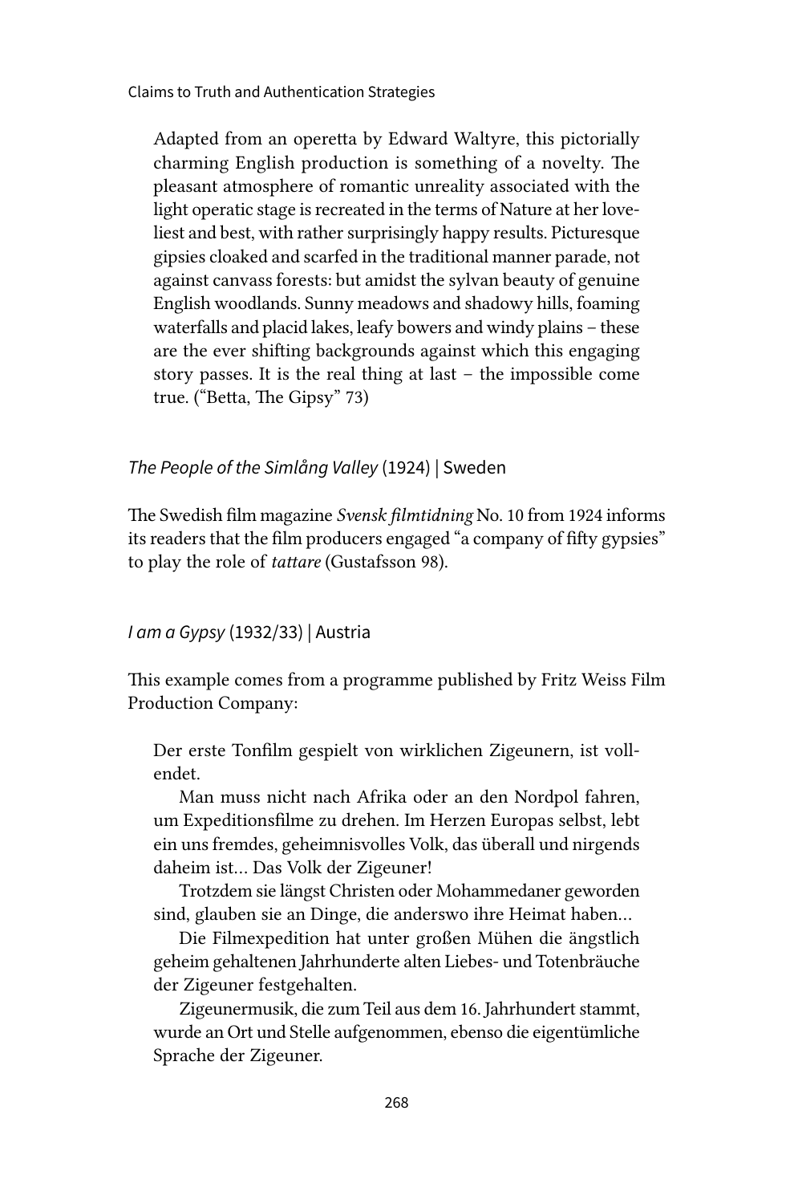> Adapted from an operetta by Edward Waltyre, this pictorially charming English production is something of a novelty. The pleasant atmosphere of romantic unreality associated with the light operatic stage is recreated in the terms of Nature at her loveliest and best, with rather surprisingly happy results. Picturesque gipsies cloaked and scarfed in the traditional manner parade, not against canvass forests: but amidst the sylvan beauty of genuine English woodlands. Sunny meadows and shadowy hills, foaming waterfalls and placid lakes, leafy bowers and windy plains – these are the ever shifting backgrounds against which this engaging story passes. It is the real thing at last – the impossible come true. ("Betta, The Gipsy" 73)

### *The People of the Simlång Valley* (1924) | Sweden

The Swedish film magazine *Svensk filmtidning* No. 10 from 1924 informs its readers that the film producers engaged "a company of fifty gypsies" to play the role of *tattare* (Gustafsson 98).

### *I am a Gypsy* (1932/33) | Austria

This example comes from a programme published by Fritz Weiss Film Production Company:

> Der erste Tonfilm gespielt von wirklichen Zigeunern, ist vollendet.
>
> Man muss nicht nach Afrika oder an den Nordpol fahren, um Expeditionsfilme zu drehen. Im Herzen Europas selbst, lebt ein uns fremdes, geheimnisvolles Volk, das überall und nirgends daheim ist… Das Volk der Zigeuner!
>
> Trotzdem sie längst Christen oder Mohammedaner geworden sind, glauben sie an Dinge, die anderswo ihre Heimat haben…
>
> Die Filmexpedition hat unter großen Mühen die ängstlich geheim gehaltenen Jahrhunderte alten Liebes- und Totenbräuche der Zigeuner festgehalten.
>
> Zigeunermusik, die zum Teil aus dem 16. Jahrhundert stammt, wurde an Ort und Stelle aufgenommen, ebenso die eigentümliche Sprache der Zigeuner.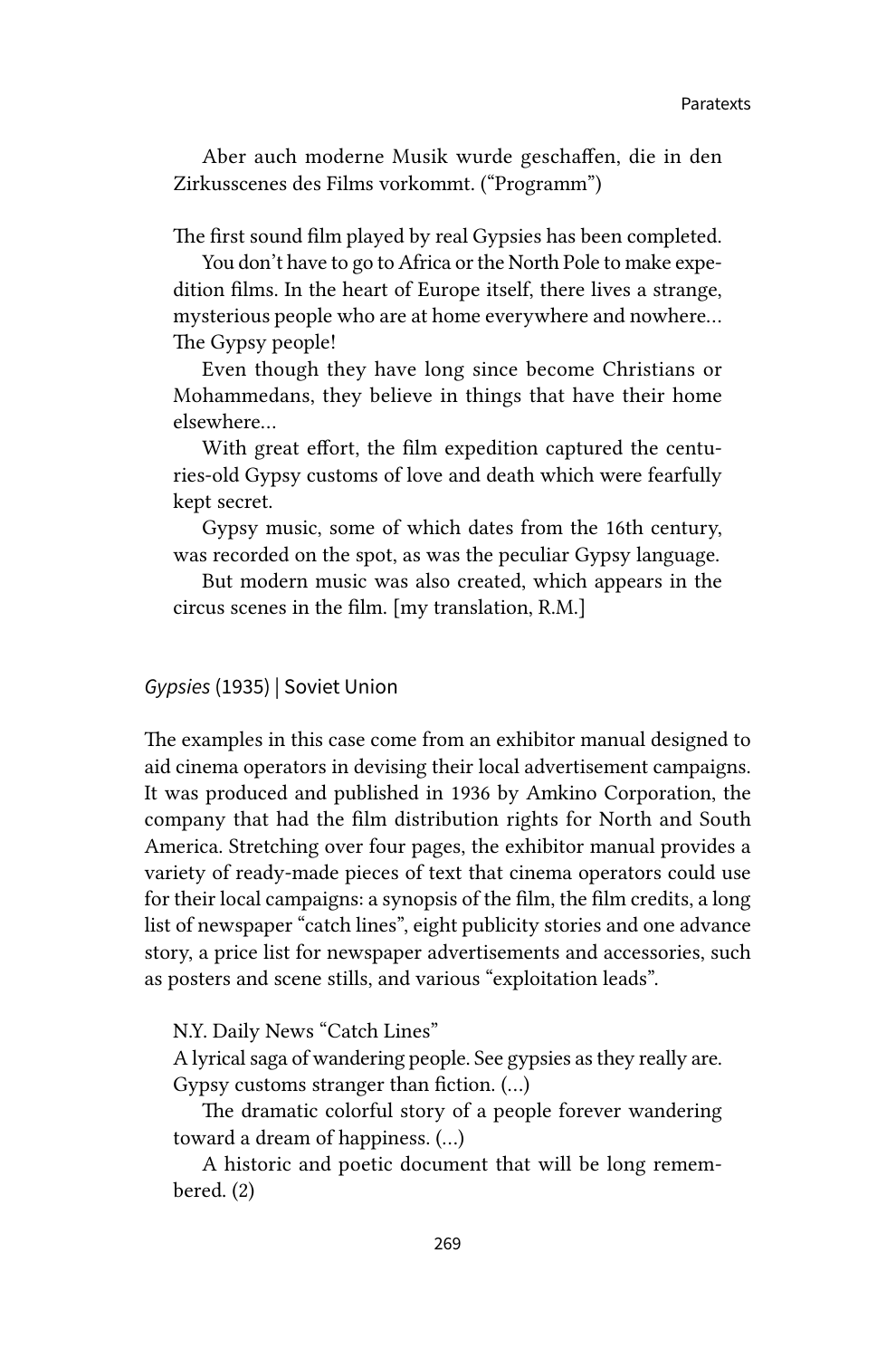Aber auch moderne Musik wurde geschaffen, die in den Zirkusscenes des Films vorkommt. ("Programm")

The first sound film played by real Gypsies has been completed.

You don't have to go to Africa or the North Pole to make expedition films. In the heart of Europe itself, there lives a strange, mysterious people who are at home everywhere and nowhere… The Gypsy people!

Even though they have long since become Christians or Mohammedans, they believe in things that have their home elsewhere…

With great effort, the film expedition captured the centuries-old Gypsy customs of love and death which were fearfully kept secret.

Gypsy music, some of which dates from the 16th century, was recorded on the spot, as was the peculiar Gypsy language.

But modern music was also created, which appears in the circus scenes in the film. [my translation, R.M.]

### *Gypsies* (1935) | Soviet Union

The examples in this case come from an exhibitor manual designed to aid cinema operators in devising their local advertisement campaigns. It was produced and published in 1936 by Amkino Corporation, the company that had the film distribution rights for North and South America. Stretching over four pages, the exhibitor manual provides a variety of ready-made pieces of text that cinema operators could use for their local campaigns: a synopsis of the film, the film credits, a long list of newspaper "catch lines", eight publicity stories and one advance story, a price list for newspaper advertisements and accessories, such as posters and scene stills, and various "exploitation leads".

N.Y. Daily News "Catch Lines"

A lyrical saga of wandering people. See gypsies as they really are. Gypsy customs stranger than fiction. (…)

The dramatic colorful story of a people forever wandering toward a dream of happiness. (…)

A historic and poetic document that will be long remembered. (2)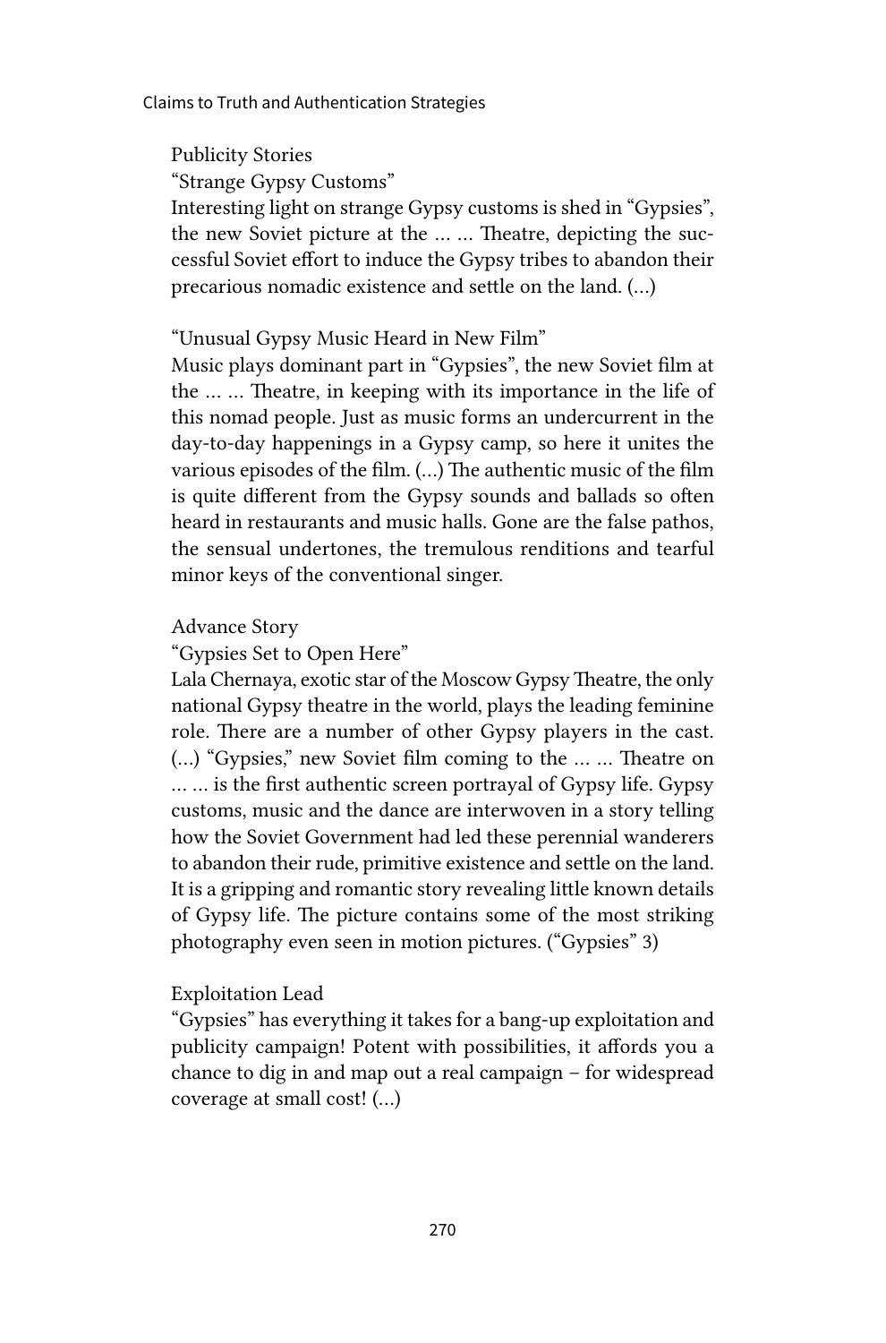Publicity Stories

"Strange Gypsy Customs"

Interesting light on strange Gypsy customs is shed in "Gypsies", the new Soviet picture at the … … Theatre, depicting the successful Soviet effort to induce the Gypsy tribes to abandon their precarious nomadic existence and settle on the land. (…)

"Unusual Gypsy Music Heard in New Film"

Music plays dominant part in "Gypsies", the new Soviet film at the … … Theatre, in keeping with its importance in the life of this nomad people. Just as music forms an undercurrent in the day-to-day happenings in a Gypsy camp, so here it unites the various episodes of the film. (…) The authentic music of the film is quite different from the Gypsy sounds and ballads so often heard in restaurants and music halls. Gone are the false pathos, the sensual undertones, the tremulous renditions and tearful minor keys of the conventional singer.

Advance Story

"Gypsies Set to Open Here"

Lala Chernaya, exotic star of the Moscow Gypsy Theatre, the only national Gypsy theatre in the world, plays the leading feminine role. There are a number of other Gypsy players in the cast. (…) "Gypsies," new Soviet film coming to the … … Theatre on … … is the first authentic screen portrayal of Gypsy life. Gypsy customs, music and the dance are interwoven in a story telling how the Soviet Government had led these perennial wanderers to abandon their rude, primitive existence and settle on the land. It is a gripping and romantic story revealing little known details of Gypsy life. The picture contains some of the most striking photography even seen in motion pictures. ("Gypsies" 3)

Exploitation Lead

"Gypsies" has everything it takes for a bang-up exploitation and publicity campaign! Potent with possibilities, it affords you a chance to dig in and map out a real campaign – for widespread coverage at small cost! (…)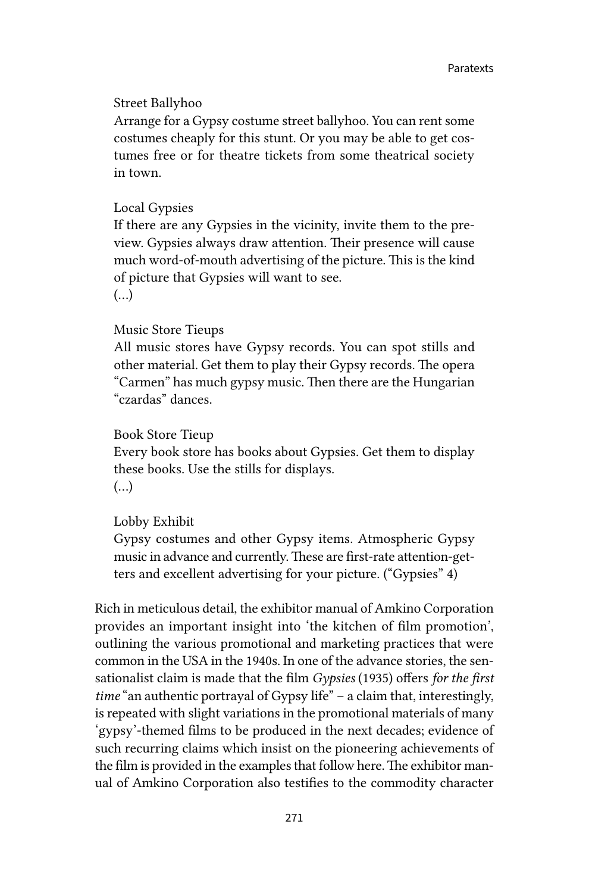Street Ballyhoo
Arrange for a Gypsy costume street ballyhoo. You can rent some costumes cheaply for this stunt. Or you may be able to get costumes free or for theatre tickets from some theatrical society in town.

Local Gypsies
If there are any Gypsies in the vicinity, invite them to the preview. Gypsies always draw attention. Their presence will cause much word-of-mouth advertising of the picture. This is the kind of picture that Gypsies will want to see.
(…)

Music Store Tieups
All music stores have Gypsy records. You can spot stills and other material. Get them to play their Gypsy records. The opera "Carmen" has much gypsy music. Then there are the Hungarian "czardas" dances.

Book Store Tieup
Every book store has books about Gypsies. Get them to display these books. Use the stills for displays.
(…)

Lobby Exhibit
Gypsy costumes and other Gypsy items. Atmospheric Gypsy music in advance and currently. These are first-rate attention-getters and excellent advertising for your picture. ("Gypsies" 4)

Rich in meticulous detail, the exhibitor manual of Amkino Corporation provides an important insight into 'the kitchen of film promotion', outlining the various promotional and marketing practices that were common in the USA in the 1940s. In one of the advance stories, the sensationalist claim is made that the film *Gypsies* (1935) offers *for the first time* "an authentic portrayal of Gypsy life" – a claim that, interestingly, is repeated with slight variations in the promotional materials of many 'gypsy'-themed films to be produced in the next decades; evidence of such recurring claims which insist on the pioneering achievements of the film is provided in the examples that follow here. The exhibitor manual of Amkino Corporation also testifies to the commodity character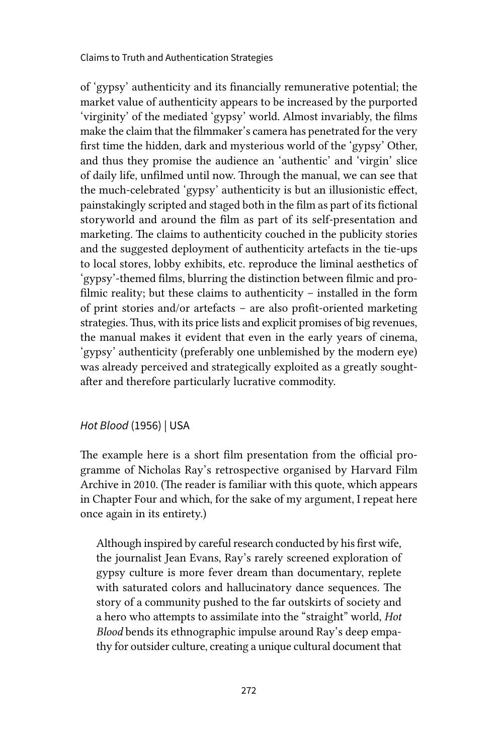of 'gypsy' authenticity and its financially remunerative potential; the market value of authenticity appears to be increased by the purported 'virginity' of the mediated 'gypsy' world. Almost invariably, the films make the claim that the filmmaker's camera has penetrated for the very first time the hidden, dark and mysterious world of the 'gypsy' Other, and thus they promise the audience an 'authentic' and 'virgin' slice of daily life, unfilmed until now. Through the manual, we can see that the much-celebrated 'gypsy' authenticity is but an illusionistic effect, painstakingly scripted and staged both in the film as part of its fictional storyworld and around the film as part of its self-presentation and marketing. The claims to authenticity couched in the publicity stories and the suggested deployment of authenticity artefacts in the tie-ups to local stores, lobby exhibits, etc. reproduce the liminal aesthetics of 'gypsy'-themed films, blurring the distinction between filmic and profilmic reality; but these claims to authenticity – installed in the form of print stories and/or artefacts – are also profit-oriented marketing strategies. Thus, with its price lists and explicit promises of big revenues, the manual makes it evident that even in the early years of cinema, 'gypsy' authenticity (preferably one unblemished by the modern eye) was already perceived and strategically exploited as a greatly sought-after and therefore particularly lucrative commodity.

### *Hot Blood* (1956) | USA

The example here is a short film presentation from the official programme of Nicholas Ray's retrospective organised by Harvard Film Archive in 2010. (The reader is familiar with this quote, which appears in Chapter Four and which, for the sake of my argument, I repeat here once again in its entirety.)

> Although inspired by careful research conducted by his first wife, the journalist Jean Evans, Ray's rarely screened exploration of gypsy culture is more fever dream than documentary, replete with saturated colors and hallucinatory dance sequences. The story of a community pushed to the far outskirts of society and a hero who attempts to assimilate into the "straight" world, *Hot Blood* bends its ethnographic impulse around Ray's deep empathy for outsider culture, creating a unique cultural document that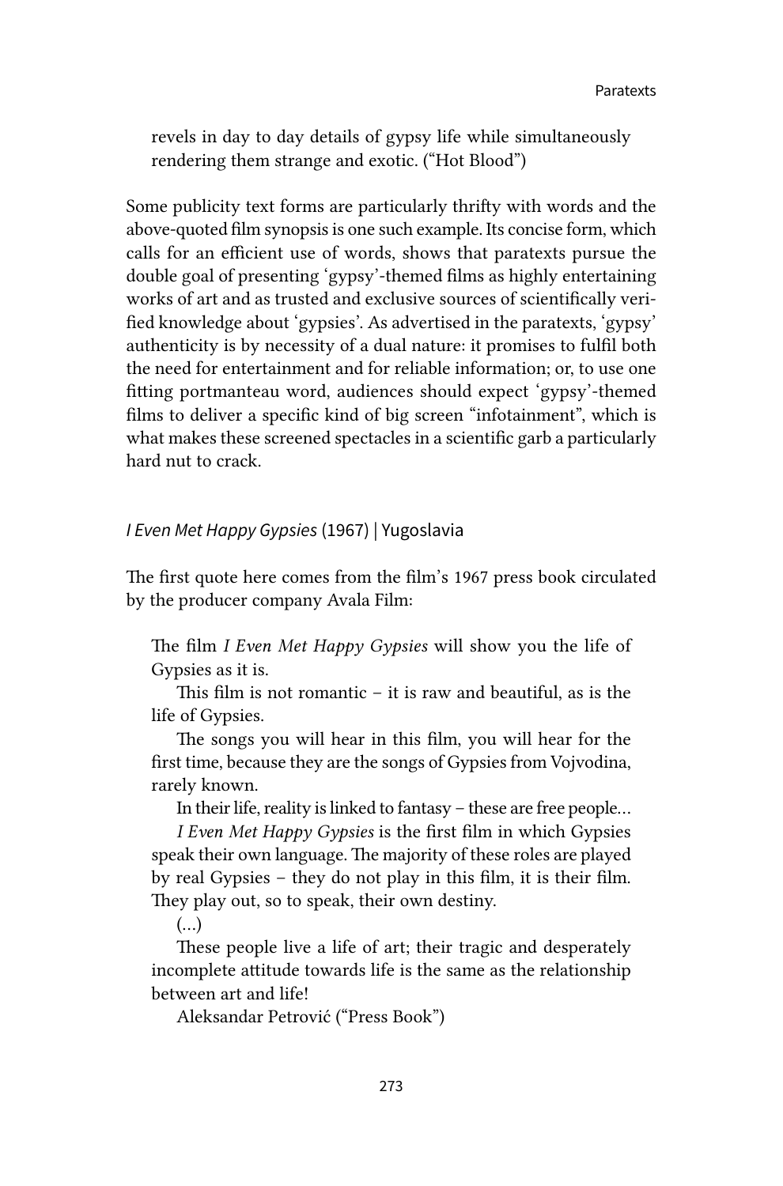> revels in day to day details of gypsy life while simultaneously rendering them strange and exotic. ("Hot Blood")

Some publicity text forms are particularly thrifty with words and the above-quoted film synopsis is one such example. Its concise form, which calls for an efficient use of words, shows that paratexts pursue the double goal of presenting 'gypsy'-themed films as highly entertaining works of art and as trusted and exclusive sources of scientifically verified knowledge about 'gypsies'. As advertised in the paratexts, 'gypsy' authenticity is by necessity of a dual nature: it promises to fulfil both the need for entertainment and for reliable information; or, to use one fitting portmanteau word, audiences should expect 'gypsy'-themed films to deliver a specific kind of big screen "infotainment", which is what makes these screened spectacles in a scientific garb a particularly hard nut to crack.

### *I Even Met Happy Gypsies* (1967) | Yugoslavia

The first quote here comes from the film's 1967 press book circulated by the producer company Avala Film:

> The film *I Even Met Happy Gypsies* will show you the life of Gypsies as it is.
>
> This film is not romantic – it is raw and beautiful, as is the life of Gypsies.
>
> The songs you will hear in this film, you will hear for the first time, because they are the songs of Gypsies from Vojvodina, rarely known.
>
> In their life, reality is linked to fantasy – these are free people…
>
> *I Even Met Happy Gypsies* is the first film in which Gypsies speak their own language. The majority of these roles are played by real Gypsies – they do not play in this film, it is their film. They play out, so to speak, their own destiny.
>
> (…)
>
> These people live a life of art; their tragic and desperately incomplete attitude towards life is the same as the relationship between art and life!
>
> Aleksandar Petrović ("Press Book")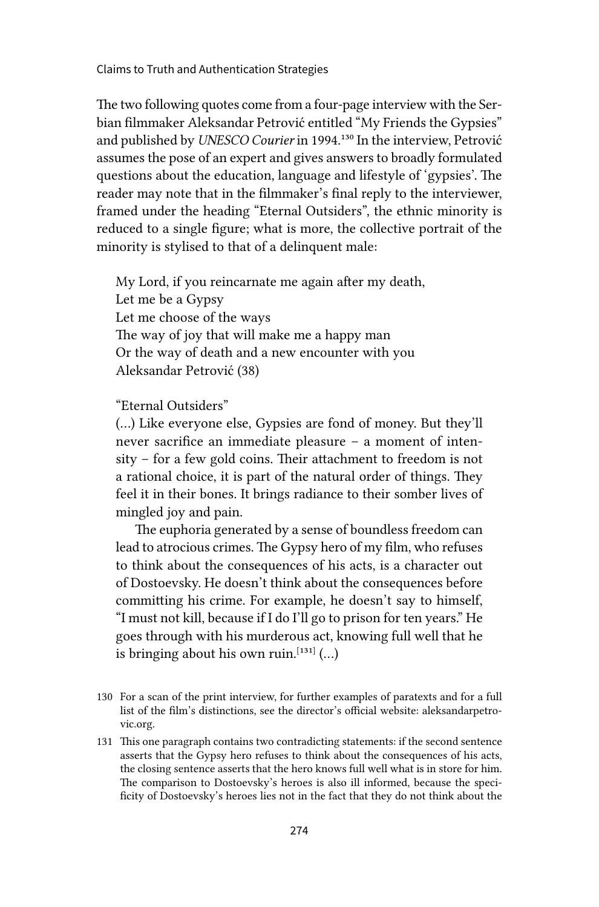The two following quotes come from a four-page interview with the Serbian filmmaker Aleksandar Petrović entitled "My Friends the Gypsies" and published by *UNESCO Courier* in 1994.[130] In the interview, Petrović assumes the pose of an expert and gives answers to broadly formulated questions about the education, language and lifestyle of 'gypsies'. The reader may note that in the filmmaker's final reply to the interviewer, framed under the heading "Eternal Outsiders", the ethnic minority is reduced to a single figure; what is more, the collective portrait of the minority is stylised to that of a delinquent male:

> My Lord, if you reincarnate me again after my death,
> Let me be a Gypsy
> Let me choose of the ways
> The way of joy that will make me a happy man
> Or the way of death and a new encounter with you
> Aleksandar Petrović (38)

> "Eternal Outsiders"
>
> (…) Like everyone else, Gypsies are fond of money. But they'll never sacrifice an immediate pleasure – a moment of intensity – for a few gold coins. Their attachment to freedom is not a rational choice, it is part of the natural order of things. They feel it in their bones. It brings radiance to their somber lives of mingled joy and pain.
>
> The euphoria generated by a sense of boundless freedom can lead to atrocious crimes. The Gypsy hero of my film, who refuses to think about the consequences of his acts, is a character out of Dostoevsky. He doesn't think about the consequences before committing his crime. For example, he doesn't say to himself, "I must not kill, because if I do I'll go to prison for ten years." He goes through with his murderous act, knowing full well that he is bringing about his own ruin.[131] (…)

130 For a scan of the print interview, for further examples of paratexts and for a full list of the film's distinctions, see the director's official website: aleksandarpetrovic.org.

131 This one paragraph contains two contradicting statements: if the second sentence asserts that the Gypsy hero refuses to think about the consequences of his acts, the closing sentence asserts that the hero knows full well what is in store for him. The comparison to Dostoevsky's heroes is also ill informed, because the specificity of Dostoevsky's heroes lies not in the fact that they do not think about the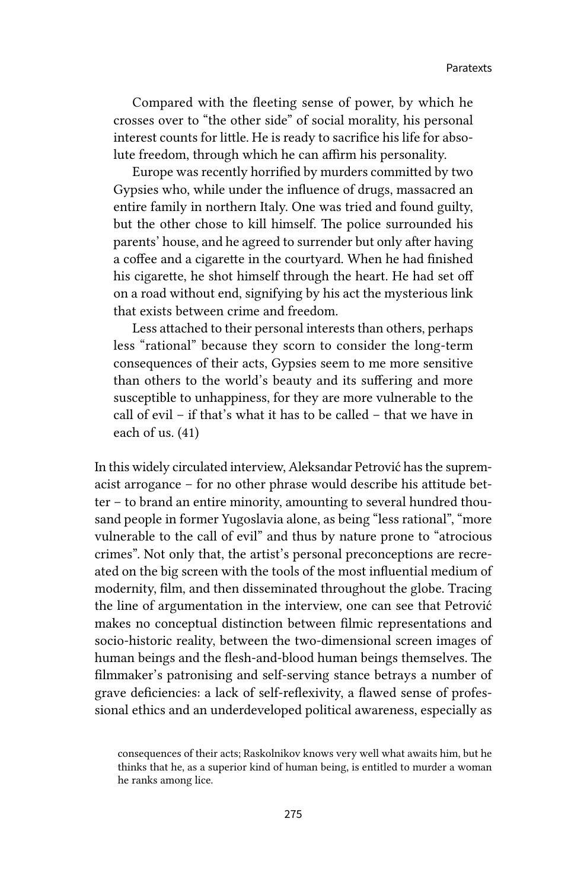Compared with the fleeting sense of power, by which he crosses over to "the other side" of social morality, his personal interest counts for little. He is ready to sacrifice his life for absolute freedom, through which he can affirm his personality.

Europe was recently horrified by murders committed by two Gypsies who, while under the influence of drugs, massacred an entire family in northern Italy. One was tried and found guilty, but the other chose to kill himself. The police surrounded his parents' house, and he agreed to surrender but only after having a coffee and a cigarette in the courtyard. When he had finished his cigarette, he shot himself through the heart. He had set off on a road without end, signifying by his act the mysterious link that exists between crime and freedom.

Less attached to their personal interests than others, perhaps less "rational" because they scorn to consider the long-term consequences of their acts, Gypsies seem to me more sensitive than others to the world's beauty and its suffering and more susceptible to unhappiness, for they are more vulnerable to the call of evil – if that's what it has to be called – that we have in each of us. (41)

In this widely circulated interview, Aleksandar Petrović has the supremacist arrogance – for no other phrase would describe his attitude better – to brand an entire minority, amounting to several hundred thousand people in former Yugoslavia alone, as being "less rational", "more vulnerable to the call of evil" and thus by nature prone to "atrocious crimes". Not only that, the artist's personal preconceptions are recreated on the big screen with the tools of the most influential medium of modernity, film, and then disseminated throughout the globe. Tracing the line of argumentation in the interview, one can see that Petrović makes no conceptual distinction between filmic representations and socio-historic reality, between the two-dimensional screen images of human beings and the flesh-and-blood human beings themselves. The filmmaker's patronising and self-serving stance betrays a number of grave deficiencies: a lack of self-reflexivity, a flawed sense of professional ethics and an underdeveloped political awareness, especially as

consequences of their acts; Raskolnikov knows very well what awaits him, but he thinks that he, as a superior kind of human being, is entitled to murder a woman he ranks among lice.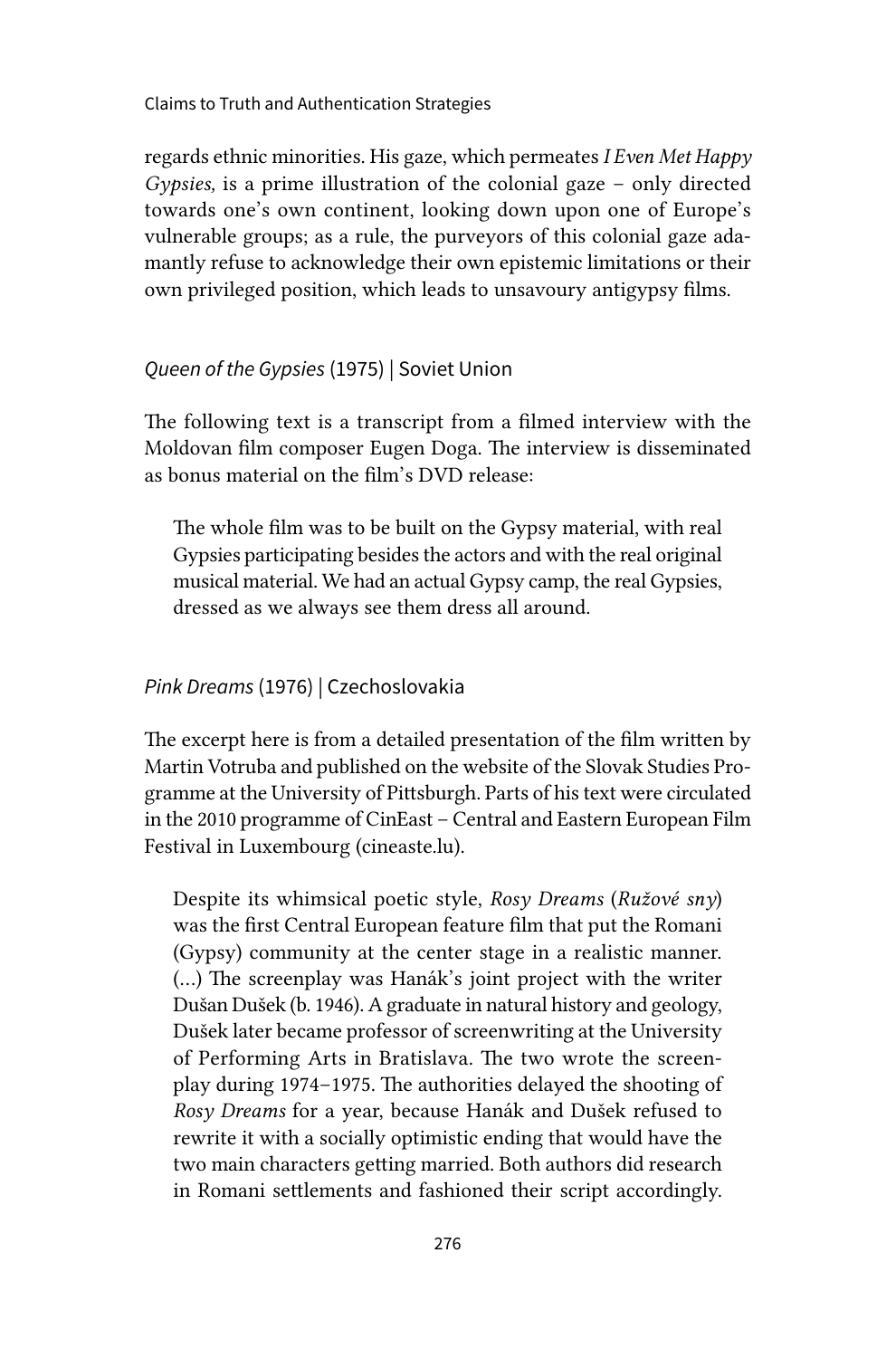regards ethnic minorities. His gaze, which permeates *I Even Met Happy Gypsies,* is a prime illustration of the colonial gaze – only directed towards one's own continent, looking down upon one of Europe's vulnerable groups; as a rule, the purveyors of this colonial gaze adamantly refuse to acknowledge their own epistemic limitations or their own privileged position, which leads to unsavoury antigypsy films.

### *Queen of the Gypsies* (1975) | Soviet Union

The following text is a transcript from a filmed interview with the Moldovan film composer Eugen Doga. The interview is disseminated as bonus material on the film's DVD release:

> The whole film was to be built on the Gypsy material, with real Gypsies participating besides the actors and with the real original musical material. We had an actual Gypsy camp, the real Gypsies, dressed as we always see them dress all around.

### *Pink Dreams* (1976) | Czechoslovakia

The excerpt here is from a detailed presentation of the film written by Martin Votruba and published on the website of the Slovak Studies Programme at the University of Pittsburgh. Parts of his text were circulated in the 2010 programme of CinEast – Central and Eastern European Film Festival in Luxembourg (cineaste.lu).

> Despite its whimsical poetic style, *Rosy Dreams* (*Ružové sny*) was the first Central European feature film that put the Romani (Gypsy) community at the center stage in a realistic manner. (…) The screenplay was Hanák's joint project with the writer Dušan Dušek (b. 1946). A graduate in natural history and geology, Dušek later became professor of screenwriting at the University of Performing Arts in Bratislava. The two wrote the screenplay during 1974–1975. The authorities delayed the shooting of *Rosy Dreams* for a year, because Hanák and Dušek refused to rewrite it with a socially optimistic ending that would have the two main characters getting married. Both authors did research in Romani settlements and fashioned their script accordingly.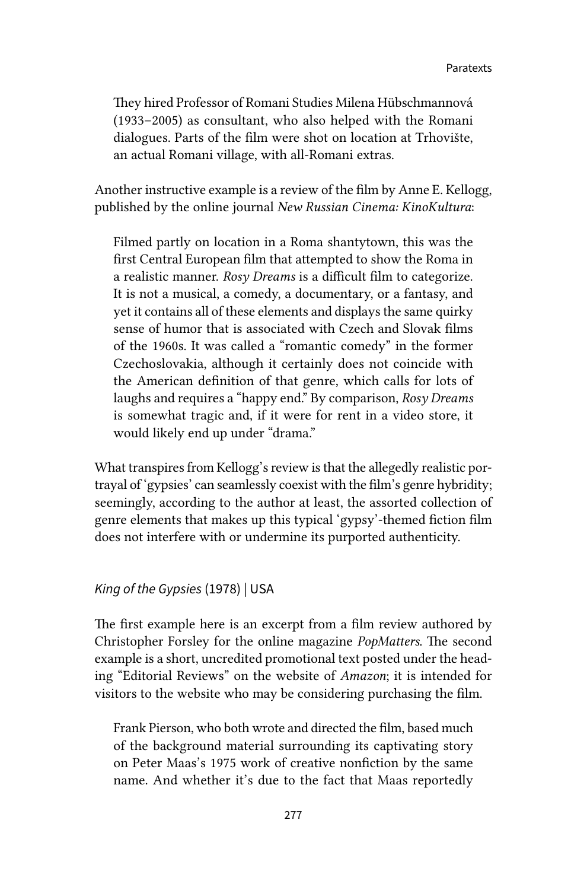> They hired Professor of Romani Studies Milena Hübschmannová (1933–2005) as consultant, who also helped with the Romani dialogues. Parts of the film were shot on location at Trhovište, an actual Romani village, with all-Romani extras.

Another instructive example is a review of the film by Anne E. Kellogg, published by the online journal *New Russian Cinema: KinoKultura*:

> Filmed partly on location in a Roma shantytown, this was the first Central European film that attempted to show the Roma in a realistic manner. *Rosy Dreams* is a difficult film to categorize. It is not a musical, a comedy, a documentary, or a fantasy, and yet it contains all of these elements and displays the same quirky sense of humor that is associated with Czech and Slovak films of the 1960s. It was called a "romantic comedy" in the former Czechoslovakia, although it certainly does not coincide with the American definition of that genre, which calls for lots of laughs and requires a "happy end." By comparison, *Rosy Dreams* is somewhat tragic and, if it were for rent in a video store, it would likely end up under "drama."

What transpires from Kellogg's review is that the allegedly realistic portrayal of 'gypsies' can seamlessly coexist with the film's genre hybridity; seemingly, according to the author at least, the assorted collection of genre elements that makes up this typical 'gypsy'-themed fiction film does not interfere with or undermine its purported authenticity.

### *King of the Gypsies* (1978) | USA

The first example here is an excerpt from a film review authored by Christopher Forsley for the online magazine *PopMatters*. The second example is a short, uncredited promotional text posted under the heading "Editorial Reviews" on the website of *Amazon*; it is intended for visitors to the website who may be considering purchasing the film.

> Frank Pierson, who both wrote and directed the film, based much of the background material surrounding its captivating story on Peter Maas's 1975 work of creative nonfiction by the same name. And whether it's due to the fact that Maas reportedly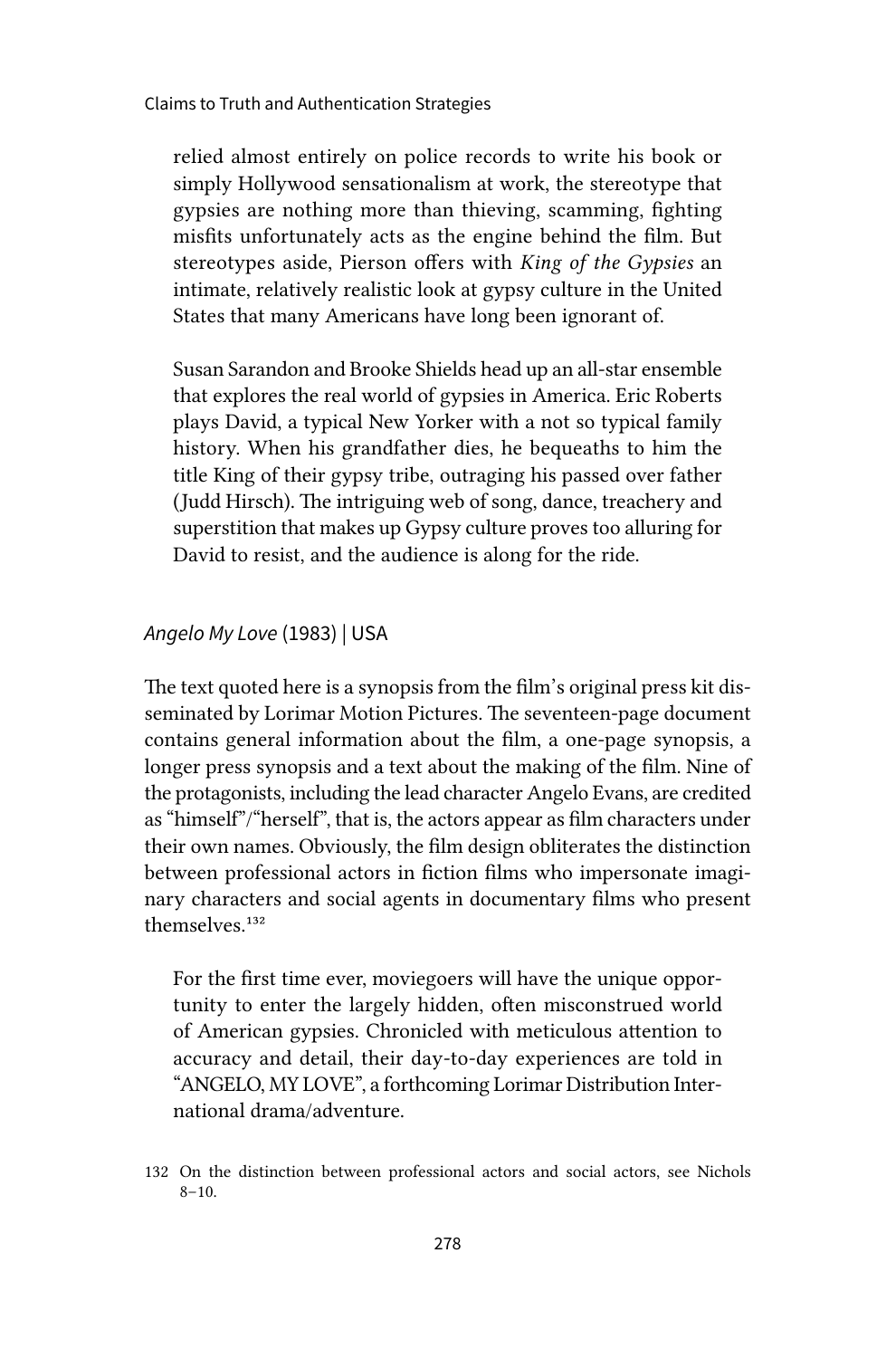relied almost entirely on police records to write his book or simply Hollywood sensationalism at work, the stereotype that gypsies are nothing more than thieving, scamming, fighting misfits unfortunately acts as the engine behind the film. But stereotypes aside, Pierson offers with *King of the Gypsies* an intimate, relatively realistic look at gypsy culture in the United States that many Americans have long been ignorant of.

> Susan Sarandon and Brooke Shields head up an all-star ensemble that explores the real world of gypsies in America. Eric Roberts plays David, a typical New Yorker with a not so typical family history. When his grandfather dies, he bequeaths to him the title King of their gypsy tribe, outraging his passed over father (Judd Hirsch). The intriguing web of song, dance, treachery and superstition that makes up Gypsy culture proves too alluring for David to resist, and the audience is along for the ride.

### *Angelo My Love* (1983) | USA

The text quoted here is a synopsis from the film's original press kit disseminated by Lorimar Motion Pictures. The seventeen-page document contains general information about the film, a one-page synopsis, a longer press synopsis and a text about the making of the film. Nine of the protagonists, including the lead character Angelo Evans, are credited as "himself"/"herself", that is, the actors appear as film characters under their own names. Obviously, the film design obliterates the distinction between professional actors in fiction films who impersonate imaginary characters and social agents in documentary films who present themselves.[132]

> For the first time ever, moviegoers will have the unique opportunity to enter the largely hidden, often misconstrued world of American gypsies. Chronicled with meticulous attention to accuracy and detail, their day-to-day experiences are told in "ANGELO, MY LOVE", a forthcoming Lorimar Distribution International drama/adventure.

132 On the distinction between professional actors and social actors, see Nichols 8–10.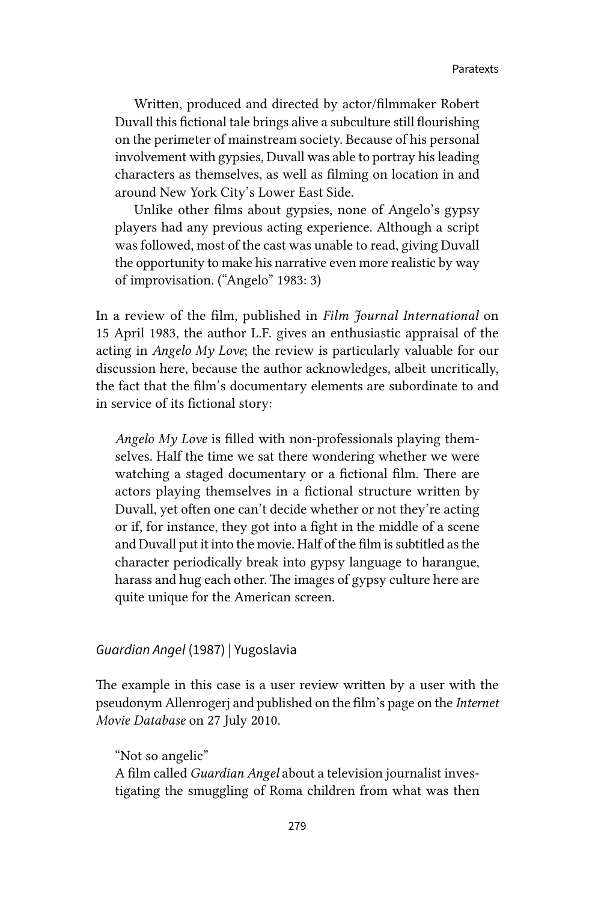> Written, produced and directed by actor/filmmaker Robert Duvall this fictional tale brings alive a subculture still flourishing on the perimeter of mainstream society. Because of his personal involvement with gypsies, Duvall was able to portray his leading characters as themselves, as well as filming on location in and around New York City's Lower East Side.
>
> Unlike other films about gypsies, none of Angelo's gypsy players had any previous acting experience. Although a script was followed, most of the cast was unable to read, giving Duvall the opportunity to make his narrative even more realistic by way of improvisation. ("Angelo" 1983: 3)

In a review of the film, published in *Film Journal International* on 15 April 1983, the author L.F. gives an enthusiastic appraisal of the acting in *Angelo My Love*; the review is particularly valuable for our discussion here, because the author acknowledges, albeit uncritically, the fact that the film's documentary elements are subordinate to and in service of its fictional story:

> *Angelo My Love* is filled with non-professionals playing themselves. Half the time we sat there wondering whether we were watching a staged documentary or a fictional film. There are actors playing themselves in a fictional structure written by Duvall, yet often one can't decide whether or not they're acting or if, for instance, they got into a fight in the middle of a scene and Duvall put it into the movie. Half of the film is subtitled as the character periodically break into gypsy language to harangue, harass and hug each other. The images of gypsy culture here are quite unique for the American screen.

### *Guardian Angel* (1987) | Yugoslavia

The example in this case is a user review written by a user with the pseudonym Allenrogerj and published on the film's page on the *Internet Movie Database* on 27 July 2010.

> "Not so angelic"
> A film called *Guardian Angel* about a television journalist investigating the smuggling of Roma children from what was then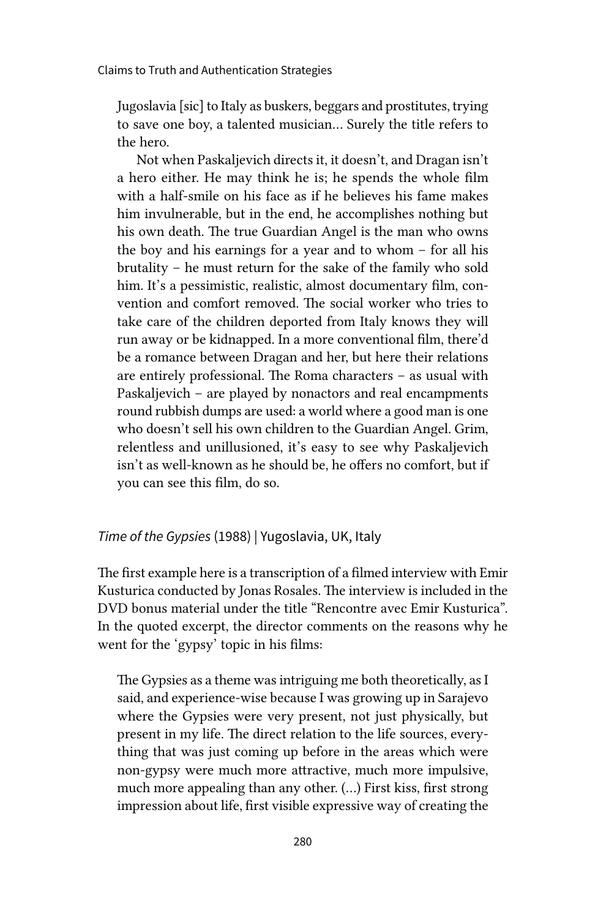> Jugoslavia [sic] to Italy as buskers, beggars and prostitutes, trying to save one boy, a talented musician… Surely the title refers to the hero.
>
> Not when Paskaljevich directs it, it doesn't, and Dragan isn't a hero either. He may think he is; he spends the whole film with a half-smile on his face as if he believes his fame makes him invulnerable, but in the end, he accomplishes nothing but his own death. The true Guardian Angel is the man who owns the boy and his earnings for a year and to whom – for all his brutality – he must return for the sake of the family who sold him. It's a pessimistic, realistic, almost documentary film, convention and comfort removed. The social worker who tries to take care of the children deported from Italy knows they will run away or be kidnapped. In a more conventional film, there'd be a romance between Dragan and her, but here their relations are entirely professional. The Roma characters – as usual with Paskaljevich – are played by nonactors and real encampments round rubbish dumps are used: a world where a good man is one who doesn't sell his own children to the Guardian Angel. Grim, relentless and unillusioned, it's easy to see why Paskaljevich isn't as well-known as he should be, he offers no comfort, but if you can see this film, do so.

### *Time of the Gypsies* (1988) | Yugoslavia, UK, Italy

The first example here is a transcription of a filmed interview with Emir Kusturica conducted by Jonas Rosales. The interview is included in the DVD bonus material under the title "Rencontre avec Emir Kusturica". In the quoted excerpt, the director comments on the reasons why he went for the 'gypsy' topic in his films:

> The Gypsies as a theme was intriguing me both theoretically, as I said, and experience-wise because I was growing up in Sarajevo where the Gypsies were very present, not just physically, but present in my life. The direct relation to the life sources, everything that was just coming up before in the areas which were non-gypsy were much more attractive, much more impulsive, much more appealing than any other. (…) First kiss, first strong impression about life, first visible expressive way of creating the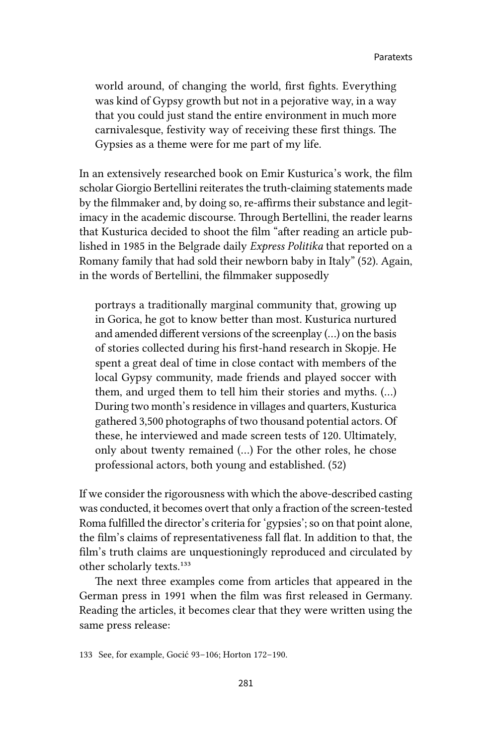> world around, of changing the world, first fights. Everything was kind of Gypsy growth but not in a pejorative way, in a way that you could just stand the entire environment in much more carnivalesque, festivity way of receiving these first things. The Gypsies as a theme were for me part of my life.

In an extensively researched book on Emir Kusturica's work, the film scholar Giorgio Bertellini reiterates the truth-claiming statements made by the filmmaker and, by doing so, re-affirms their substance and legitimacy in the academic discourse. Through Bertellini, the reader learns that Kusturica decided to shoot the film "after reading an article published in 1985 in the Belgrade daily *Express Politika* that reported on a Romany family that had sold their newborn baby in Italy" (52). Again, in the words of Bertellini, the filmmaker supposedly

> portrays a traditionally marginal community that, growing up in Gorica, he got to know better than most. Kusturica nurtured and amended different versions of the screenplay (…) on the basis of stories collected during his first-hand research in Skopje. He spent a great deal of time in close contact with members of the local Gypsy community, made friends and played soccer with them, and urged them to tell him their stories and myths. (…) During two month's residence in villages and quarters, Kusturica gathered 3,500 photographs of two thousand potential actors. Of these, he interviewed and made screen tests of 120. Ultimately, only about twenty remained (…) For the other roles, he chose professional actors, both young and established. (52)

If we consider the rigorousness with which the above-described casting was conducted, it becomes overt that only a fraction of the screen-tested Roma fulfilled the director's criteria for 'gypsies'; so on that point alone, the film's claims of representativeness fall flat. In addition to that, the film's truth claims are unquestioningly reproduced and circulated by other scholarly texts.[133]

The next three examples come from articles that appeared in the German press in 1991 when the film was first released in Germany. Reading the articles, it becomes clear that they were written using the same press release:

133 See, for example, Gocić 93–106; Horton 172–190.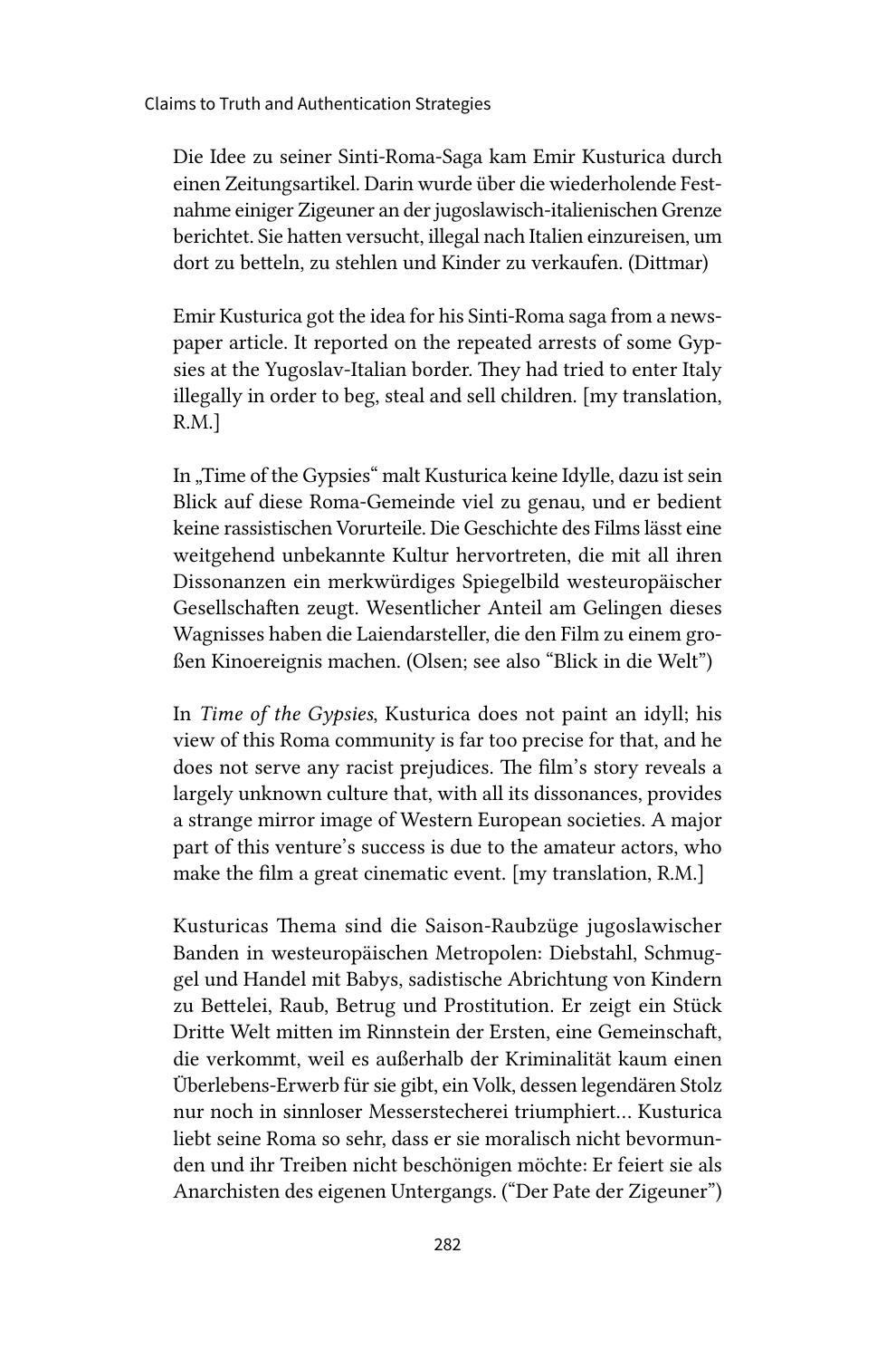Die Idee zu seiner Sinti-Roma-Saga kam Emir Kusturica durch einen Zeitungsartikel. Darin wurde über die wiederholende Festnahme einiger Zigeuner an der jugoslawisch-italienischen Grenze berichtet. Sie hatten versucht, illegal nach Italien einzureisen, um dort zu betteln, zu stehlen und Kinder zu verkaufen. (Dittmar)

Emir Kusturica got the idea for his Sinti-Roma saga from a newspaper article. It reported on the repeated arrests of some Gypsies at the Yugoslav-Italian border. They had tried to enter Italy illegally in order to beg, steal and sell children. [my translation, R.M.]

In „Time of the Gypsies" malt Kusturica keine Idylle, dazu ist sein Blick auf diese Roma-Gemeinde viel zu genau, und er bedient keine rassistischen Vorurteile. Die Geschichte des Films lässt eine weitgehend unbekannte Kultur hervortreten, die mit all ihren Dissonanzen ein merkwürdiges Spiegelbild westeuropäischer Gesellschaften zeugt. Wesentlicher Anteil am Gelingen dieses Wagnisses haben die Laiendarsteller, die den Film zu einem großen Kinoereignis machen. (Olsen; see also "Blick in die Welt")

In *Time of the Gypsies*, Kusturica does not paint an idyll; his view of this Roma community is far too precise for that, and he does not serve any racist prejudices. The film's story reveals a largely unknown culture that, with all its dissonances, provides a strange mirror image of Western European societies. A major part of this venture's success is due to the amateur actors, who make the film a great cinematic event. [my translation, R.M.]

Kusturicas Thema sind die Saison-Raubzüge jugoslawischer Banden in westeuropäischen Metropolen: Diebstahl, Schmuggel und Handel mit Babys, sadistische Abrichtung von Kindern zu Bettelei, Raub, Betrug und Prostitution. Er zeigt ein Stück Dritte Welt mitten im Rinnstein der Ersten, eine Gemeinschaft, die verkommt, weil es außerhalb der Kriminalität kaum einen Überlebens-Erwerb für sie gibt, ein Volk, dessen legendären Stolz nur noch in sinnloser Messerstecherei triumphiert… Kusturica liebt seine Roma so sehr, dass er sie moralisch nicht bevormunden und ihr Treiben nicht beschönigen möchte: Er feiert sie als Anarchisten des eigenen Untergangs. ("Der Pate der Zigeuner")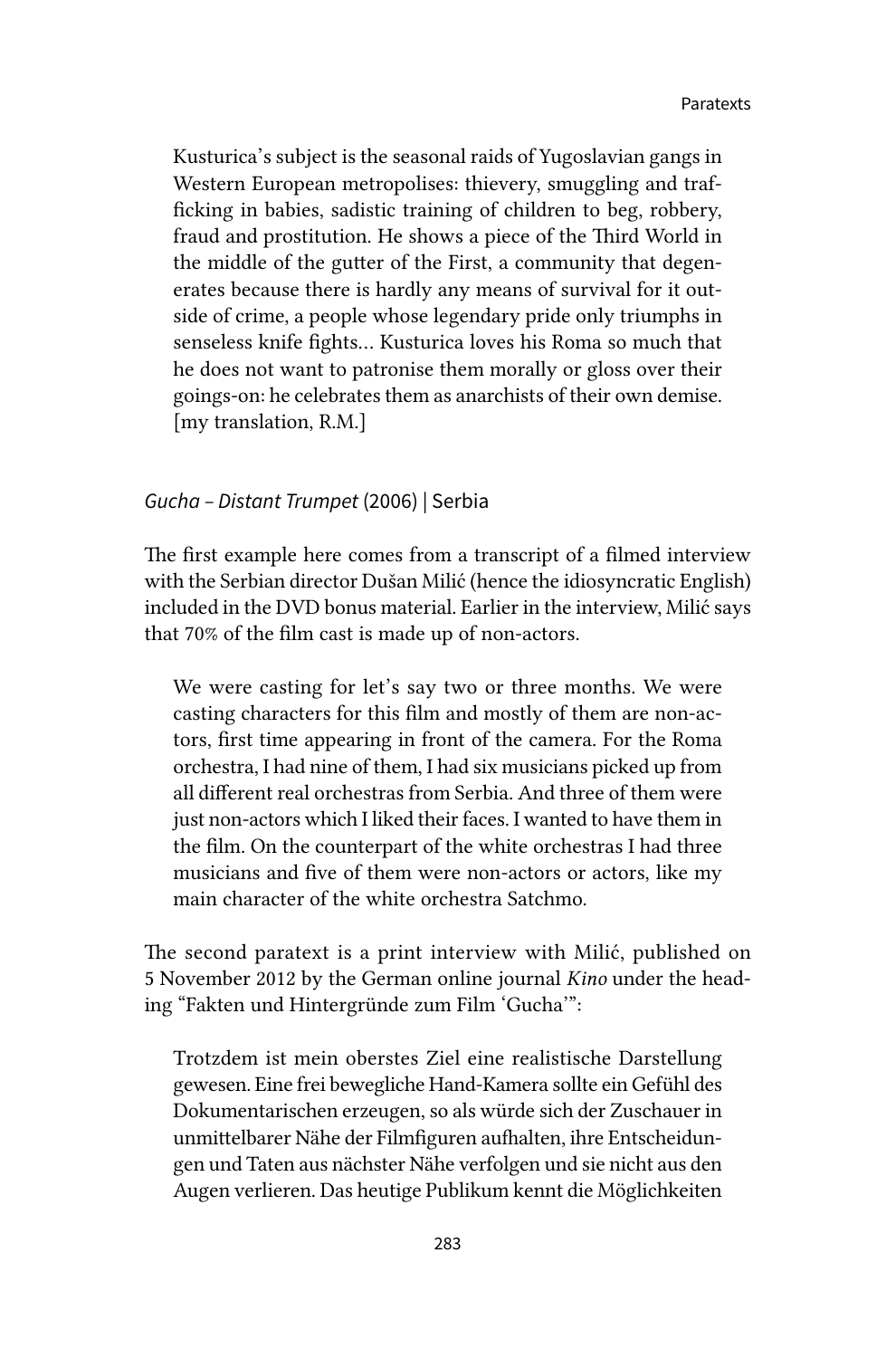> Kusturica's subject is the seasonal raids of Yugoslavian gangs in Western European metropolises: thievery, smuggling and trafficking in babies, sadistic training of children to beg, robbery, fraud and prostitution. He shows a piece of the Third World in the middle of the gutter of the First, a community that degenerates because there is hardly any means of survival for it outside of crime, a people whose legendary pride only triumphs in senseless knife fights… Kusturica loves his Roma so much that he does not want to patronise them morally or gloss over their goings-on: he celebrates them as anarchists of their own demise. [my translation, R.M.]

### *Gucha – Distant Trumpet* (2006) | Serbia

The first example here comes from a transcript of a filmed interview with the Serbian director Dušan Milić (hence the idiosyncratic English) included in the DVD bonus material. Earlier in the interview, Milić says that 70% of the film cast is made up of non-actors.

> We were casting for let's say two or three months. We were casting characters for this film and mostly of them are non-actors, first time appearing in front of the camera. For the Roma orchestra, I had nine of them, I had six musicians picked up from all different real orchestras from Serbia. And three of them were just non-actors which I liked their faces. I wanted to have them in the film. On the counterpart of the white orchestras I had three musicians and five of them were non-actors or actors, like my main character of the white orchestra Satchmo.

The second paratext is a print interview with Milić, published on 5 November 2012 by the German online journal *Kino* under the heading "Fakten und Hintergründe zum Film 'Gucha'":

> Trotzdem ist mein oberstes Ziel eine realistische Darstellung gewesen. Eine frei bewegliche Hand-Kamera sollte ein Gefühl des Dokumentarischen erzeugen, so als würde sich der Zuschauer in unmittelbarer Nähe der Filmfiguren aufhalten, ihre Entscheidungen und Taten aus nächster Nähe verfolgen und sie nicht aus den Augen verlieren. Das heutige Publikum kennt die Möglichkeiten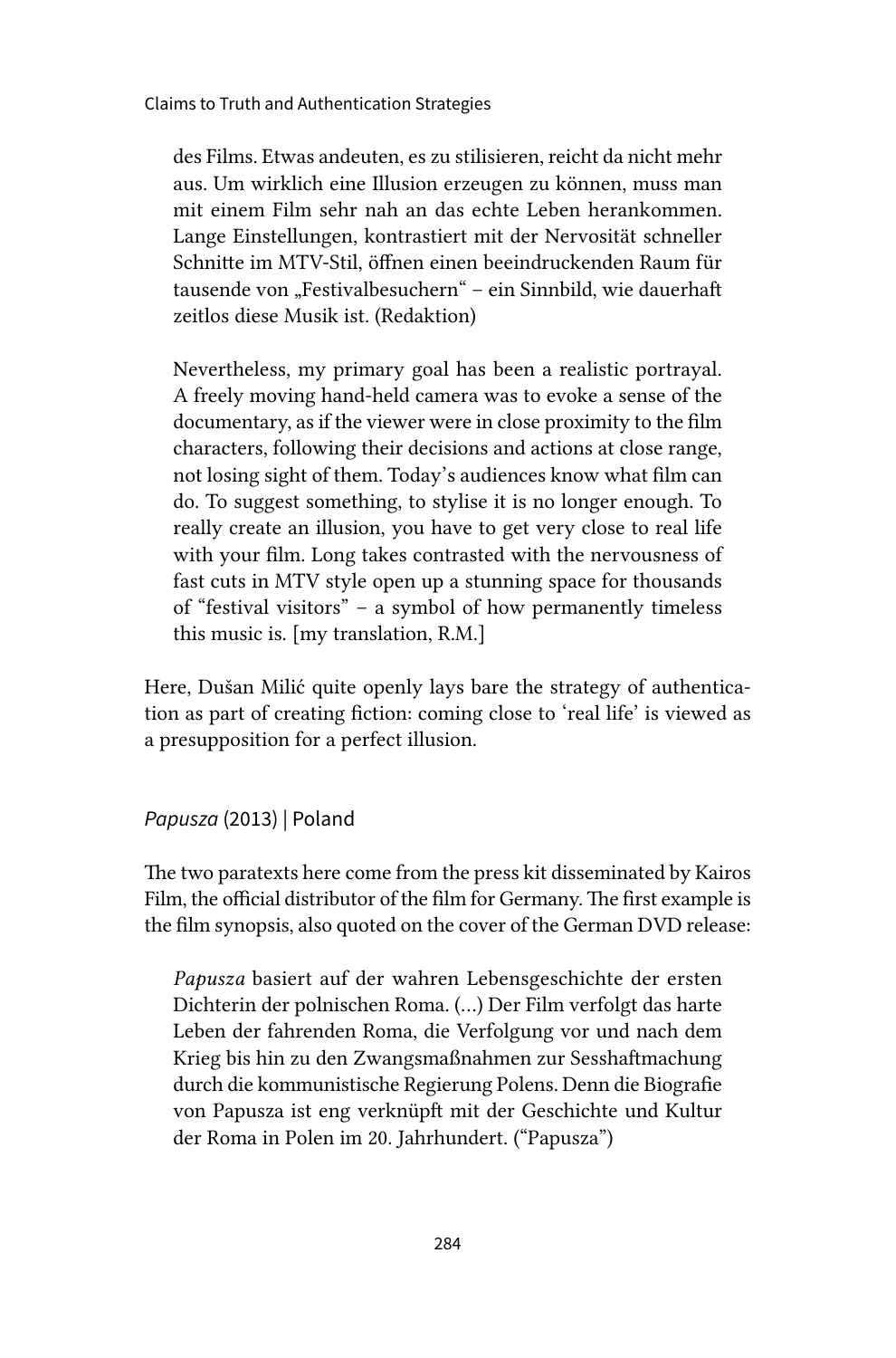> des Films. Etwas andeuten, es zu stilisieren, reicht da nicht mehr aus. Um wirklich eine Illusion erzeugen zu können, muss man mit einem Film sehr nah an das echte Leben herankommen. Lange Einstellungen, kontrastiert mit der Nervosität schneller Schnitte im MTV-Stil, öffnen einen beeindruckenden Raum für tausende von „Festivalbesuchern" – ein Sinnbild, wie dauerhaft zeitlos diese Musik ist. (Redaktion)

> Nevertheless, my primary goal has been a realistic portrayal. A freely moving hand-held camera was to evoke a sense of the documentary, as if the viewer were in close proximity to the film characters, following their decisions and actions at close range, not losing sight of them. Today's audiences know what film can do. To suggest something, to stylise it is no longer enough. To really create an illusion, you have to get very close to real life with your film. Long takes contrasted with the nervousness of fast cuts in MTV style open up a stunning space for thousands of "festival visitors" – a symbol of how permanently timeless this music is. [my translation, R.M.]

Here, Dušan Milić quite openly lays bare the strategy of authentication as part of creating fiction: coming close to 'real life' is viewed as a presupposition for a perfect illusion.

### *Papusza* (2013) | Poland

The two paratexts here come from the press kit disseminated by Kairos Film, the official distributor of the film for Germany. The first example is the film synopsis, also quoted on the cover of the German DVD release:

> *Papusza* basiert auf der wahren Lebensgeschichte der ersten Dichterin der polnischen Roma. (…) Der Film verfolgt das harte Leben der fahrenden Roma, die Verfolgung vor und nach dem Krieg bis hin zu den Zwangsmaßnahmen zur Sesshaftmachung durch die kommunistische Regierung Polens. Denn die Biografie von Papusza ist eng verknüpft mit der Geschichte und Kultur der Roma in Polen im 20. Jahrhundert. ("Papusza")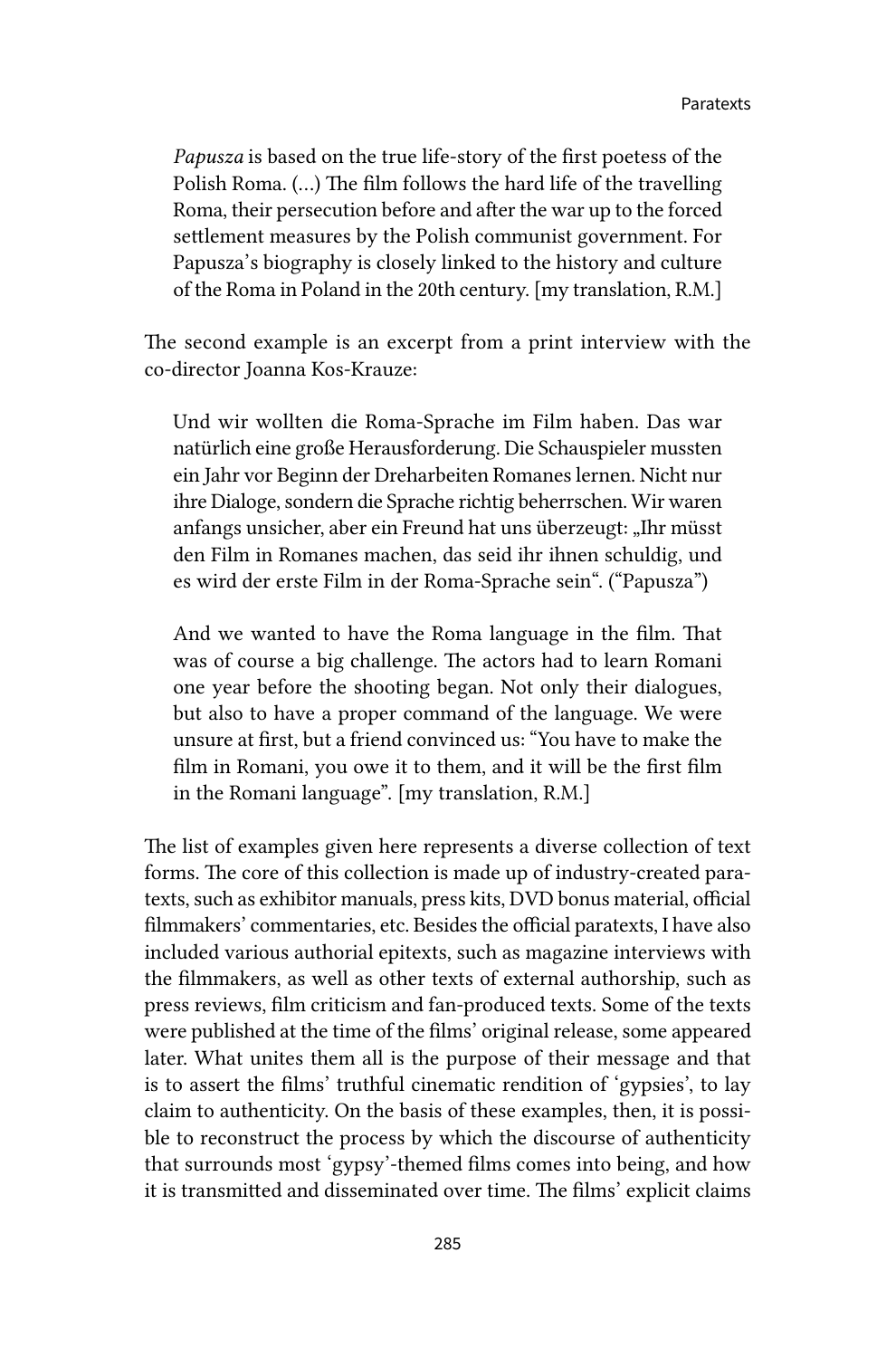*Papusza* is based on the true life-story of the first poetess of the Polish Roma. (…) The film follows the hard life of the travelling Roma, their persecution before and after the war up to the forced settlement measures by the Polish communist government. For Papusza's biography is closely linked to the history and culture of the Roma in Poland in the 20th century. [my translation, R.M.]

The second example is an excerpt from a print interview with the co-director Joanna Kos-Krauze:

> Und wir wollten die Roma-Sprache im Film haben. Das war natürlich eine große Herausforderung. Die Schauspieler mussten ein Jahr vor Beginn der Dreharbeiten Romanes lernen. Nicht nur ihre Dialoge, sondern die Sprache richtig beherrschen. Wir waren anfangs unsicher, aber ein Freund hat uns überzeugt: „Ihr müsst den Film in Romanes machen, das seid ihr ihnen schuldig, und es wird der erste Film in der Roma-Sprache sein". ("Papusza")
>
> And we wanted to have the Roma language in the film. That was of course a big challenge. The actors had to learn Romani one year before the shooting began. Not only their dialogues, but also to have a proper command of the language. We were unsure at first, but a friend convinced us: "You have to make the film in Romani, you owe it to them, and it will be the first film in the Romani language". [my translation, R.M.]

The list of examples given here represents a diverse collection of text forms. The core of this collection is made up of industry-created paratexts, such as exhibitor manuals, press kits, DVD bonus material, official filmmakers' commentaries, etc. Besides the official paratexts, I have also included various authorial epitexts, such as magazine interviews with the filmmakers, as well as other texts of external authorship, such as press reviews, film criticism and fan-produced texts. Some of the texts were published at the time of the films' original release, some appeared later. What unites them all is the purpose of their message and that is to assert the films' truthful cinematic rendition of 'gypsies', to lay claim to authenticity. On the basis of these examples, then, it is possible to reconstruct the process by which the discourse of authenticity that surrounds most 'gypsy'-themed films comes into being, and how it is transmitted and disseminated over time. The films' explicit claims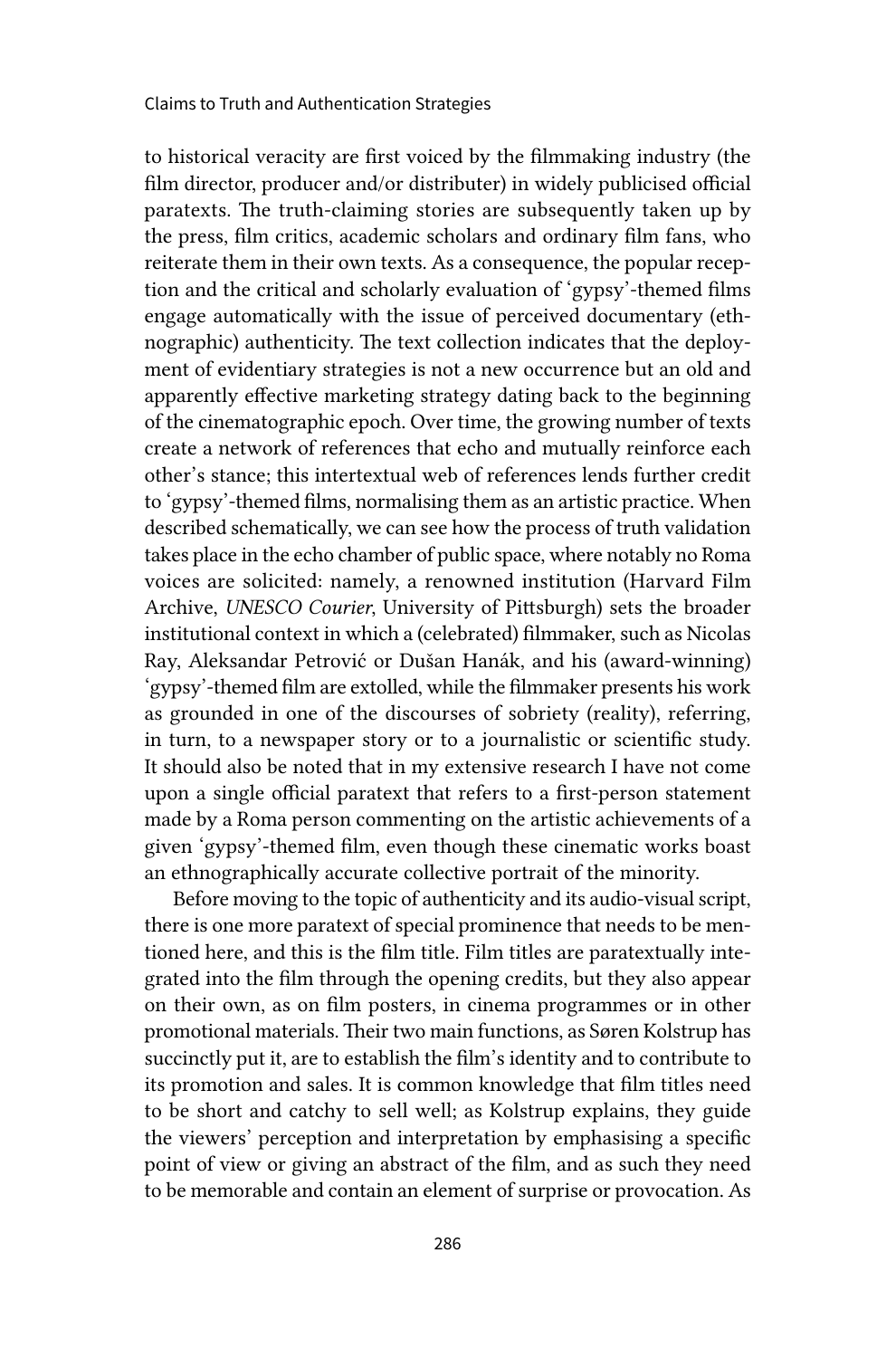to historical veracity are first voiced by the filmmaking industry (the film director, producer and/or distributer) in widely publicised official paratexts. The truth-claiming stories are subsequently taken up by the press, film critics, academic scholars and ordinary film fans, who reiterate them in their own texts. As a consequence, the popular reception and the critical and scholarly evaluation of 'gypsy'-themed films engage automatically with the issue of perceived documentary (ethnographic) authenticity. The text collection indicates that the deployment of evidentiary strategies is not a new occurrence but an old and apparently effective marketing strategy dating back to the beginning of the cinematographic epoch. Over time, the growing number of texts create a network of references that echo and mutually reinforce each other's stance; this intertextual web of references lends further credit to 'gypsy'-themed films, normalising them as an artistic practice. When described schematically, we can see how the process of truth validation takes place in the echo chamber of public space, where notably no Roma voices are solicited: namely, a renowned institution (Harvard Film Archive, *UNESCO Courier*, University of Pittsburgh) sets the broader institutional context in which a (celebrated) filmmaker, such as Nicolas Ray, Aleksandar Petrović or Dušan Hanák, and his (award-winning) 'gypsy'-themed film are extolled, while the filmmaker presents his work as grounded in one of the discourses of sobriety (reality), referring, in turn, to a newspaper story or to a journalistic or scientific study. It should also be noted that in my extensive research I have not come upon a single official paratext that refers to a first-person statement made by a Roma person commenting on the artistic achievements of a given 'gypsy'-themed film, even though these cinematic works boast an ethnographically accurate collective portrait of the minority.

Before moving to the topic of authenticity and its audio-visual script, there is one more paratext of special prominence that needs to be mentioned here, and this is the film title. Film titles are paratextually integrated into the film through the opening credits, but they also appear on their own, as on film posters, in cinema programmes or in other promotional materials. Their two main functions, as Søren Kolstrup has succinctly put it, are to establish the film's identity and to contribute to its promotion and sales. It is common knowledge that film titles need to be short and catchy to sell well; as Kolstrup explains, they guide the viewers' perception and interpretation by emphasising a specific point of view or giving an abstract of the film, and as such they need to be memorable and contain an element of surprise or provocation. As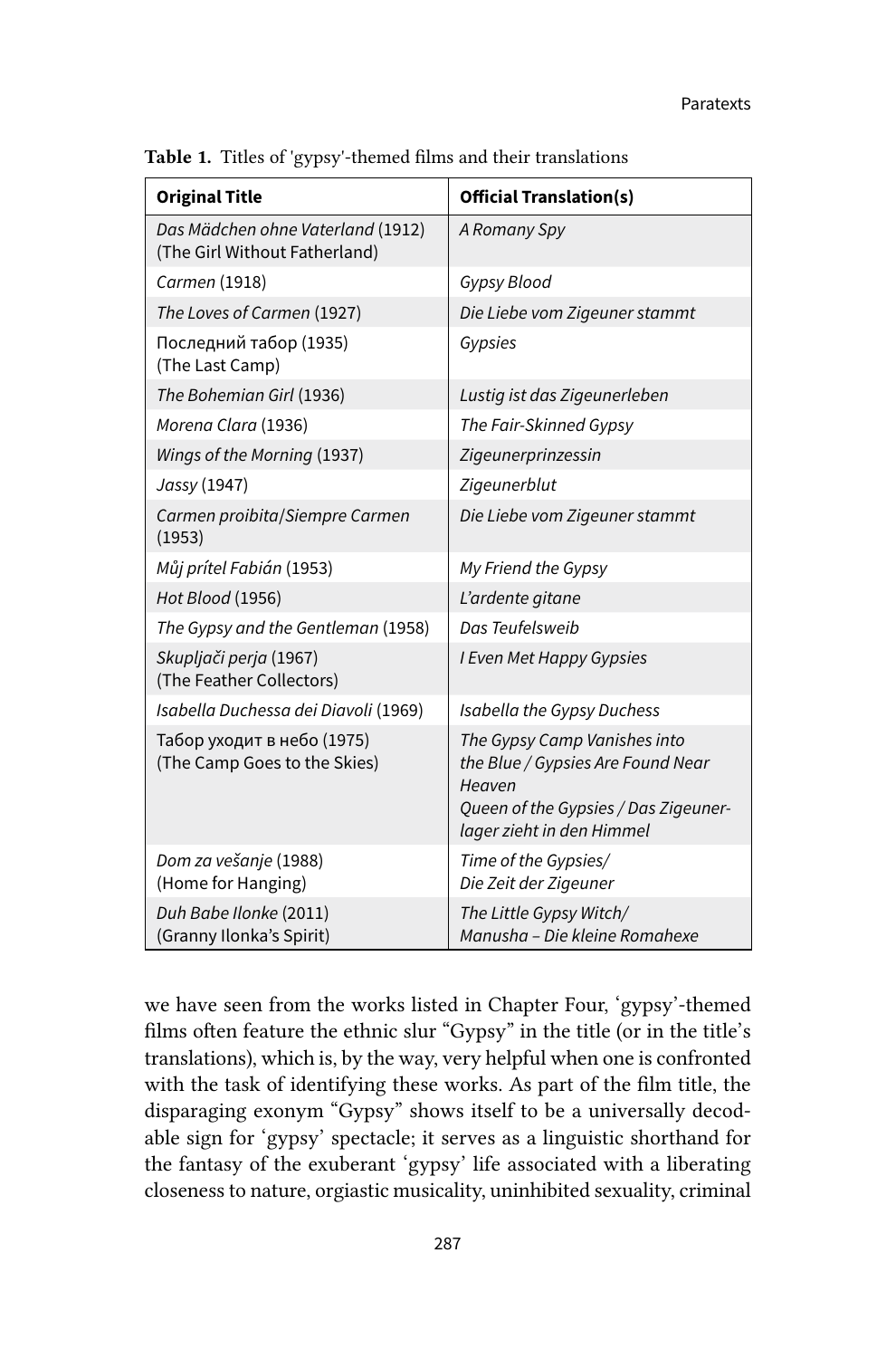**Table 1.** Titles of 'gypsy'-themed films and their translations

| **Original Title** | **Official Translation(s)** |
|---|---|
| *Das Mädchen ohne Vaterland* (1912) (The Girl Without Fatherland) | *A Romany Spy* |
| *Carmen* (1918) | *Gypsy Blood* |
| *The Loves of Carmen* (1927) | *Die Liebe vom Zigeuner stammt* |
| Последний табор (1935) (The Last Camp) | *Gypsies* |
| *The Bohemian Girl* (1936) | *Lustig ist das Zigeunerleben* |
| *Morena Clara* (1936) | *The Fair-Skinned Gypsy* |
| *Wings of the Morning* (1937) | *Zigeunerprinzessin* |
| *Jassy* (1947) | *Zigeunerblut* |
| *Carmen proibita/Siempre Carmen* (1953) | *Die Liebe vom Zigeuner stammt* |
| *Můj prítel Fabián* (1953) | *My Friend the Gypsy* |
| *Hot Blood* (1956) | *L'ardente gitane* |
| *The Gypsy and the Gentleman* (1958) | *Das Teufelsweib* |
| *Skupljači perja* (1967) (The Feather Collectors) | *I Even Met Happy Gypsies* |
| *Isabella Duchessa dei Diavoli* (1969) | *Isabella the Gypsy Duchess* |
| Табор уходит в небо (1975) (The Camp Goes to the Skies) | *The Gypsy Camp Vanishes into the Blue / Gypsies Are Found Near Heaven* *Queen of the Gypsies / Das Zigeunerlager zieht in den Himmel* |
| *Dom za vešanje* (1988) (Home for Hanging) | *Time of the Gypsies/ Die Zeit der Zigeuner* |
| *Duh Babe Ilonke* (2011) (Granny Ilonka's Spirit) | *The Little Gypsy Witch/ Manusha – Die kleine Romahexe* |

we have seen from the works listed in Chapter Four, 'gypsy'-themed films often feature the ethnic slur "Gypsy" in the title (or in the title's translations), which is, by the way, very helpful when one is confronted with the task of identifying these works. As part of the film title, the disparaging exonym "Gypsy" shows itself to be a universally decodable sign for 'gypsy' spectacle; it serves as a linguistic shorthand for the fantasy of the exuberant 'gypsy' life associated with a liberating closeness to nature, orgiastic musicality, uninhibited sexuality, criminal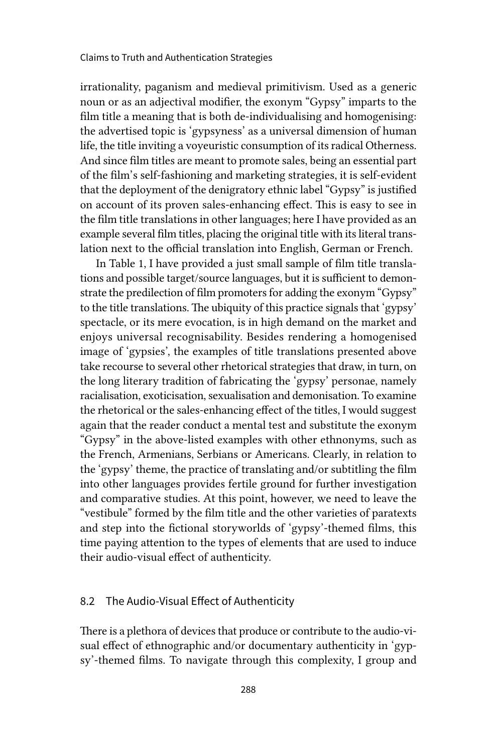irrationality, paganism and medieval primitivism. Used as a generic noun or as an adjectival modifier, the exonym "Gypsy" imparts to the film title a meaning that is both de-individualising and homogenising: the advertised topic is 'gypsyness' as a universal dimension of human life, the title inviting a voyeuristic consumption of its radical Otherness. And since film titles are meant to promote sales, being an essential part of the film's self-fashioning and marketing strategies, it is self-evident that the deployment of the denigratory ethnic label "Gypsy" is justified on account of its proven sales-enhancing effect. This is easy to see in the film title translations in other languages; here I have provided as an example several film titles, placing the original title with its literal translation next to the official translation into English, German or French.

In Table 1, I have provided a just small sample of film title translations and possible target/source languages, but it is sufficient to demonstrate the predilection of film promoters for adding the exonym "Gypsy" to the title translations. The ubiquity of this practice signals that 'gypsy' spectacle, or its mere evocation, is in high demand on the market and enjoys universal recognisability. Besides rendering a homogenised image of 'gypsies', the examples of title translations presented above take recourse to several other rhetorical strategies that draw, in turn, on the long literary tradition of fabricating the 'gypsy' personae, namely racialisation, exoticisation, sexualisation and demonisation. To examine the rhetorical or the sales-enhancing effect of the titles, I would suggest again that the reader conduct a mental test and substitute the exonym "Gypsy" in the above-listed examples with other ethnonyms, such as the French, Armenians, Serbians or Americans. Clearly, in relation to the 'gypsy' theme, the practice of translating and/or subtitling the film into other languages provides fertile ground for further investigation and comparative studies. At this point, however, we need to leave the "vestibule" formed by the film title and the other varieties of paratexts and step into the fictional storyworlds of 'gypsy'-themed films, this time paying attention to the types of elements that are used to induce their audio-visual effect of authenticity.

## 8.2 The Audio-Visual Effect of Authenticity

There is a plethora of devices that produce or contribute to the audio-visual effect of ethnographic and/or documentary authenticity in 'gypsy'-themed films. To navigate through this complexity, I group and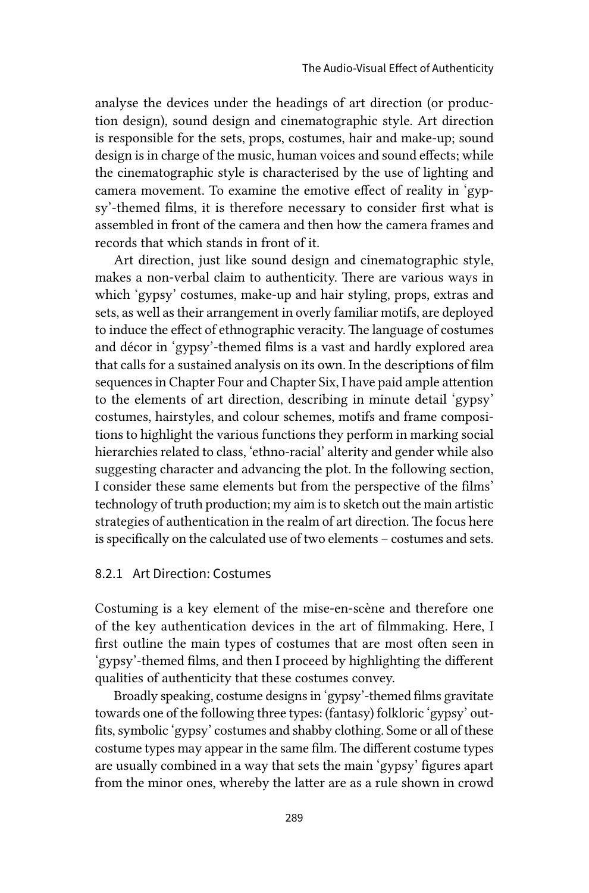analyse the devices under the headings of art direction (or production design), sound design and cinematographic style. Art direction is responsible for the sets, props, costumes, hair and make-up; sound design is in charge of the music, human voices and sound effects; while the cinematographic style is characterised by the use of lighting and camera movement. To examine the emotive effect of reality in 'gypsy'-themed films, it is therefore necessary to consider first what is assembled in front of the camera and then how the camera frames and records that which stands in front of it.

Art direction, just like sound design and cinematographic style, makes a non-verbal claim to authenticity. There are various ways in which 'gypsy' costumes, make-up and hair styling, props, extras and sets, as well as their arrangement in overly familiar motifs, are deployed to induce the effect of ethnographic veracity. The language of costumes and décor in 'gypsy'-themed films is a vast and hardly explored area that calls for a sustained analysis on its own. In the descriptions of film sequences in Chapter Four and Chapter Six, I have paid ample attention to the elements of art direction, describing in minute detail 'gypsy' costumes, hairstyles, and colour schemes, motifs and frame compositions to highlight the various functions they perform in marking social hierarchies related to class, 'ethno-racial' alterity and gender while also suggesting character and advancing the plot. In the following section, I consider these same elements but from the perspective of the films' technology of truth production; my aim is to sketch out the main artistic strategies of authentication in the realm of art direction. The focus here is specifically on the calculated use of two elements – costumes and sets.

### 8.2.1 Art Direction: Costumes

Costuming is a key element of the mise-en-scène and therefore one of the key authentication devices in the art of filmmaking. Here, I first outline the main types of costumes that are most often seen in 'gypsy'-themed films, and then I proceed by highlighting the different qualities of authenticity that these costumes convey.

Broadly speaking, costume designs in 'gypsy'-themed films gravitate towards one of the following three types: (fantasy) folkloric 'gypsy' outfits, symbolic 'gypsy' costumes and shabby clothing. Some or all of these costume types may appear in the same film. The different costume types are usually combined in a way that sets the main 'gypsy' figures apart from the minor ones, whereby the latter are as a rule shown in crowd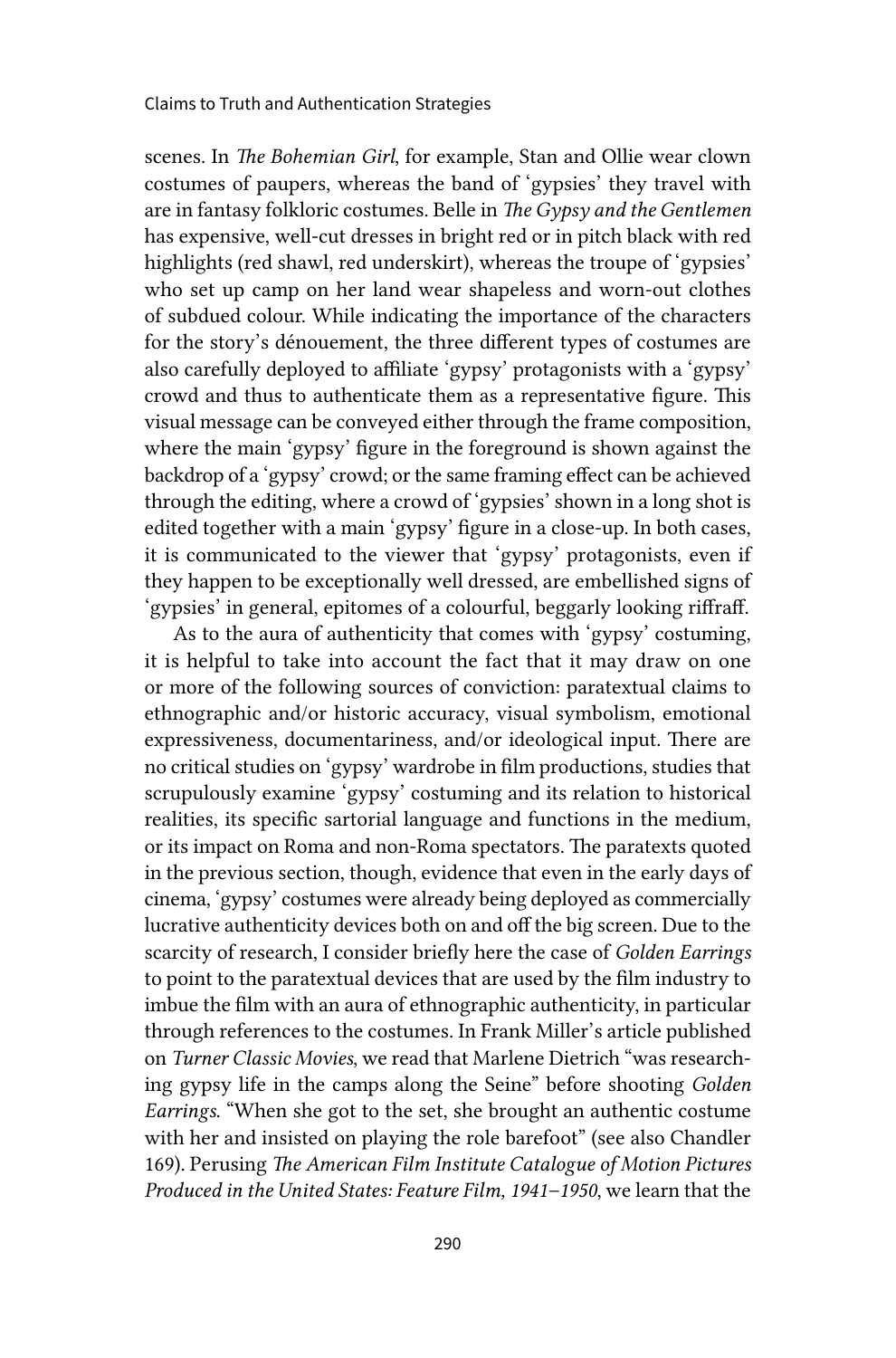scenes. In *The Bohemian Girl*, for example, Stan and Ollie wear clown costumes of paupers, whereas the band of 'gypsies' they travel with are in fantasy folkloric costumes. Belle in *The Gypsy and the Gentlemen* has expensive, well-cut dresses in bright red or in pitch black with red highlights (red shawl, red underskirt), whereas the troupe of 'gypsies' who set up camp on her land wear shapeless and worn-out clothes of subdued colour. While indicating the importance of the characters for the story's dénouement, the three different types of costumes are also carefully deployed to affiliate 'gypsy' protagonists with a 'gypsy' crowd and thus to authenticate them as a representative figure. This visual message can be conveyed either through the frame composition, where the main 'gypsy' figure in the foreground is shown against the backdrop of a 'gypsy' crowd; or the same framing effect can be achieved through the editing, where a crowd of 'gypsies' shown in a long shot is edited together with a main 'gypsy' figure in a close-up. In both cases, it is communicated to the viewer that 'gypsy' protagonists, even if they happen to be exceptionally well dressed, are embellished signs of 'gypsies' in general, epitomes of a colourful, beggarly looking riffraff.

As to the aura of authenticity that comes with 'gypsy' costuming, it is helpful to take into account the fact that it may draw on one or more of the following sources of conviction: paratextual claims to ethnographic and/or historic accuracy, visual symbolism, emotional expressiveness, documentariness, and/or ideological input. There are no critical studies on 'gypsy' wardrobe in film productions, studies that scrupulously examine 'gypsy' costuming and its relation to historical realities, its specific sartorial language and functions in the medium, or its impact on Roma and non-Roma spectators. The paratexts quoted in the previous section, though, evidence that even in the early days of cinema, 'gypsy' costumes were already being deployed as commercially lucrative authenticity devices both on and off the big screen. Due to the scarcity of research, I consider briefly here the case of *Golden Earrings* to point to the paratextual devices that are used by the film industry to imbue the film with an aura of ethnographic authenticity, in particular through references to the costumes. In Frank Miller's article published on *Turner Classic Movies*, we read that Marlene Dietrich "was researching gypsy life in the camps along the Seine" before shooting *Golden Earrings*. "When she got to the set, she brought an authentic costume with her and insisted on playing the role barefoot" (see also Chandler 169). Perusing *The American Film Institute Catalogue of Motion Pictures Produced in the United States: Feature Film, 1941–1950*, we learn that the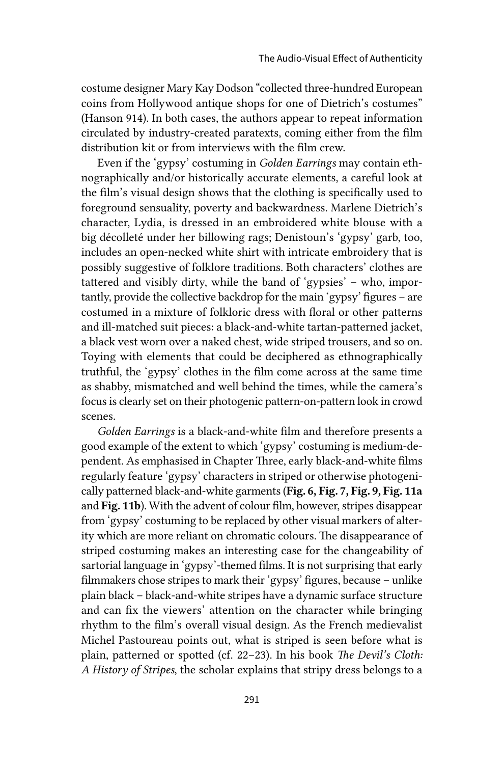costume designer Mary Kay Dodson "collected three-hundred European coins from Hollywood antique shops for one of Dietrich's costumes" (Hanson 914). In both cases, the authors appear to repeat information circulated by industry-created paratexts, coming either from the film distribution kit or from interviews with the film crew.

Even if the 'gypsy' costuming in *Golden Earrings* may contain ethnographically and/or historically accurate elements, a careful look at the film's visual design shows that the clothing is specifically used to foreground sensuality, poverty and backwardness. Marlene Dietrich's character, Lydia, is dressed in an embroidered white blouse with a big décolleté under her billowing rags; Denistoun's 'gypsy' garb, too, includes an open-necked white shirt with intricate embroidery that is possibly suggestive of folklore traditions. Both characters' clothes are tattered and visibly dirty, while the band of 'gypsies' – who, importantly, provide the collective backdrop for the main 'gypsy' figures – are costumed in a mixture of folkloric dress with floral or other patterns and ill-matched suit pieces: a black-and-white tartan-patterned jacket, a black vest worn over a naked chest, wide striped trousers, and so on. Toying with elements that could be deciphered as ethnographically truthful, the 'gypsy' clothes in the film come across at the same time as shabby, mismatched and well behind the times, while the camera's focus is clearly set on their photogenic pattern-on-pattern look in crowd scenes.

*Golden Earrings* is a black-and-white film and therefore presents a good example of the extent to which 'gypsy' costuming is medium-dependent. As emphasised in Chapter Three, early black-and-white films regularly feature 'gypsy' characters in striped or otherwise photogenically patterned black-and-white garments (**Fig. 6, Fig. 7, Fig. 9, Fig. 11a** and **Fig. 11b**). With the advent of colour film, however, stripes disappear from 'gypsy' costuming to be replaced by other visual markers of alterity which are more reliant on chromatic colours. The disappearance of striped costuming makes an interesting case for the changeability of sartorial language in 'gypsy'-themed films. It is not surprising that early filmmakers chose stripes to mark their 'gypsy' figures, because – unlike plain black – black-and-white stripes have a dynamic surface structure and can fix the viewers' attention on the character while bringing rhythm to the film's overall visual design. As the French medievalist Michel Pastoureau points out, what is striped is seen before what is plain, patterned or spotted (cf. 22–23). In his book *The Devil's Cloth: A History of Stripes*, the scholar explains that stripy dress belongs to a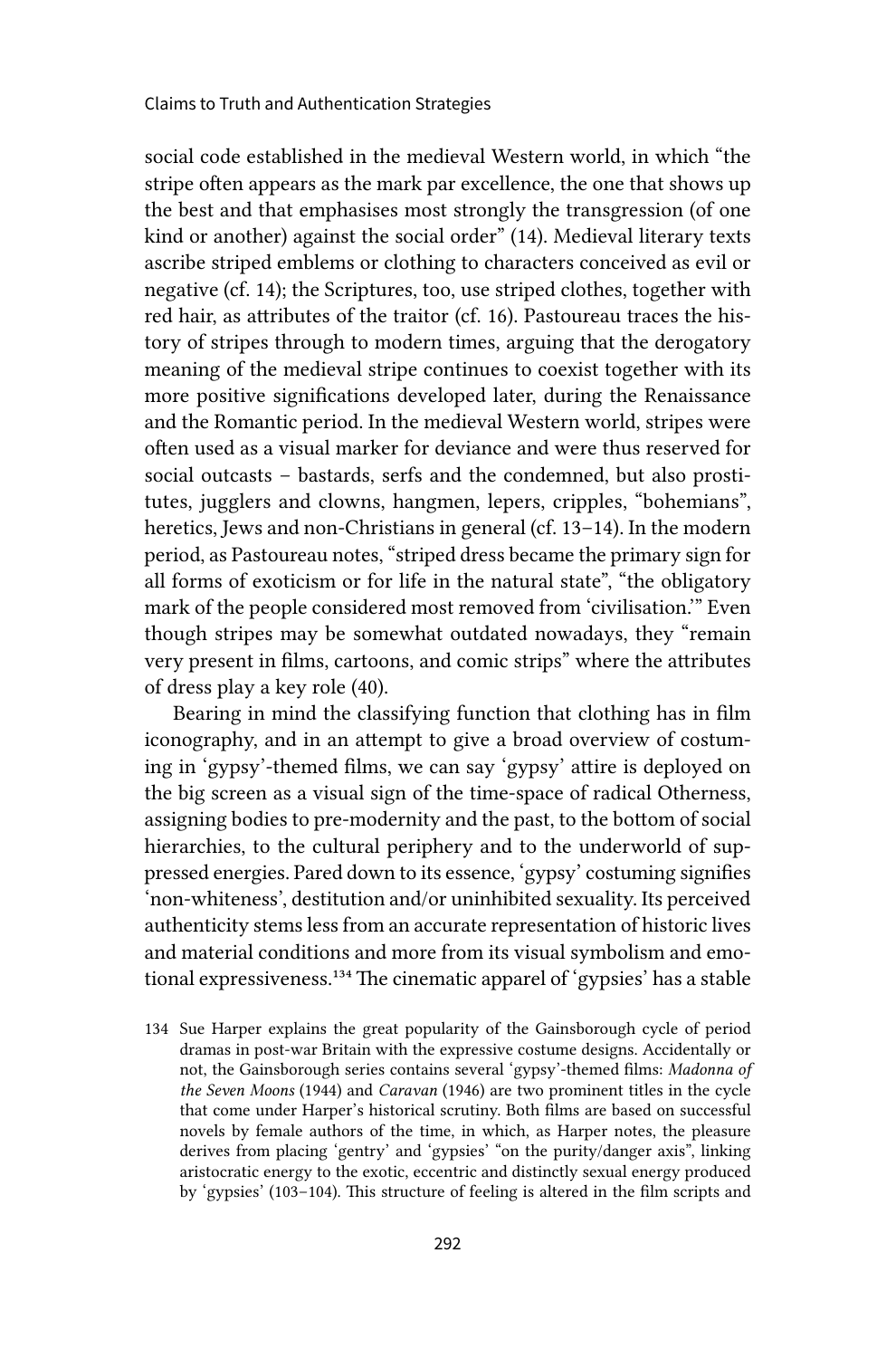social code established in the medieval Western world, in which "the stripe often appears as the mark par excellence, the one that shows up the best and that emphasises most strongly the transgression (of one kind or another) against the social order" (14). Medieval literary texts ascribe striped emblems or clothing to characters conceived as evil or negative (cf. 14); the Scriptures, too, use striped clothes, together with red hair, as attributes of the traitor (cf. 16). Pastoureau traces the history of stripes through to modern times, arguing that the derogatory meaning of the medieval stripe continues to coexist together with its more positive significations developed later, during the Renaissance and the Romantic period. In the medieval Western world, stripes were often used as a visual marker for deviance and were thus reserved for social outcasts – bastards, serfs and the condemned, but also prostitutes, jugglers and clowns, hangmen, lepers, cripples, "bohemians", heretics, Jews and non-Christians in general (cf. 13–14). In the modern period, as Pastoureau notes, "striped dress became the primary sign for all forms of exoticism or for life in the natural state", "the obligatory mark of the people considered most removed from 'civilisation.'" Even though stripes may be somewhat outdated nowadays, they "remain very present in films, cartoons, and comic strips" where the attributes of dress play a key role (40).

Bearing in mind the classifying function that clothing has in film iconography, and in an attempt to give a broad overview of costuming in 'gypsy'-themed films, we can say 'gypsy' attire is deployed on the big screen as a visual sign of the time-space of radical Otherness, assigning bodies to pre-modernity and the past, to the bottom of social hierarchies, to the cultural periphery and to the underworld of suppressed energies. Pared down to its essence, 'gypsy' costuming signifies 'non-whiteness', destitution and/or uninhibited sexuality. Its perceived authenticity stems less from an accurate representation of historic lives and material conditions and more from its visual symbolism and emotional expressiveness.[134] The cinematic apparel of 'gypsies' has a stable

[134] Sue Harper explains the great popularity of the Gainsborough cycle of period dramas in post-war Britain with the expressive costume designs. Accidentally or not, the Gainsborough series contains several 'gypsy'-themed films: *Madonna of the Seven Moons* (1944) and *Caravan* (1946) are two prominent titles in the cycle that come under Harper's historical scrutiny. Both films are based on successful novels by female authors of the time, in which, as Harper notes, the pleasure derives from placing 'gentry' and 'gypsies' "on the purity/danger axis", linking aristocratic energy to the exotic, eccentric and distinctly sexual energy produced by 'gypsies' (103–104). This structure of feeling is altered in the film scripts and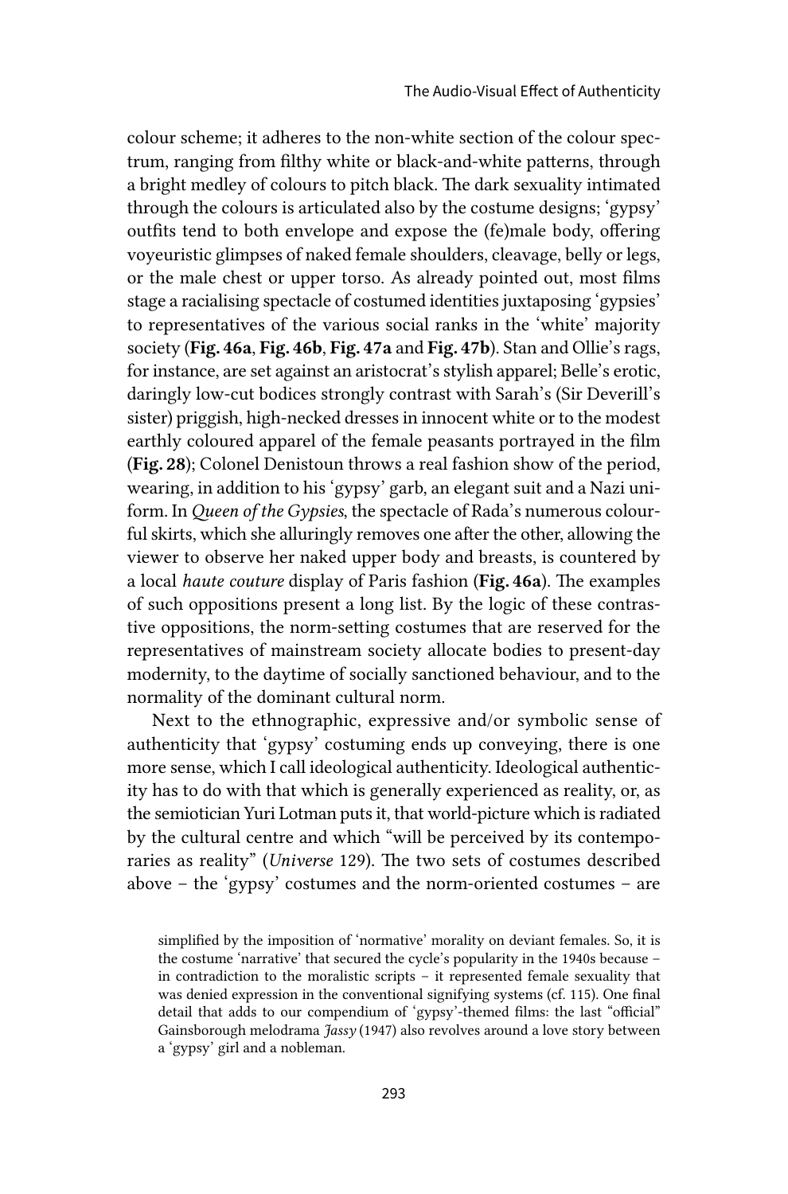colour scheme; it adheres to the non-white section of the colour spectrum, ranging from filthy white or black-and-white patterns, through a bright medley of colours to pitch black. The dark sexuality intimated through the colours is articulated also by the costume designs; 'gypsy' outfits tend to both envelope and expose the (fe)male body, offering voyeuristic glimpses of naked female shoulders, cleavage, belly or legs, or the male chest or upper torso. As already pointed out, most films stage a racialising spectacle of costumed identities juxtaposing 'gypsies' to representatives of the various social ranks in the 'white' majority society (**Fig. 46a**, **Fig. 46b**, **Fig. 47a** and **Fig. 47b**). Stan and Ollie's rags, for instance, are set against an aristocrat's stylish apparel; Belle's erotic, daringly low-cut bodices strongly contrast with Sarah's (Sir Deverill's sister) priggish, high-necked dresses in innocent white or to the modest earthly coloured apparel of the female peasants portrayed in the film (**Fig. 28**); Colonel Denistoun throws a real fashion show of the period, wearing, in addition to his 'gypsy' garb, an elegant suit and a Nazi uniform. In *Queen of the Gypsies*, the spectacle of Rada's numerous colourful skirts, which she alluringly removes one after the other, allowing the viewer to observe her naked upper body and breasts, is countered by a local *haute couture* display of Paris fashion (**Fig. 46a**). The examples of such oppositions present a long list. By the logic of these contrastive oppositions, the norm-setting costumes that are reserved for the representatives of mainstream society allocate bodies to present-day modernity, to the daytime of socially sanctioned behaviour, and to the normality of the dominant cultural norm.

Next to the ethnographic, expressive and/or symbolic sense of authenticity that 'gypsy' costuming ends up conveying, there is one more sense, which I call ideological authenticity. Ideological authenticity has to do with that which is generally experienced as reality, or, as the semiotician Yuri Lotman puts it, that world-picture which is radiated by the cultural centre and which "will be perceived by its contemporaries as reality" (*Universe* 129). The two sets of costumes described above – the 'gypsy' costumes and the norm-oriented costumes – are

simplified by the imposition of 'normative' morality on deviant females. So, it is the costume 'narrative' that secured the cycle's popularity in the 1940s because – in contradiction to the moralistic scripts – it represented female sexuality that was denied expression in the conventional signifying systems (cf. 115). One final detail that adds to our compendium of 'gypsy'-themed films: the last "official" Gainsborough melodrama *Jassy* (1947) also revolves around a love story between a 'gypsy' girl and a nobleman.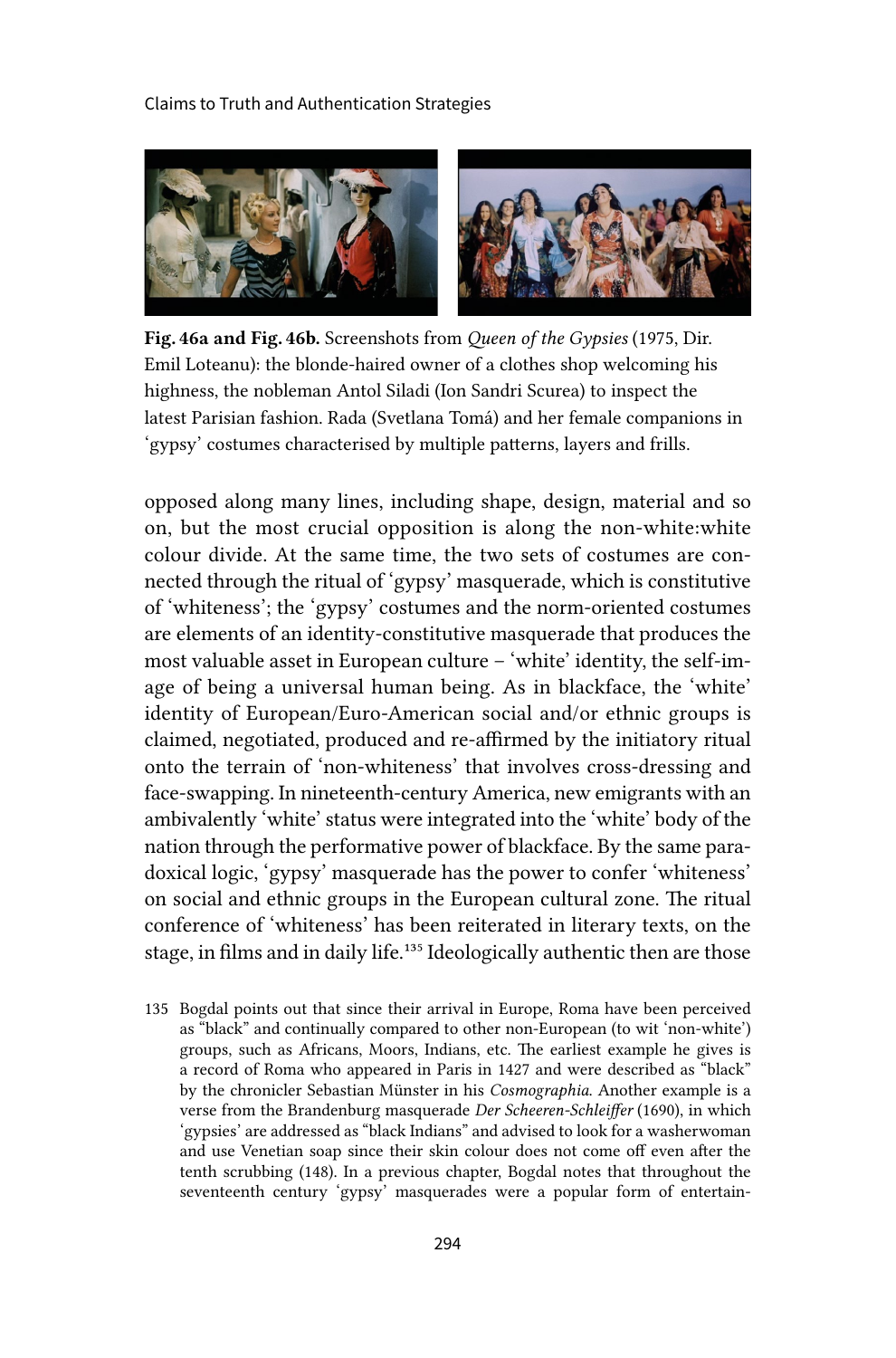**Fig. 46a and Fig. 46b.** Screenshots from *Queen of the Gypsies* (1975, Dir. Emil Loteanu): the blonde-haired owner of a clothes shop welcoming his highness, the nobleman Antol Siladi (Ion Sandri Scurea) to inspect the latest Parisian fashion. Rada (Svetlana Tomá) and her female companions in 'gypsy' costumes characterised by multiple patterns, layers and frills.

opposed along many lines, including shape, design, material and so on, but the most crucial opposition is along the non-white:white colour divide. At the same time, the two sets of costumes are connected through the ritual of 'gypsy' masquerade, which is constitutive of 'whiteness'; the 'gypsy' costumes and the norm-oriented costumes are elements of an identity-constitutive masquerade that produces the most valuable asset in European culture – 'white' identity, the self-image of being a universal human being. As in blackface, the 'white' identity of European/Euro-American social and/or ethnic groups is claimed, negotiated, produced and re-affirmed by the initiatory ritual onto the terrain of 'non-whiteness' that involves cross-dressing and face-swapping. In nineteenth-century America, new emigrants with an ambivalently 'white' status were integrated into the 'white' body of the nation through the performative power of blackface. By the same paradoxical logic, 'gypsy' masquerade has the power to confer 'whiteness' on social and ethnic groups in the European cultural zone. The ritual conference of 'whiteness' has been reiterated in literary texts, on the stage, in films and in daily life.[135] Ideologically authentic then are those

135 Bogdal points out that since their arrival in Europe, Roma have been perceived as "black" and continually compared to other non-European (to wit 'non-white') groups, such as Africans, Moors, Indians, etc. The earliest example he gives is a record of Roma who appeared in Paris in 1427 and were described as "black" by the chronicler Sebastian Münster in his *Cosmographia.* Another example is a verse from the Brandenburg masquerade *Der Scheeren-Schleiffer* (1690), in which 'gypsies' are addressed as "black Indians" and advised to look for a washerwoman and use Venetian soap since their skin colour does not come off even after the tenth scrubbing (148). In a previous chapter, Bogdal notes that throughout the seventeenth century 'gypsy' masquerades were a popular form of entertain-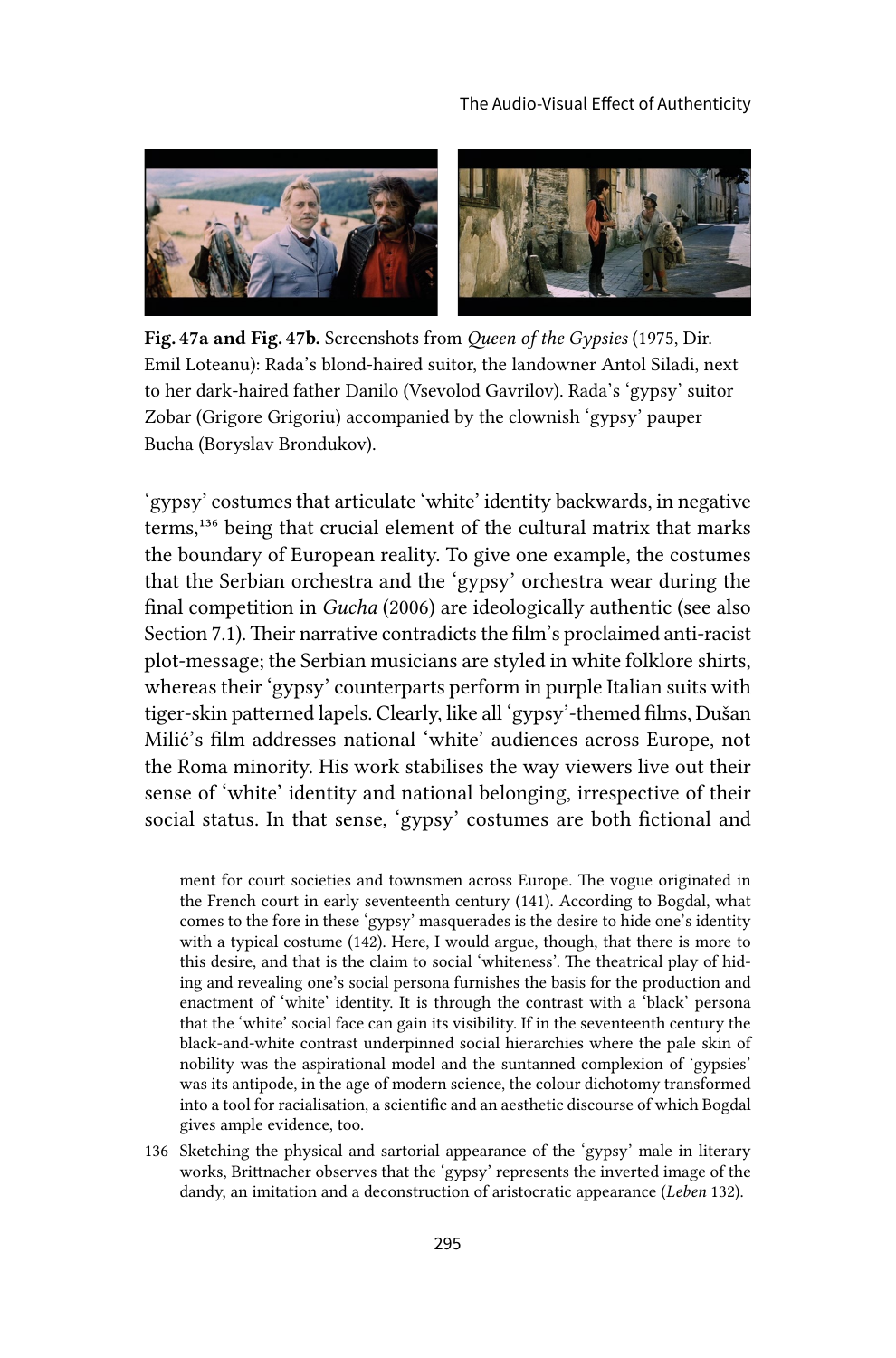**Fig. 47a and Fig. 47b.** Screenshots from *Queen of the Gypsies* (1975, Dir. Emil Loteanu): Rada's blond-haired suitor, the landowner Antol Siladi, next to her dark-haired father Danilo (Vsevolod Gavrilov). Rada's 'gypsy' suitor Zobar (Grigore Grigoriu) accompanied by the clownish 'gypsy' pauper Bucha (Boryslav Brondukov).

'gypsy' costumes that articulate 'white' identity backwards, in negative terms,[136] being that crucial element of the cultural matrix that marks the boundary of European reality. To give one example, the costumes that the Serbian orchestra and the 'gypsy' orchestra wear during the final competition in *Gucha* (2006) are ideologically authentic (see also Section 7.1). Their narrative contradicts the film's proclaimed anti-racist plot-message; the Serbian musicians are styled in white folklore shirts, whereas their 'gypsy' counterparts perform in purple Italian suits with tiger-skin patterned lapels. Clearly, like all 'gypsy'-themed films, Dušan Milić's film addresses national 'white' audiences across Europe, not the Roma minority. His work stabilises the way viewers live out their sense of 'white' identity and national belonging, irrespective of their social status. In that sense, 'gypsy' costumes are both fictional and

ment for court societies and townsmen across Europe. The vogue originated in the French court in early seventeenth century (141). According to Bogdal, what comes to the fore in these 'gypsy' masquerades is the desire to hide one's identity with a typical costume (142). Here, I would argue, though, that there is more to this desire, and that is the claim to social 'whiteness'. The theatrical play of hiding and revealing one's social persona furnishes the basis for the production and enactment of 'white' identity. It is through the contrast with a 'black' persona that the 'white' social face can gain its visibility. If in the seventeenth century the black-and-white contrast underpinned social hierarchies where the pale skin of nobility was the aspirational model and the suntanned complexion of 'gypsies' was its antipode, in the age of modern science, the colour dichotomy transformed into a tool for racialisation, a scientific and an aesthetic discourse of which Bogdal gives ample evidence, too.

136 Sketching the physical and sartorial appearance of the 'gypsy' male in literary works, Brittnacher observes that the 'gypsy' represents the inverted image of the dandy, an imitation and a deconstruction of aristocratic appearance (*Leben* 132).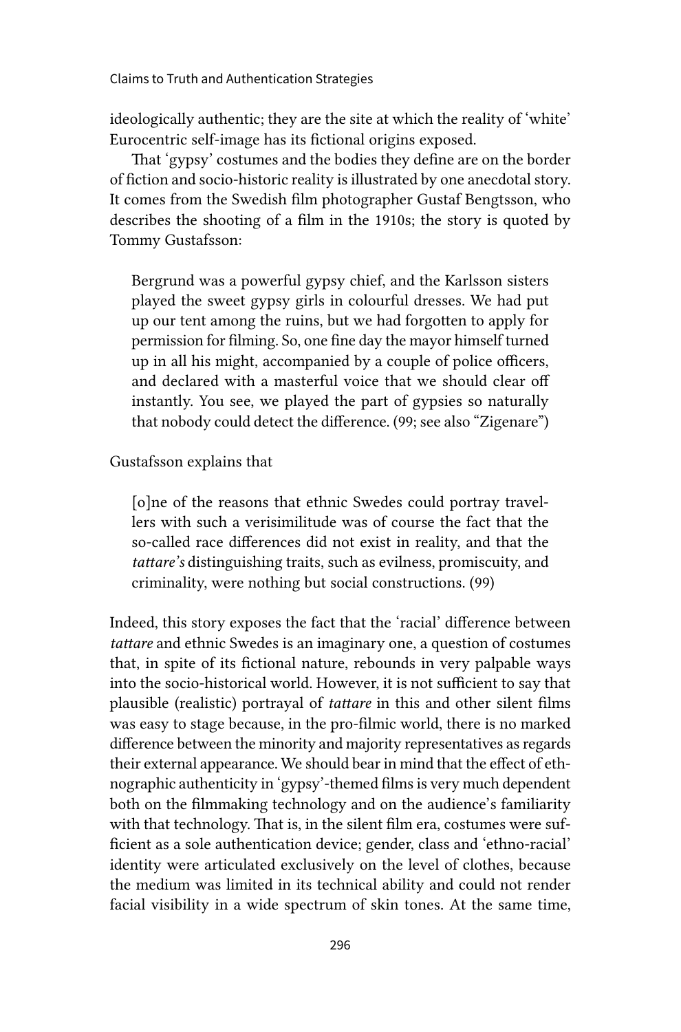ideologically authentic; they are the site at which the reality of 'white' Eurocentric self-image has its fictional origins exposed.

That 'gypsy' costumes and the bodies they define are on the border of fiction and socio-historic reality is illustrated by one anecdotal story. It comes from the Swedish film photographer Gustaf Bengtsson, who describes the shooting of a film in the 1910s; the story is quoted by Tommy Gustafsson:

> Bergrund was a powerful gypsy chief, and the Karlsson sisters played the sweet gypsy girls in colourful dresses. We had put up our tent among the ruins, but we had forgotten to apply for permission for filming. So, one fine day the mayor himself turned up in all his might, accompanied by a couple of police officers, and declared with a masterful voice that we should clear off instantly. You see, we played the part of gypsies so naturally that nobody could detect the difference. (99; see also "Zigenare")

Gustafsson explains that

> [o]ne of the reasons that ethnic Swedes could portray travellers with such a verisimilitude was of course the fact that the so-called race differences did not exist in reality, and that the *tattare's* distinguishing traits, such as evilness, promiscuity, and criminality, were nothing but social constructions. (99)

Indeed, this story exposes the fact that the 'racial' difference between *tattare* and ethnic Swedes is an imaginary one, a question of costumes that, in spite of its fictional nature, rebounds in very palpable ways into the socio-historical world. However, it is not sufficient to say that plausible (realistic) portrayal of *tattare* in this and other silent films was easy to stage because, in the pro-filmic world, there is no marked difference between the minority and majority representatives as regards their external appearance. We should bear in mind that the effect of ethnographic authenticity in 'gypsy'-themed films is very much dependent both on the filmmaking technology and on the audience's familiarity with that technology. That is, in the silent film era, costumes were sufficient as a sole authentication device; gender, class and 'ethno-racial' identity were articulated exclusively on the level of clothes, because the medium was limited in its technical ability and could not render facial visibility in a wide spectrum of skin tones. At the same time,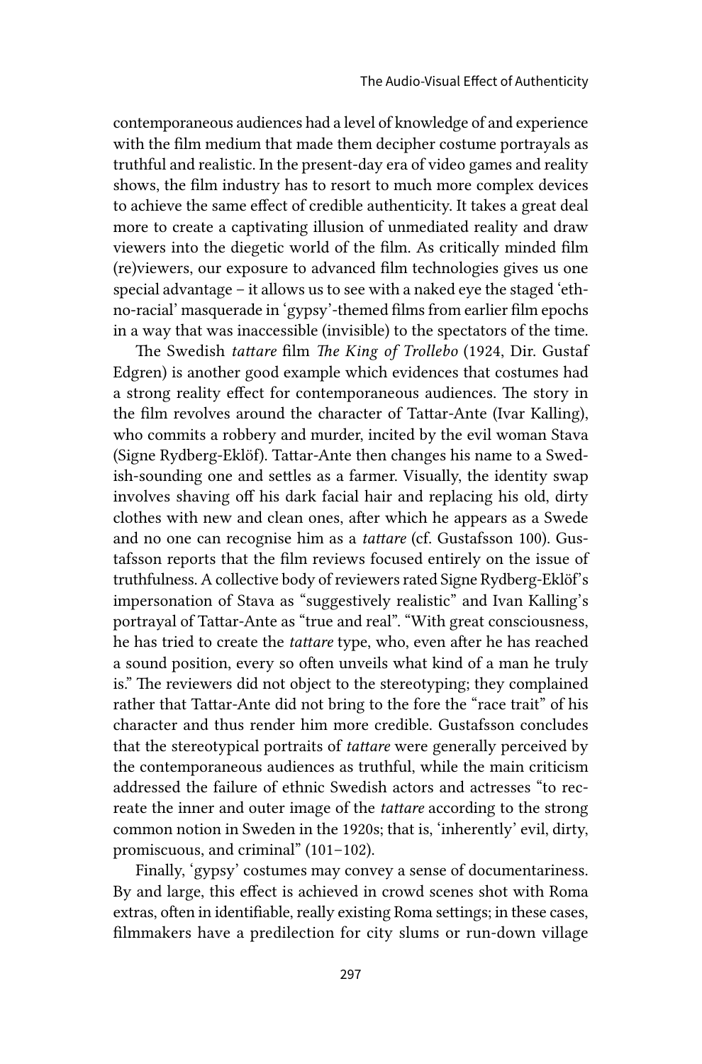contemporaneous audiences had a level of knowledge of and experience with the film medium that made them decipher costume portrayals as truthful and realistic. In the present-day era of video games and reality shows, the film industry has to resort to much more complex devices to achieve the same effect of credible authenticity. It takes a great deal more to create a captivating illusion of unmediated reality and draw viewers into the diegetic world of the film. As critically minded film (re)viewers, our exposure to advanced film technologies gives us one special advantage – it allows us to see with a naked eye the staged 'ethno-racial' masquerade in 'gypsy'-themed films from earlier film epochs in a way that was inaccessible (invisible) to the spectators of the time.

The Swedish *tattare* film *The King of Trollebo* (1924, Dir. Gustaf Edgren) is another good example which evidences that costumes had a strong reality effect for contemporaneous audiences. The story in the film revolves around the character of Tattar-Ante (Ivar Kalling), who commits a robbery and murder, incited by the evil woman Stava (Signe Rydberg-Eklöf). Tattar-Ante then changes his name to a Swedish-sounding one and settles as a farmer. Visually, the identity swap involves shaving off his dark facial hair and replacing his old, dirty clothes with new and clean ones, after which he appears as a Swede and no one can recognise him as a *tattare* (cf. Gustafsson 100). Gustafsson reports that the film reviews focused entirely on the issue of truthfulness. A collective body of reviewers rated Signe Rydberg-Eklöf's impersonation of Stava as "suggestively realistic" and Ivan Kalling's portrayal of Tattar-Ante as "true and real". "With great consciousness, he has tried to create the *tattare* type, who, even after he has reached a sound position, every so often unveils what kind of a man he truly is." The reviewers did not object to the stereotyping; they complained rather that Tattar-Ante did not bring to the fore the "race trait" of his character and thus render him more credible. Gustafsson concludes that the stereotypical portraits of *tattare* were generally perceived by the contemporaneous audiences as truthful, while the main criticism addressed the failure of ethnic Swedish actors and actresses "to recreate the inner and outer image of the *tattare* according to the strong common notion in Sweden in the 1920s; that is, 'inherently' evil, dirty, promiscuous, and criminal" (101–102).

Finally, 'gypsy' costumes may convey a sense of documentariness. By and large, this effect is achieved in crowd scenes shot with Roma extras, often in identifiable, really existing Roma settings; in these cases, filmmakers have a predilection for city slums or run-down village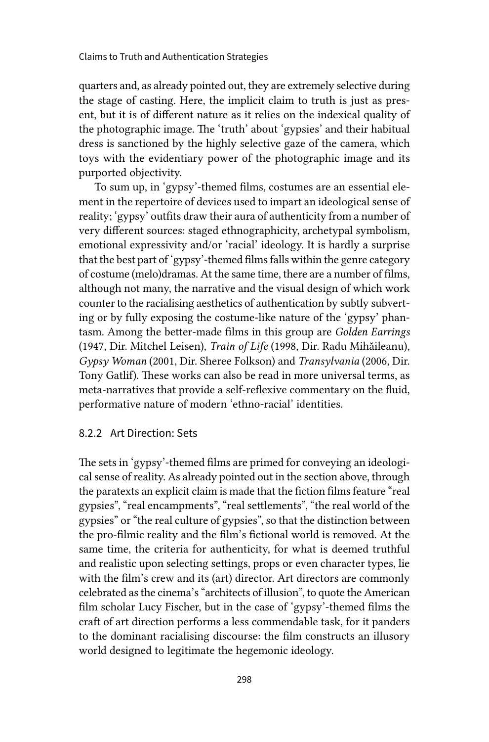quarters and, as already pointed out, they are extremely selective during the stage of casting. Here, the implicit claim to truth is just as present, but it is of different nature as it relies on the indexical quality of the photographic image. The 'truth' about 'gypsies' and their habitual dress is sanctioned by the highly selective gaze of the camera, which toys with the evidentiary power of the photographic image and its purported objectivity.

To sum up, in 'gypsy'-themed films, costumes are an essential element in the repertoire of devices used to impart an ideological sense of reality; 'gypsy' outfits draw their aura of authenticity from a number of very different sources: staged ethnographicity, archetypal symbolism, emotional expressivity and/or 'racial' ideology. It is hardly a surprise that the best part of 'gypsy'-themed films falls within the genre category of costume (melo)dramas. At the same time, there are a number of films, although not many, the narrative and the visual design of which work counter to the racialising aesthetics of authentication by subtly subverting or by fully exposing the costume-like nature of the 'gypsy' phantasm. Among the better-made films in this group are *Golden Earrings* (1947, Dir. Mitchel Leisen), *Train of Life* (1998, Dir. Radu Mihăileanu), *Gypsy Woman* (2001, Dir. Sheree Folkson) and *Transylvania* (2006, Dir. Tony Gatlif). These works can also be read in more universal terms, as meta-narratives that provide a self-reflexive commentary on the fluid, performative nature of modern 'ethno-racial' identities.

### 8.2.2 Art Direction: Sets

The sets in 'gypsy'-themed films are primed for conveying an ideological sense of reality. As already pointed out in the section above, through the paratexts an explicit claim is made that the fiction films feature "real gypsies", "real encampments", "real settlements", "the real world of the gypsies" or "the real culture of gypsies", so that the distinction between the pro-filmic reality and the film's fictional world is removed. At the same time, the criteria for authenticity, for what is deemed truthful and realistic upon selecting settings, props or even character types, lie with the film's crew and its (art) director. Art directors are commonly celebrated as the cinema's "architects of illusion", to quote the American film scholar Lucy Fischer, but in the case of 'gypsy'-themed films the craft of art direction performs a less commendable task, for it panders to the dominant racialising discourse: the film constructs an illusory world designed to legitimate the hegemonic ideology.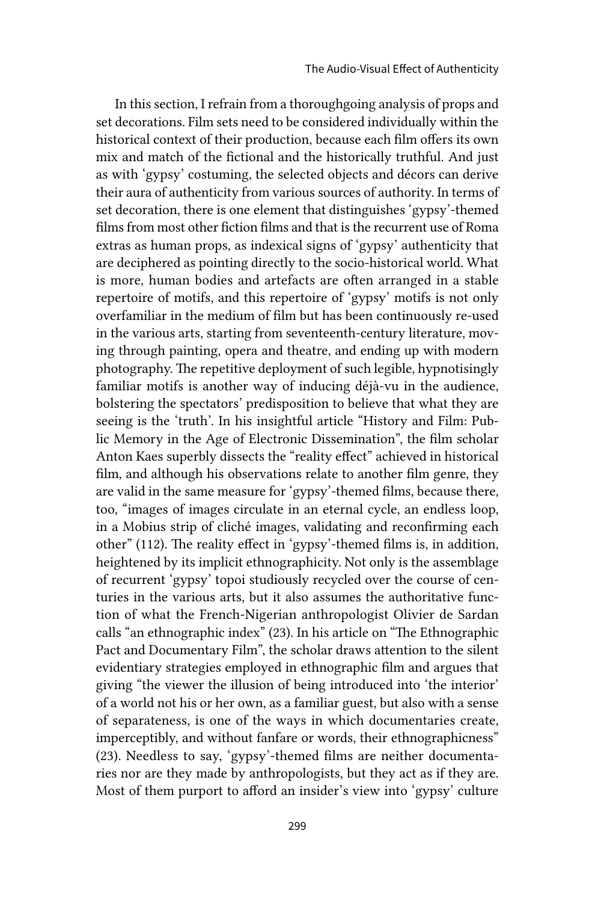In this section, I refrain from a thoroughgoing analysis of props and set decorations. Film sets need to be considered individually within the historical context of their production, because each film offers its own mix and match of the fictional and the historically truthful. And just as with 'gypsy' costuming, the selected objects and décors can derive their aura of authenticity from various sources of authority. In terms of set decoration, there is one element that distinguishes 'gypsy'-themed films from most other fiction films and that is the recurrent use of Roma extras as human props, as indexical signs of 'gypsy' authenticity that are deciphered as pointing directly to the socio-historical world. What is more, human bodies and artefacts are often arranged in a stable repertoire of motifs, and this repertoire of 'gypsy' motifs is not only overfamiliar in the medium of film but has been continuously re-used in the various arts, starting from seventeenth-century literature, moving through painting, opera and theatre, and ending up with modern photography. The repetitive deployment of such legible, hypnotisingly familiar motifs is another way of inducing déjà-vu in the audience, bolstering the spectators' predisposition to believe that what they are seeing is the 'truth'. In his insightful article "History and Film: Public Memory in the Age of Electronic Dissemination", the film scholar Anton Kaes superbly dissects the "reality effect" achieved in historical film, and although his observations relate to another film genre, they are valid in the same measure for 'gypsy'-themed films, because there, too, "images of images circulate in an eternal cycle, an endless loop, in a Mobius strip of cliché images, validating and reconfirming each other" (112). The reality effect in 'gypsy'-themed films is, in addition, heightened by its implicit ethnographicity. Not only is the assemblage of recurrent 'gypsy' topoi studiously recycled over the course of centuries in the various arts, but it also assumes the authoritative function of what the French-Nigerian anthropologist Olivier de Sardan calls "an ethnographic index" (23). In his article on "The Ethnographic Pact and Documentary Film", the scholar draws attention to the silent evidentiary strategies employed in ethnographic film and argues that giving "the viewer the illusion of being introduced into 'the interior' of a world not his or her own, as a familiar guest, but also with a sense of separateness, is one of the ways in which documentaries create, imperceptibly, and without fanfare or words, their ethnographicness" (23). Needless to say, 'gypsy'-themed films are neither documentaries nor are they made by anthropologists, but they act as if they are. Most of them purport to afford an insider's view into 'gypsy' culture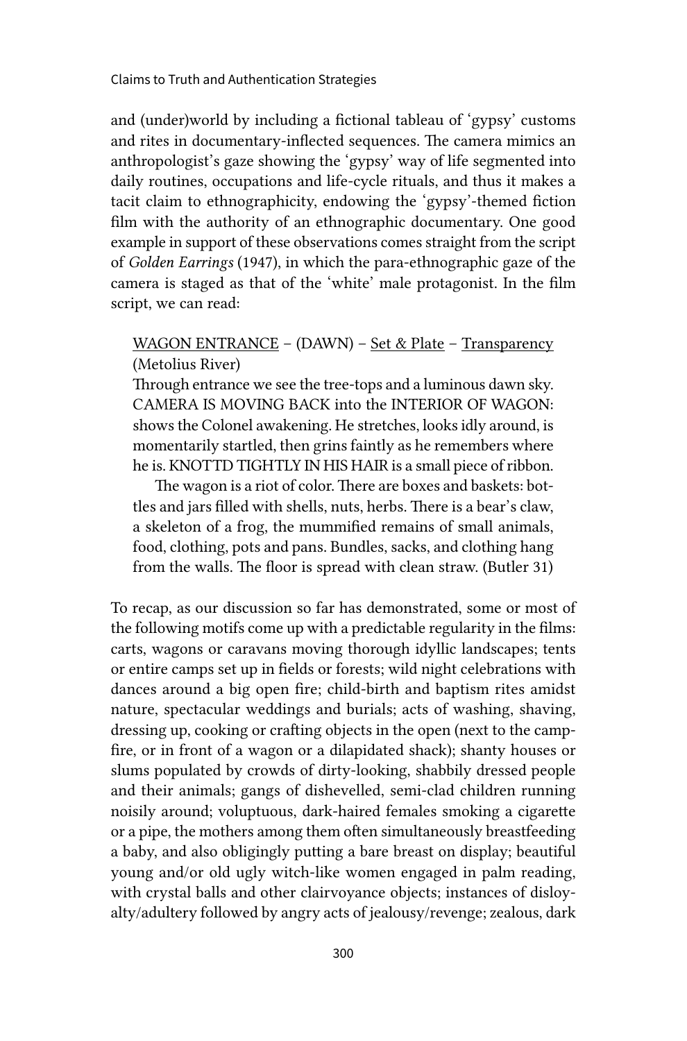and (under)world by including a fictional tableau of 'gypsy' customs and rites in documentary-inflected sequences. The camera mimics an anthropologist's gaze showing the 'gypsy' way of life segmented into daily routines, occupations and life-cycle rituals, and thus it makes a tacit claim to ethnographicity, endowing the 'gypsy'-themed fiction film with the authority of an ethnographic documentary. One good example in support of these observations comes straight from the script of *Golden Earrings* (1947), in which the para-ethnographic gaze of the camera is staged as that of the 'white' male protagonist. In the film script, we can read:

> <u>WAGON ENTRANCE</u> – (DAWN) – <u>Set & Plate</u> – <u>Transparency</u> (Metolius River)
> Through entrance we see the tree-tops and a luminous dawn sky. CAMERA IS MOVING BACK into the INTERIOR OF WAGON: shows the Colonel awakening. He stretches, looks idly around, is momentarily startled, then grins faintly as he remembers where he is. KNOTTD TIGHTLY IN HIS HAIR is a small piece of ribbon.
>
> The wagon is a riot of color. There are boxes and baskets: bottles and jars filled with shells, nuts, herbs. There is a bear's claw, a skeleton of a frog, the mummified remains of small animals, food, clothing, pots and pans. Bundles, sacks, and clothing hang from the walls. The floor is spread with clean straw. (Butler 31)

To recap, as our discussion so far has demonstrated, some or most of the following motifs come up with a predictable regularity in the films: carts, wagons or caravans moving thorough idyllic landscapes; tents or entire camps set up in fields or forests; wild night celebrations with dances around a big open fire; child-birth and baptism rites amidst nature, spectacular weddings and burials; acts of washing, shaving, dressing up, cooking or crafting objects in the open (next to the campfire, or in front of a wagon or a dilapidated shack); shanty houses or slums populated by crowds of dirty-looking, shabbily dressed people and their animals; gangs of dishevelled, semi-clad children running noisily around; voluptuous, dark-haired females smoking a cigarette or a pipe, the mothers among them often simultaneously breastfeeding a baby, and also obligingly putting a bare breast on display; beautiful young and/or old ugly witch-like women engaged in palm reading, with crystal balls and other clairvoyance objects; instances of disloyalty/adultery followed by angry acts of jealousy/revenge; zealous, dark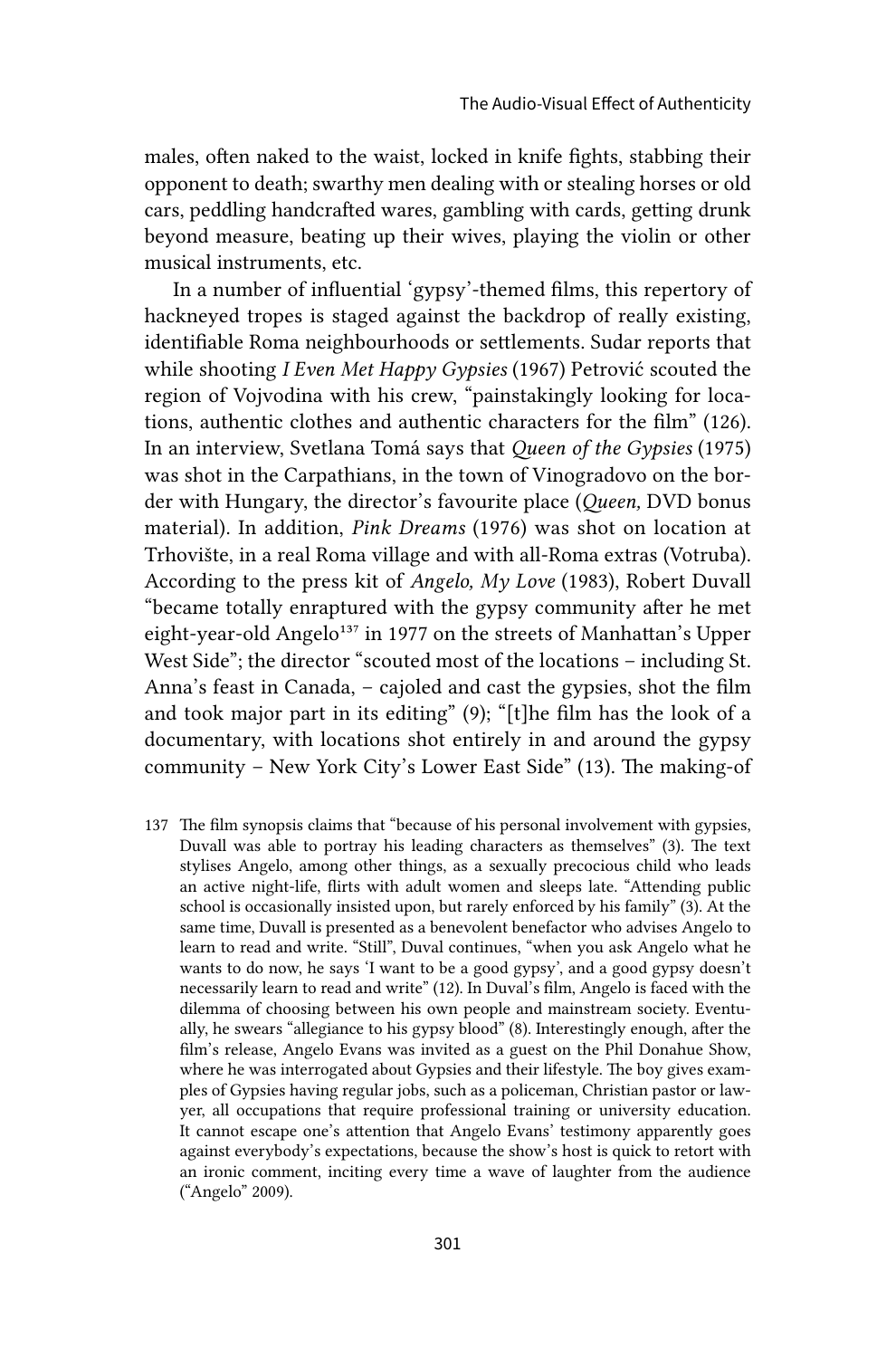males, often naked to the waist, locked in knife fights, stabbing their opponent to death; swarthy men dealing with or stealing horses or old cars, peddling handcrafted wares, gambling with cards, getting drunk beyond measure, beating up their wives, playing the violin or other musical instruments, etc.

In a number of influential 'gypsy'-themed films, this repertory of hackneyed tropes is staged against the backdrop of really existing, identifiable Roma neighbourhoods or settlements. Sudar reports that while shooting *I Even Met Happy Gypsies* (1967) Petrović scouted the region of Vojvodina with his crew, "painstakingly looking for locations, authentic clothes and authentic characters for the film" (126). In an interview, Svetlana Tomá says that *Queen of the Gypsies* (1975) was shot in the Carpathians, in the town of Vinogradovo on the border with Hungary, the director's favourite place (*Queen,* DVD bonus material). In addition, *Pink Dreams* (1976) was shot on location at Trhovište, in a real Roma village and with all-Roma extras (Votruba). According to the press kit of *Angelo, My Love* (1983), Robert Duvall "became totally enraptured with the gypsy community after he met eight-year-old Angelo[137] in 1977 on the streets of Manhattan's Upper West Side"; the director "scouted most of the locations – including St. Anna's feast in Canada, – cajoled and cast the gypsies, shot the film and took major part in its editing" (9); "[t]he film has the look of a documentary, with locations shot entirely in and around the gypsy community – New York City's Lower East Side" (13). The making-of

137 The film synopsis claims that "because of his personal involvement with gypsies, Duvall was able to portray his leading characters as themselves" (3). The text stylises Angelo, among other things, as a sexually precocious child who leads an active night-life, flirts with adult women and sleeps late. "Attending public school is occasionally insisted upon, but rarely enforced by his family" (3). At the same time, Duvall is presented as a benevolent benefactor who advises Angelo to learn to read and write. "Still", Duval continues, "when you ask Angelo what he wants to do now, he says 'I want to be a good gypsy', and a good gypsy doesn't necessarily learn to read and write" (12). In Duval's film, Angelo is faced with the dilemma of choosing between his own people and mainstream society. Eventually, he swears "allegiance to his gypsy blood" (8). Interestingly enough, after the film's release, Angelo Evans was invited as a guest on the Phil Donahue Show, where he was interrogated about Gypsies and their lifestyle. The boy gives examples of Gypsies having regular jobs, such as a policeman, Christian pastor or lawyer, all occupations that require professional training or university education. It cannot escape one's attention that Angelo Evans' testimony apparently goes against everybody's expectations, because the show's host is quick to retort with an ironic comment, inciting every time a wave of laughter from the audience ("Angelo" 2009).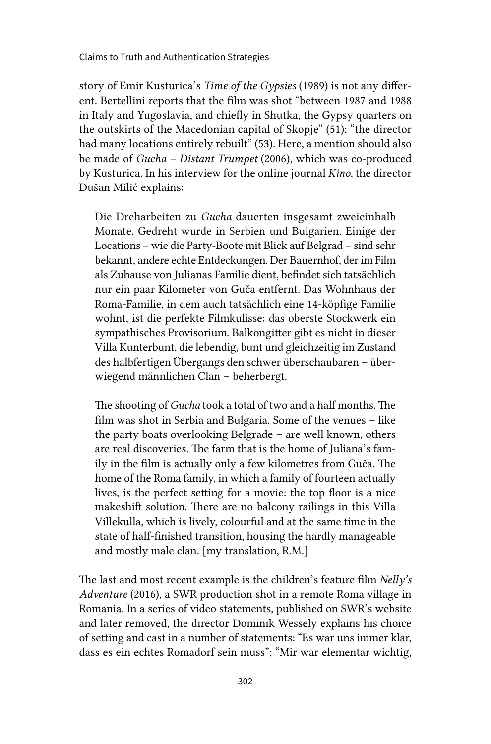story of Emir Kusturica's *Time of the Gypsies* (1989) is not any different. Bertellini reports that the film was shot "between 1987 and 1988 in Italy and Yugoslavia, and chiefly in Shutka, the Gypsy quarters on the outskirts of the Macedonian capital of Skopje" (51); "the director had many locations entirely rebuilt" (53). Here, a mention should also be made of *Gucha – Distant Trumpet* (2006), which was co-produced by Kusturica. In his interview for the online journal *Kino*, the director Dušan Milić explains:

> Die Dreharbeiten zu *Gucha* dauerten insgesamt zweieinhalb Monate. Gedreht wurde in Serbien und Bulgarien. Einige der Locations – wie die Party-Boote mit Blick auf Belgrad – sind sehr bekannt, andere echte Entdeckungen. Der Bauernhof, der im Film als Zuhause von Julianas Familie dient, befindet sich tatsächlich nur ein paar Kilometer von Guča entfernt. Das Wohnhaus der Roma-Familie, in dem auch tatsächlich eine 14-köpfige Familie wohnt, ist die perfekte Filmkulisse: das oberste Stockwerk ein sympathisches Provisorium. Balkongitter gibt es nicht in dieser Villa Kunterbunt, die lebendig, bunt und gleichzeitig im Zustand des halbfertigen Übergangs den schwer überschaubaren – überwiegend männlichen Clan – beherbergt.
>
> The shooting of *Gucha* took a total of two and a half months. The film was shot in Serbia and Bulgaria. Some of the venues – like the party boats overlooking Belgrade – are well known, others are real discoveries. The farm that is the home of Juliana's family in the film is actually only a few kilometres from Guča. The home of the Roma family, in which a family of fourteen actually lives, is the perfect setting for a movie: the top floor is a nice makeshift solution. There are no balcony railings in this Villa Villekulla, which is lively, colourful and at the same time in the state of half-finished transition, housing the hardly manageable and mostly male clan. [my translation, R.M.]

The last and most recent example is the children's feature film *Nelly's Adventure* (2016), a SWR production shot in a remote Roma village in Romania. In a series of video statements, published on SWR's website and later removed, the director Dominik Wessely explains his choice of setting and cast in a number of statements: "Es war uns immer klar, dass es ein echtes Romadorf sein muss"; "Mir war elementar wichtig,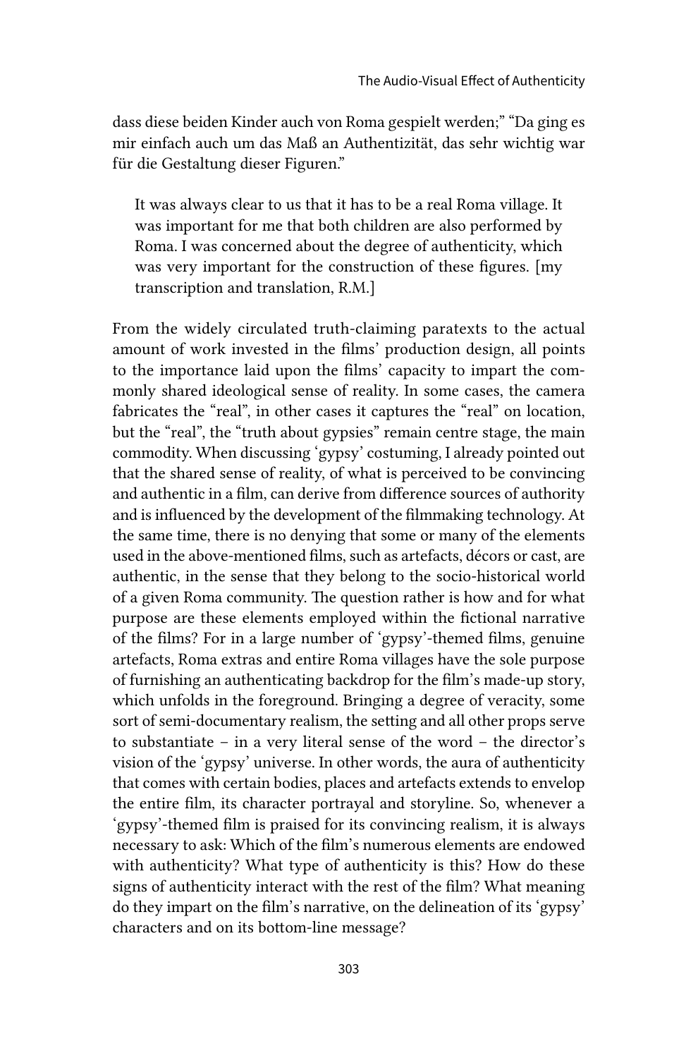dass diese beiden Kinder auch von Roma gespielt werden;" "Da ging es mir einfach auch um das Maß an Authentizität, das sehr wichtig war für die Gestaltung dieser Figuren."

> It was always clear to us that it has to be a real Roma village. It was important for me that both children are also performed by Roma. I was concerned about the degree of authenticity, which was very important for the construction of these figures. [my transcription and translation, R.M.]

From the widely circulated truth-claiming paratexts to the actual amount of work invested in the films' production design, all points to the importance laid upon the films' capacity to impart the commonly shared ideological sense of reality. In some cases, the camera fabricates the "real", in other cases it captures the "real" on location, but the "real", the "truth about gypsies" remain centre stage, the main commodity. When discussing 'gypsy' costuming, I already pointed out that the shared sense of reality, of what is perceived to be convincing and authentic in a film, can derive from difference sources of authority and is influenced by the development of the filmmaking technology. At the same time, there is no denying that some or many of the elements used in the above-mentioned films, such as artefacts, décors or cast, are authentic, in the sense that they belong to the socio-historical world of a given Roma community. The question rather is how and for what purpose are these elements employed within the fictional narrative of the films? For in a large number of 'gypsy'-themed films, genuine artefacts, Roma extras and entire Roma villages have the sole purpose of furnishing an authenticating backdrop for the film's made-up story, which unfolds in the foreground. Bringing a degree of veracity, some sort of semi-documentary realism, the setting and all other props serve to substantiate – in a very literal sense of the word – the director's vision of the 'gypsy' universe. In other words, the aura of authenticity that comes with certain bodies, places and artefacts extends to envelop the entire film, its character portrayal and storyline. So, whenever a 'gypsy'-themed film is praised for its convincing realism, it is always necessary to ask: Which of the film's numerous elements are endowed with authenticity? What type of authenticity is this? How do these signs of authenticity interact with the rest of the film? What meaning do they impart on the film's narrative, on the delineation of its 'gypsy' characters and on its bottom-line message?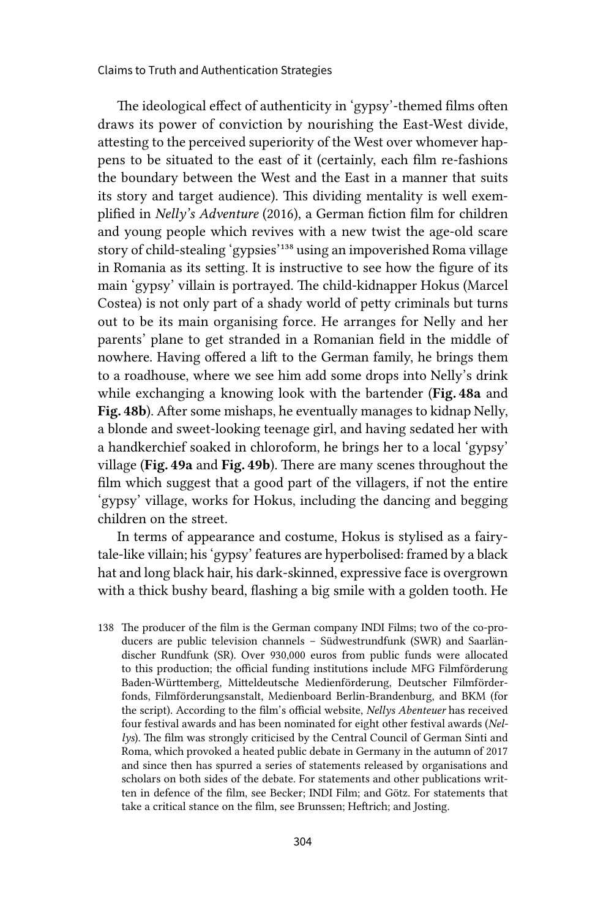The ideological effect of authenticity in 'gypsy'-themed films often draws its power of conviction by nourishing the East-West divide, attesting to the perceived superiority of the West over whomever happens to be situated to the east of it (certainly, each film re-fashions the boundary between the West and the East in a manner that suits its story and target audience). This dividing mentality is well exemplified in *Nelly's Adventure* (2016), a German fiction film for children and young people which revives with a new twist the age-old scare story of child-stealing 'gypsies'[138] using an impoverished Roma village in Romania as its setting. It is instructive to see how the figure of its main 'gypsy' villain is portrayed. The child-kidnapper Hokus (Marcel Costea) is not only part of a shady world of petty criminals but turns out to be its main organising force. He arranges for Nelly and her parents' plane to get stranded in a Romanian field in the middle of nowhere. Having offered a lift to the German family, he brings them to a roadhouse, where we see him add some drops into Nelly's drink while exchanging a knowing look with the bartender (**Fig. 48a** and **Fig. 48b**). After some mishaps, he eventually manages to kidnap Nelly, a blonde and sweet-looking teenage girl, and having sedated her with a handkerchief soaked in chloroform, he brings her to a local 'gypsy' village (**Fig. 49a** and **Fig. 49b**). There are many scenes throughout the film which suggest that a good part of the villagers, if not the entire 'gypsy' village, works for Hokus, including the dancing and begging children on the street.

In terms of appearance and costume, Hokus is stylised as a fairy-tale-like villain; his 'gypsy' features are hyperbolised: framed by a black hat and long black hair, his dark-skinned, expressive face is overgrown with a thick bushy beard, flashing a big smile with a golden tooth. He

138 The producer of the film is the German company INDI Films; two of the co-producers are public television channels – Südwestrundfunk (SWR) and Saarländischer Rundfunk (SR). Over 930,000 euros from public funds were allocated to this production; the official funding institutions include MFG Filmförderung Baden-Württemberg, Mitteldeutsche Medienförderung, Deutscher Filmförderfonds, Filmförderungsanstalt, Medienboard Berlin-Brandenburg, and BKM (for the script). According to the film's official website, *Nellys Abenteuer* has received four festival awards and has been nominated for eight other festival awards (*Nellys*). The film was strongly criticised by the Central Council of German Sinti and Roma, which provoked a heated public debate in Germany in the autumn of 2017 and since then has spurred a series of statements released by organisations and scholars on both sides of the debate. For statements and other publications written in defence of the film, see Becker; INDI Film; and Götz. For statements that take a critical stance on the film, see Brunssen; Heftrich; and Josting.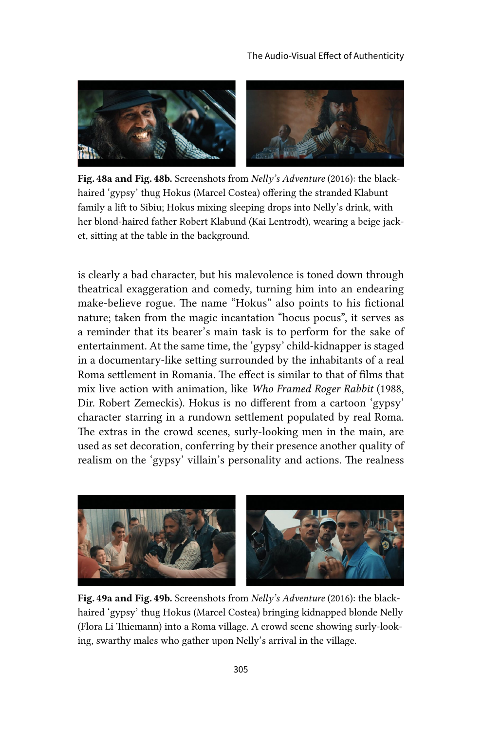Fig. 48a and Fig. 48b. Screenshots from *Nelly's Adventure* (2016): the black-haired 'gypsy' thug Hokus (Marcel Costea) offering the stranded Klabunt family a lift to Sibiu; Hokus mixing sleeping drops into Nelly's drink, with her blond-haired father Robert Klabund (Kai Lentrodt), wearing a beige jacket, sitting at the table in the background.

is clearly a bad character, but his malevolence is toned down through theatrical exaggeration and comedy, turning him into an endearing make-believe rogue. The name "Hokus" also points to his fictional nature; taken from the magic incantation "hocus pocus", it serves as a reminder that its bearer's main task is to perform for the sake of entertainment. At the same time, the 'gypsy' child-kidnapper is staged in a documentary-like setting surrounded by the inhabitants of a real Roma settlement in Romania. The effect is similar to that of films that mix live action with animation, like *Who Framed Roger Rabbit* (1988, Dir. Robert Zemeckis). Hokus is no different from a cartoon 'gypsy' character starring in a rundown settlement populated by real Roma. The extras in the crowd scenes, surly-looking men in the main, are used as set decoration, conferring by their presence another quality of realism on the 'gypsy' villain's personality and actions. The realness

Fig. 49a and Fig. 49b. Screenshots from *Nelly's Adventure* (2016): the black-haired 'gypsy' thug Hokus (Marcel Costea) bringing kidnapped blonde Nelly (Flora Li Thiemann) into a Roma village. A crowd scene showing surly-looking, swarthy males who gather upon Nelly's arrival in the village.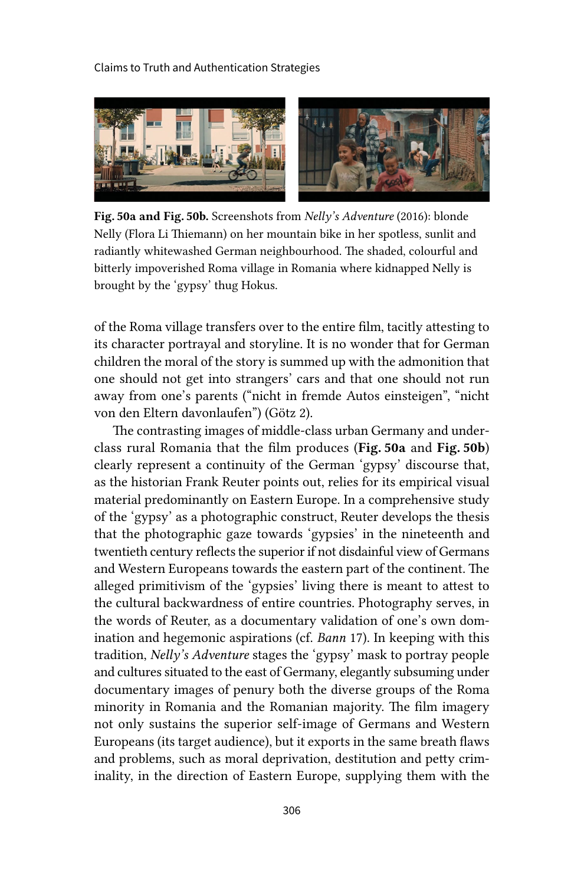**Fig. 50a and Fig. 50b.** Screenshots from *Nelly's Adventure* (2016): blonde Nelly (Flora Li Thiemann) on her mountain bike in her spotless, sunlit and radiantly whitewashed German neighbourhood. The shaded, colourful and bitterly impoverished Roma village in Romania where kidnapped Nelly is brought by the 'gypsy' thug Hokus.

of the Roma village transfers over to the entire film, tacitly attesting to its character portrayal and storyline. It is no wonder that for German children the moral of the story is summed up with the admonition that one should not get into strangers' cars and that one should not run away from one's parents ("nicht in fremde Autos einsteigen", "nicht von den Eltern davonlaufen") (Götz 2).

The contrasting images of middle-class urban Germany and underclass rural Romania that the film produces (**Fig. 50a** and **Fig. 50b**) clearly represent a continuity of the German 'gypsy' discourse that, as the historian Frank Reuter points out, relies for its empirical visual material predominantly on Eastern Europe. In a comprehensive study of the 'gypsy' as a photographic construct, Reuter develops the thesis that the photographic gaze towards 'gypsies' in the nineteenth and twentieth century reflects the superior if not disdainful view of Germans and Western Europeans towards the eastern part of the continent. The alleged primitivism of the 'gypsies' living there is meant to attest to the cultural backwardness of entire countries. Photography serves, in the words of Reuter, as a documentary validation of one's own domination and hegemonic aspirations (cf. *Bann* 17). In keeping with this tradition, *Nelly's Adventure* stages the 'gypsy' mask to portray people and cultures situated to the east of Germany, elegantly subsuming under documentary images of penury both the diverse groups of the Roma minority in Romania and the Romanian majority. The film imagery not only sustains the superior self-image of Germans and Western Europeans (its target audience), but it exports in the same breath flaws and problems, such as moral deprivation, destitution and petty criminality, in the direction of Eastern Europe, supplying them with the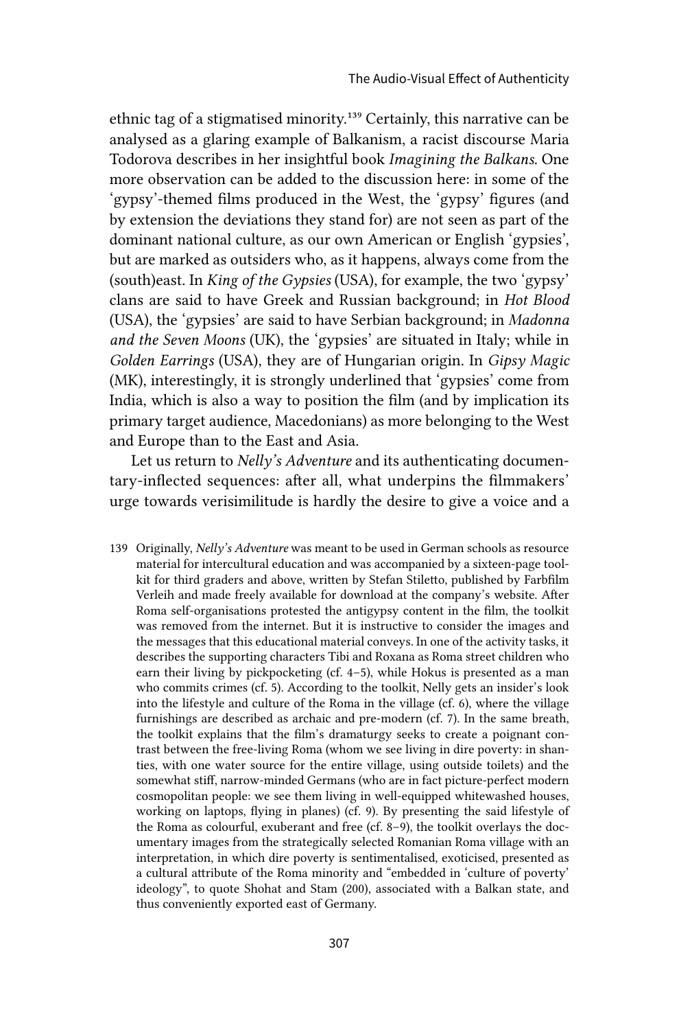ethnic tag of a stigmatised minority.[139] Certainly, this narrative can be analysed as a glaring example of Balkanism, a racist discourse Maria Todorova describes in her insightful book *Imagining the Balkans*. One more observation can be added to the discussion here: in some of the 'gypsy'-themed films produced in the West, the 'gypsy' figures (and by extension the deviations they stand for) are not seen as part of the dominant national culture, as our own American or English 'gypsies', but are marked as outsiders who, as it happens, always come from the (south)east. In *King of the Gypsies* (USA), for example, the two 'gypsy' clans are said to have Greek and Russian background; in *Hot Blood* (USA), the 'gypsies' are said to have Serbian background; in *Madonna and the Seven Moons* (UK), the 'gypsies' are situated in Italy; while in *Golden Earrings* (USA), they are of Hungarian origin. In *Gipsy Magic* (MK), interestingly, it is strongly underlined that 'gypsies' come from India, which is also a way to position the film (and by implication its primary target audience, Macedonians) as more belonging to the West and Europe than to the East and Asia.

Let us return to *Nelly's Adventure* and its authenticating documentary-inflected sequences: after all, what underpins the filmmakers' urge towards verisimilitude is hardly the desire to give a voice and a

139 Originally, *Nelly's Adventure* was meant to be used in German schools as resource material for intercultural education and was accompanied by a sixteen-page toolkit for third graders and above, written by Stefan Stiletto, published by Farbfilm Verleih and made freely available for download at the company's website. After Roma self-organisations protested the antigypsy content in the film, the toolkit was removed from the internet. But it is instructive to consider the images and the messages that this educational material conveys. In one of the activity tasks, it describes the supporting characters Tibi and Roxana as Roma street children who earn their living by pickpocketing (cf. 4–5), while Hokus is presented as a man who commits crimes (cf. 5). According to the toolkit, Nelly gets an insider's look into the lifestyle and culture of the Roma in the village (cf. 6), where the village furnishings are described as archaic and pre-modern (cf. 7). In the same breath, the toolkit explains that the film's dramaturgy seeks to create a poignant contrast between the free-living Roma (whom we see living in dire poverty: in shanties, with one water source for the entire village, using outside toilets) and the somewhat stiff, narrow-minded Germans (who are in fact picture-perfect modern cosmopolitan people: we see them living in well-equipped whitewashed houses, working on laptops, flying in planes) (cf. 9). By presenting the said lifestyle of the Roma as colourful, exuberant and free (cf. 8–9), the toolkit overlays the documentary images from the strategically selected Romanian Roma village with an interpretation, in which dire poverty is sentimentalised, exoticised, presented as a cultural attribute of the Roma minority and "embedded in 'culture of poverty' ideology", to quote Shohat and Stam (200), associated with a Balkan state, and thus conveniently exported east of Germany.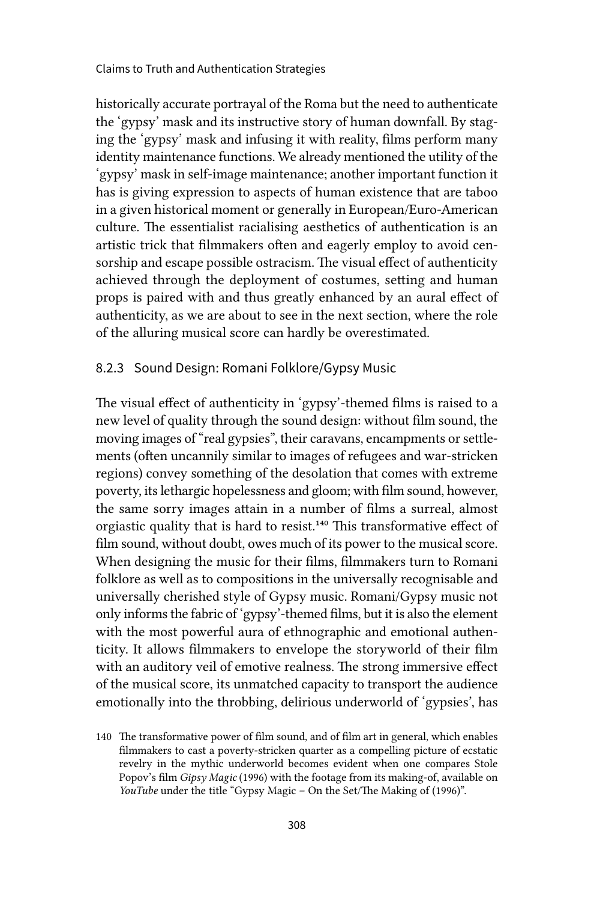historically accurate portrayal of the Roma but the need to authenticate the 'gypsy' mask and its instructive story of human downfall. By staging the 'gypsy' mask and infusing it with reality, films perform many identity maintenance functions. We already mentioned the utility of the 'gypsy' mask in self-image maintenance; another important function it has is giving expression to aspects of human existence that are taboo in a given historical moment or generally in European/Euro-American culture. The essentialist racialising aesthetics of authentication is an artistic trick that filmmakers often and eagerly employ to avoid censorship and escape possible ostracism. The visual effect of authenticity achieved through the deployment of costumes, setting and human props is paired with and thus greatly enhanced by an aural effect of authenticity, as we are about to see in the next section, where the role of the alluring musical score can hardly be overestimated.

### 8.2.3 Sound Design: Romani Folklore/Gypsy Music

The visual effect of authenticity in 'gypsy'-themed films is raised to a new level of quality through the sound design: without film sound, the moving images of "real gypsies", their caravans, encampments or settlements (often uncannily similar to images of refugees and war-stricken regions) convey something of the desolation that comes with extreme poverty, its lethargic hopelessness and gloom; with film sound, however, the same sorry images attain in a number of films a surreal, almost orgiastic quality that is hard to resist.[140] This transformative effect of film sound, without doubt, owes much of its power to the musical score. When designing the music for their films, filmmakers turn to Romani folklore as well as to compositions in the universally recognisable and universally cherished style of Gypsy music. Romani/Gypsy music not only informs the fabric of 'gypsy'-themed films, but it is also the element with the most powerful aura of ethnographic and emotional authenticity. It allows filmmakers to envelope the storyworld of their film with an auditory veil of emotive realness. The strong immersive effect of the musical score, its unmatched capacity to transport the audience emotionally into the throbbing, delirious underworld of 'gypsies', has

140 The transformative power of film sound, and of film art in general, which enables filmmakers to cast a poverty-stricken quarter as a compelling picture of ecstatic revelry in the mythic underworld becomes evident when one compares Stole Popov's film *Gipsy Magic* (1996) with the footage from its making-of, available on *YouTube* under the title "Gypsy Magic – On the Set/The Making of (1996)".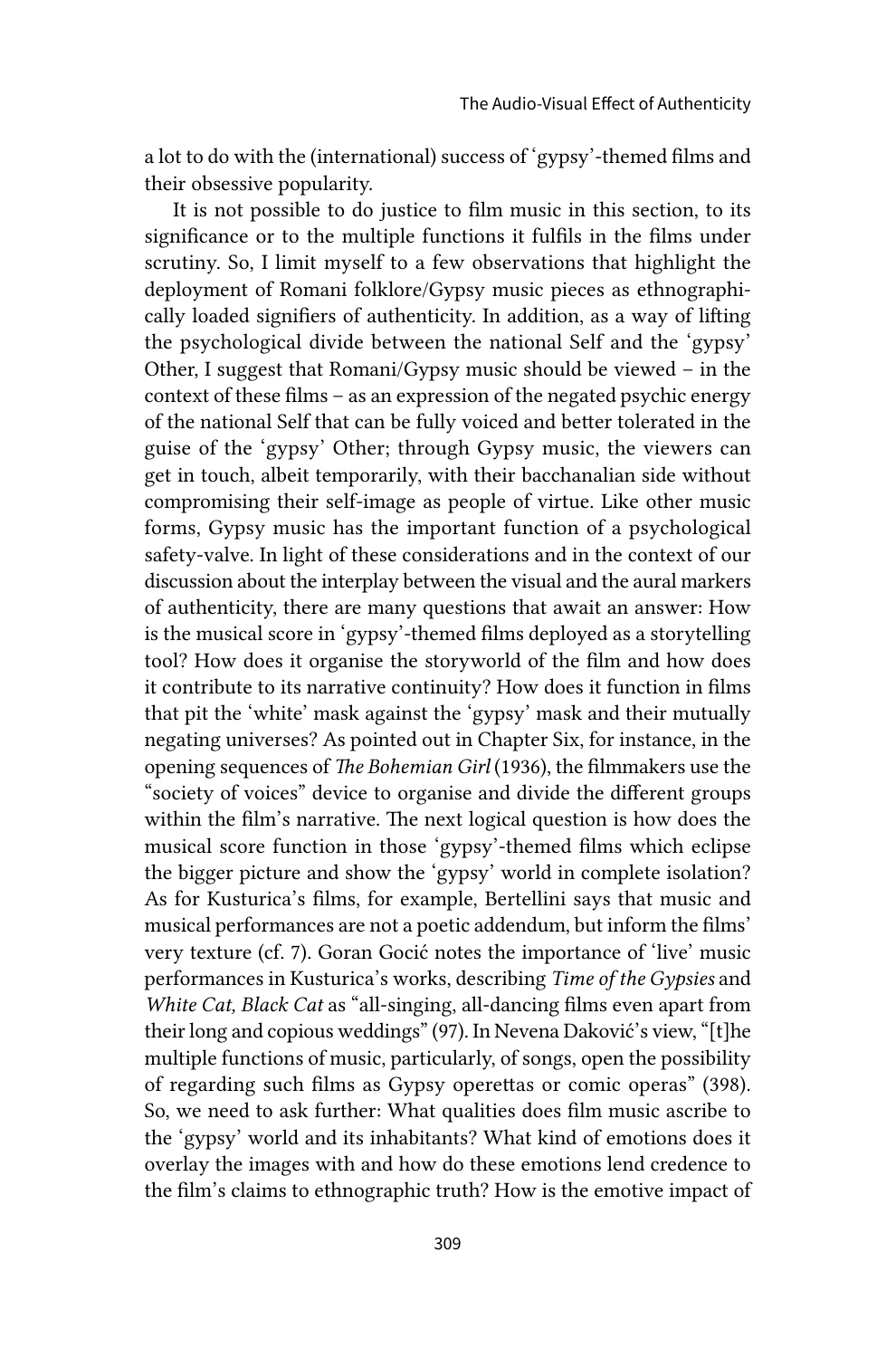a lot to do with the (international) success of 'gypsy'-themed films and their obsessive popularity.

It is not possible to do justice to film music in this section, to its significance or to the multiple functions it fulfils in the films under scrutiny. So, I limit myself to a few observations that highlight the deployment of Romani folklore/Gypsy music pieces as ethnographically loaded signifiers of authenticity. In addition, as a way of lifting the psychological divide between the national Self and the 'gypsy' Other, I suggest that Romani/Gypsy music should be viewed – in the context of these films – as an expression of the negated psychic energy of the national Self that can be fully voiced and better tolerated in the guise of the 'gypsy' Other; through Gypsy music, the viewers can get in touch, albeit temporarily, with their bacchanalian side without compromising their self-image as people of virtue. Like other music forms, Gypsy music has the important function of a psychological safety-valve. In light of these considerations and in the context of our discussion about the interplay between the visual and the aural markers of authenticity, there are many questions that await an answer: How is the musical score in 'gypsy'-themed films deployed as a storytelling tool? How does it organise the storyworld of the film and how does it contribute to its narrative continuity? How does it function in films that pit the 'white' mask against the 'gypsy' mask and their mutually negating universes? As pointed out in Chapter Six, for instance, in the opening sequences of *The Bohemian Girl* (1936), the filmmakers use the "society of voices" device to organise and divide the different groups within the film's narrative. The next logical question is how does the musical score function in those 'gypsy'-themed films which eclipse the bigger picture and show the 'gypsy' world in complete isolation? As for Kusturica's films, for example, Bertellini says that music and musical performances are not a poetic addendum, but inform the films' very texture (cf. 7). Goran Gocić notes the importance of 'live' music performances in Kusturica's works, describing *Time of the Gypsies* and *White Cat, Black Cat* as "all-singing, all-dancing films even apart from their long and copious weddings" (97). In Nevena Daković's view, "[t]he multiple functions of music, particularly, of songs, open the possibility of regarding such films as Gypsy operettas or comic operas" (398). So, we need to ask further: What qualities does film music ascribe to the 'gypsy' world and its inhabitants? What kind of emotions does it overlay the images with and how do these emotions lend credence to the film's claims to ethnographic truth? How is the emotive impact of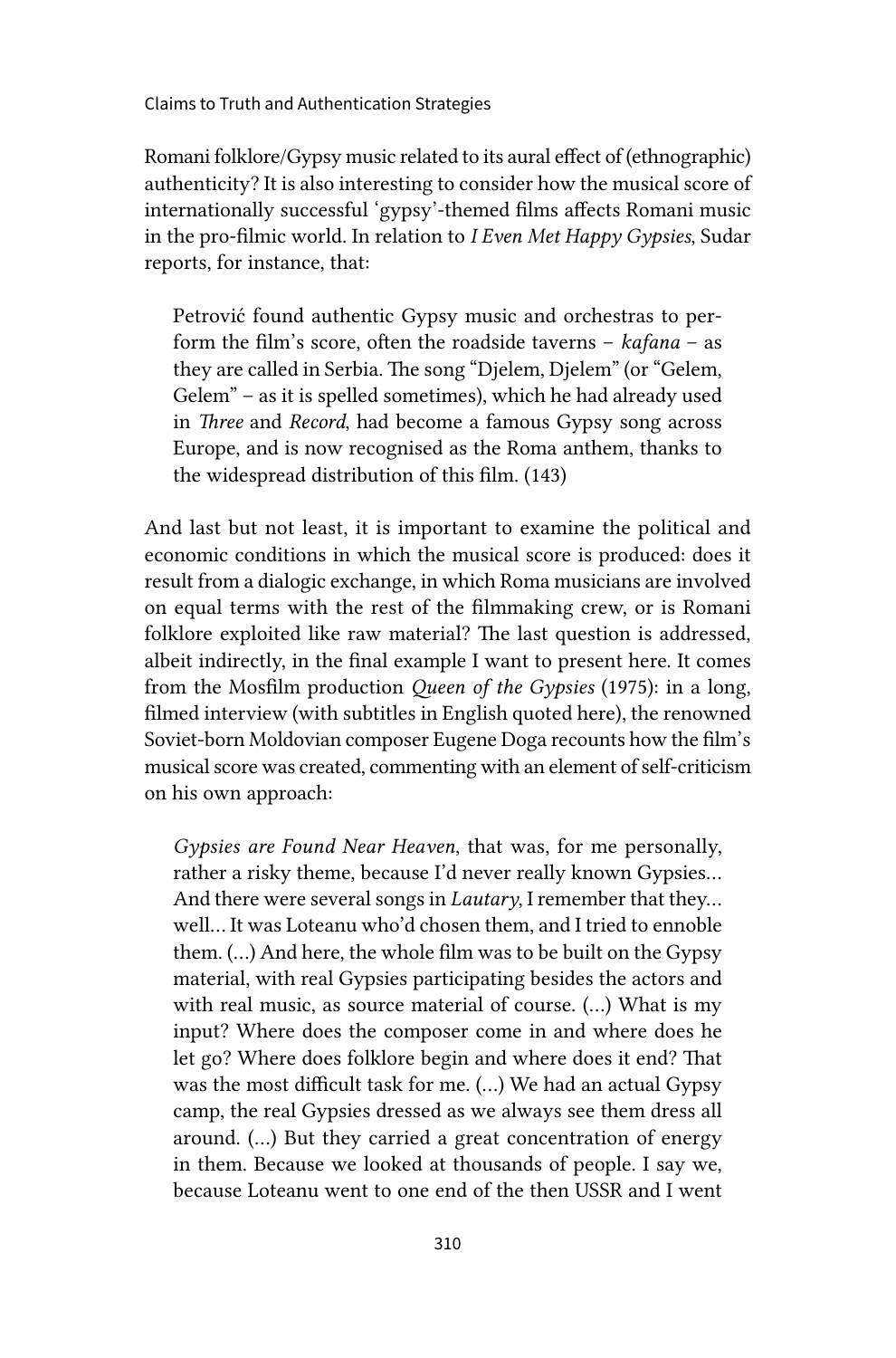Romani folklore/Gypsy music related to its aural effect of (ethnographic) authenticity? It is also interesting to consider how the musical score of internationally successful 'gypsy'-themed films affects Romani music in the pro-filmic world. In relation to *I Even Met Happy Gypsies*, Sudar reports, for instance, that:

> Petrović found authentic Gypsy music and orchestras to perform the film's score, often the roadside taverns – *kafana* – as they are called in Serbia. The song "Djelem, Djelem" (or "Gelem, Gelem" – as it is spelled sometimes), which he had already used in *Three* and *Record*, had become a famous Gypsy song across Europe, and is now recognised as the Roma anthem, thanks to the widespread distribution of this film. (143)

And last but not least, it is important to examine the political and economic conditions in which the musical score is produced: does it result from a dialogic exchange, in which Roma musicians are involved on equal terms with the rest of the filmmaking crew, or is Romani folklore exploited like raw material? The last question is addressed, albeit indirectly, in the final example I want to present here. It comes from the Mosfilm production *Queen of the Gypsies* (1975): in a long, filmed interview (with subtitles in English quoted here), the renowned Soviet-born Moldovian composer Eugene Doga recounts how the film's musical score was created, commenting with an element of self-criticism on his own approach:

> *Gypsies are Found Near Heaven*, that was, for me personally, rather a risky theme, because I'd never really known Gypsies... And there were several songs in *Lautary*, I remember that they... well... It was Loteanu who'd chosen them, and I tried to ennoble them. (...) And here, the whole film was to be built on the Gypsy material, with real Gypsies participating besides the actors and with real music, as source material of course. (...) What is my input? Where does the composer come in and where does he let go? Where does folklore begin and where does it end? That was the most difficult task for me. (...) We had an actual Gypsy camp, the real Gypsies dressed as we always see them dress all around. (...) But they carried a great concentration of energy in them. Because we looked at thousands of people. I say we, because Loteanu went to one end of the then USSR and I went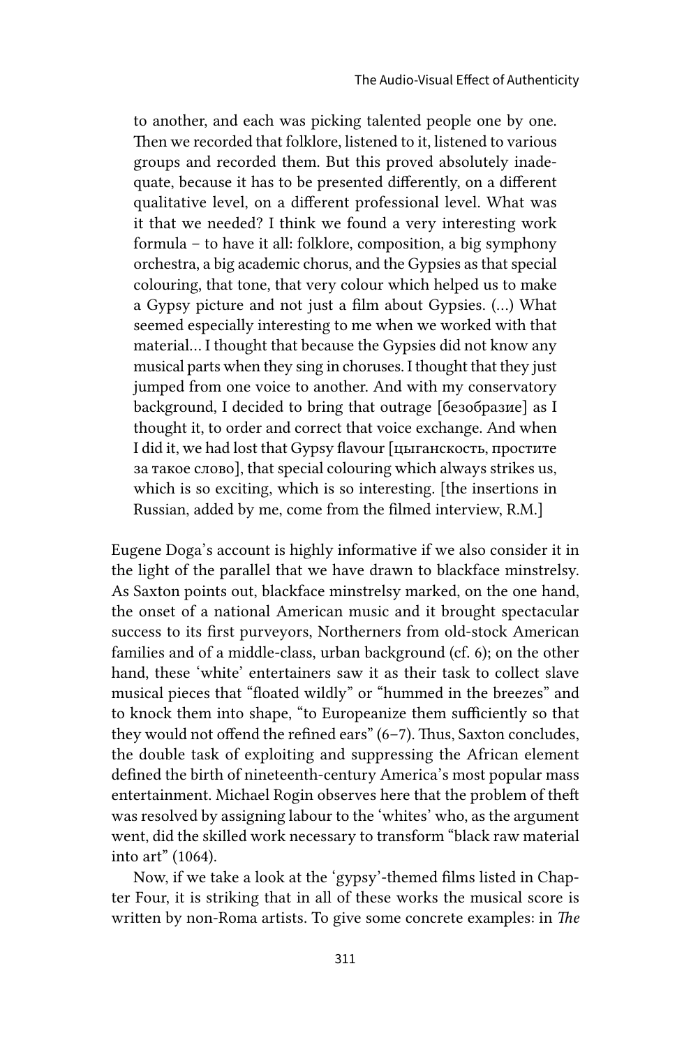> to another, and each was picking talented people one by one. Then we recorded that folklore, listened to it, listened to various groups and recorded them. But this proved absolutely inadequate, because it has to be presented differently, on a different qualitative level, on a different professional level. What was it that we needed? I think we found a very interesting work formula – to have it all: folklore, composition, a big symphony orchestra, a big academic chorus, and the Gypsies as that special colouring, that tone, that very colour which helped us to make a Gypsy picture and not just a film about Gypsies. (…) What seemed especially interesting to me when we worked with that material… I thought that because the Gypsies did not know any musical parts when they sing in choruses. I thought that they just jumped from one voice to another. And with my conservatory background, I decided to bring that outrage [безобразие] as I thought it, to order and correct that voice exchange. And when I did it, we had lost that Gypsy flavour [цыганскость, простите за такое слово], that special colouring which always strikes us, which is so exciting, which is so interesting. [the insertions in Russian, added by me, come from the filmed interview, R.M.]

Eugene Doga's account is highly informative if we also consider it in the light of the parallel that we have drawn to blackface minstrelsy. As Saxton points out, blackface minstrelsy marked, on the one hand, the onset of a national American music and it brought spectacular success to its first purveyors, Northerners from old-stock American families and of a middle-class, urban background (cf. 6); on the other hand, these 'white' entertainers saw it as their task to collect slave musical pieces that "floated wildly" or "hummed in the breezes" and to knock them into shape, "to Europeanize them sufficiently so that they would not offend the refined ears" (6–7). Thus, Saxton concludes, the double task of exploiting and suppressing the African element defined the birth of nineteenth-century America's most popular mass entertainment. Michael Rogin observes here that the problem of theft was resolved by assigning labour to the 'whites' who, as the argument went, did the skilled work necessary to transform "black raw material into art" (1064).

Now, if we take a look at the 'gypsy'-themed films listed in Chapter Four, it is striking that in all of these works the musical score is written by non-Roma artists. To give some concrete examples: in *The*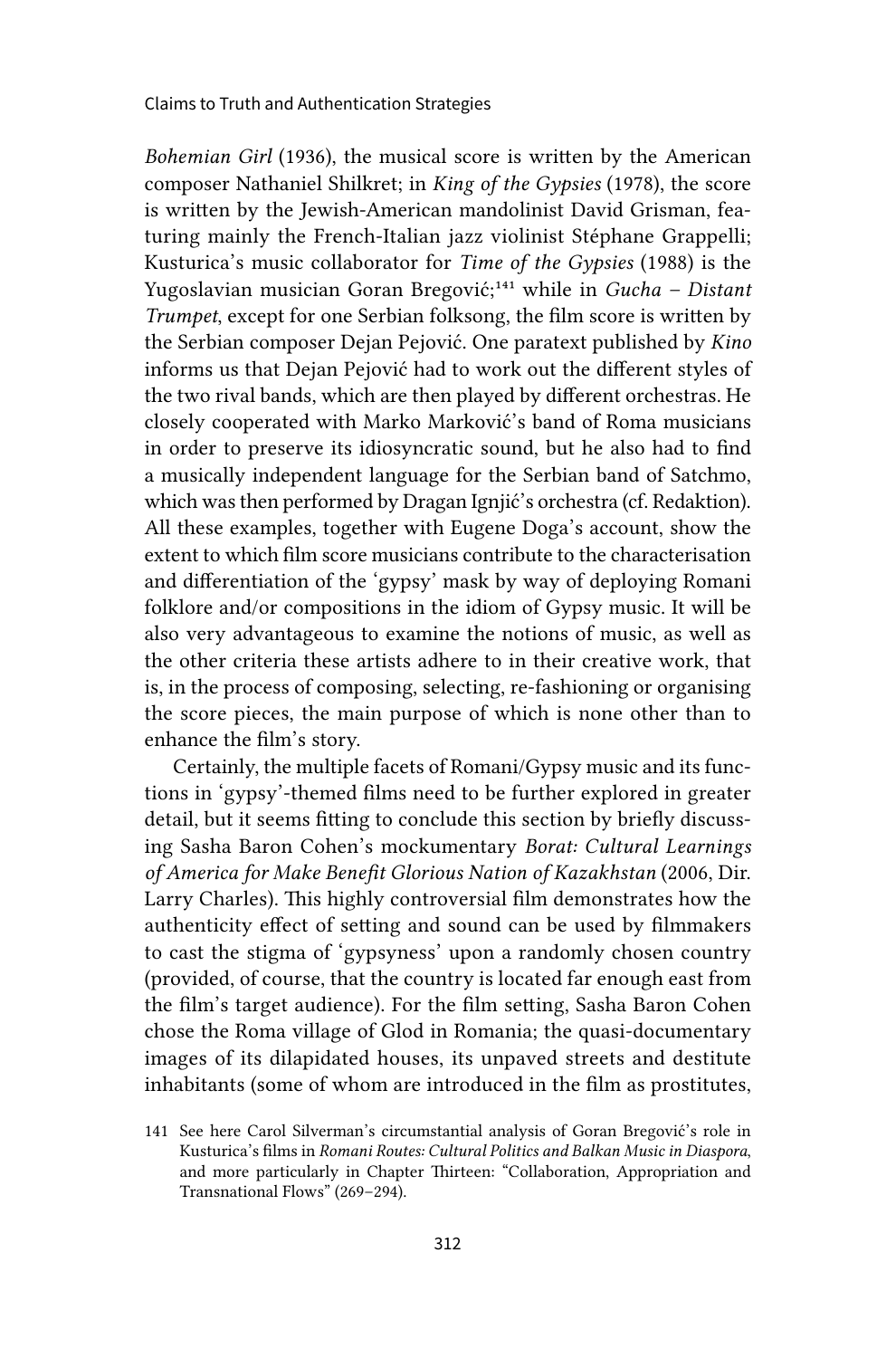*Bohemian Girl* (1936), the musical score is written by the American composer Nathaniel Shilkret; in *King of the Gypsies* (1978), the score is written by the Jewish-American mandolinist David Grisman, featuring mainly the French-Italian jazz violinist Stéphane Grappelli; Kusturica's music collaborator for *Time of the Gypsies* (1988) is the Yugoslavian musician Goran Bregović;[141] while in *Gucha – Distant Trumpet*, except for one Serbian folksong, the film score is written by the Serbian composer Dejan Pejović. One paratext published by *Kino* informs us that Dejan Pejović had to work out the different styles of the two rival bands, which are then played by different orchestras. He closely cooperated with Marko Marković's band of Roma musicians in order to preserve its idiosyncratic sound, but he also had to find a musically independent language for the Serbian band of Satchmo, which was then performed by Dragan Ignjić's orchestra (cf. Redaktion). All these examples, together with Eugene Doga's account, show the extent to which film score musicians contribute to the characterisation and differentiation of the 'gypsy' mask by way of deploying Romani folklore and/or compositions in the idiom of Gypsy music. It will be also very advantageous to examine the notions of music, as well as the other criteria these artists adhere to in their creative work, that is, in the process of composing, selecting, re-fashioning or organising the score pieces, the main purpose of which is none other than to enhance the film's story.

Certainly, the multiple facets of Romani/Gypsy music and its functions in 'gypsy'-themed films need to be further explored in greater detail, but it seems fitting to conclude this section by briefly discussing Sasha Baron Cohen's mockumentary *Borat: Cultural Learnings of America for Make Benefit Glorious Nation of Kazakhstan* (2006, Dir. Larry Charles). This highly controversial film demonstrates how the authenticity effect of setting and sound can be used by filmmakers to cast the stigma of 'gypsyness' upon a randomly chosen country (provided, of course, that the country is located far enough east from the film's target audience). For the film setting, Sasha Baron Cohen chose the Roma village of Glod in Romania; the quasi-documentary images of its dilapidated houses, its unpaved streets and destitute inhabitants (some of whom are introduced in the film as prostitutes,

141 See here Carol Silverman's circumstantial analysis of Goran Bregović's role in Kusturica's films in *Romani Routes: Cultural Politics and Balkan Music in Diaspora*, and more particularly in Chapter Thirteen: "Collaboration, Appropriation and Transnational Flows" (269–294).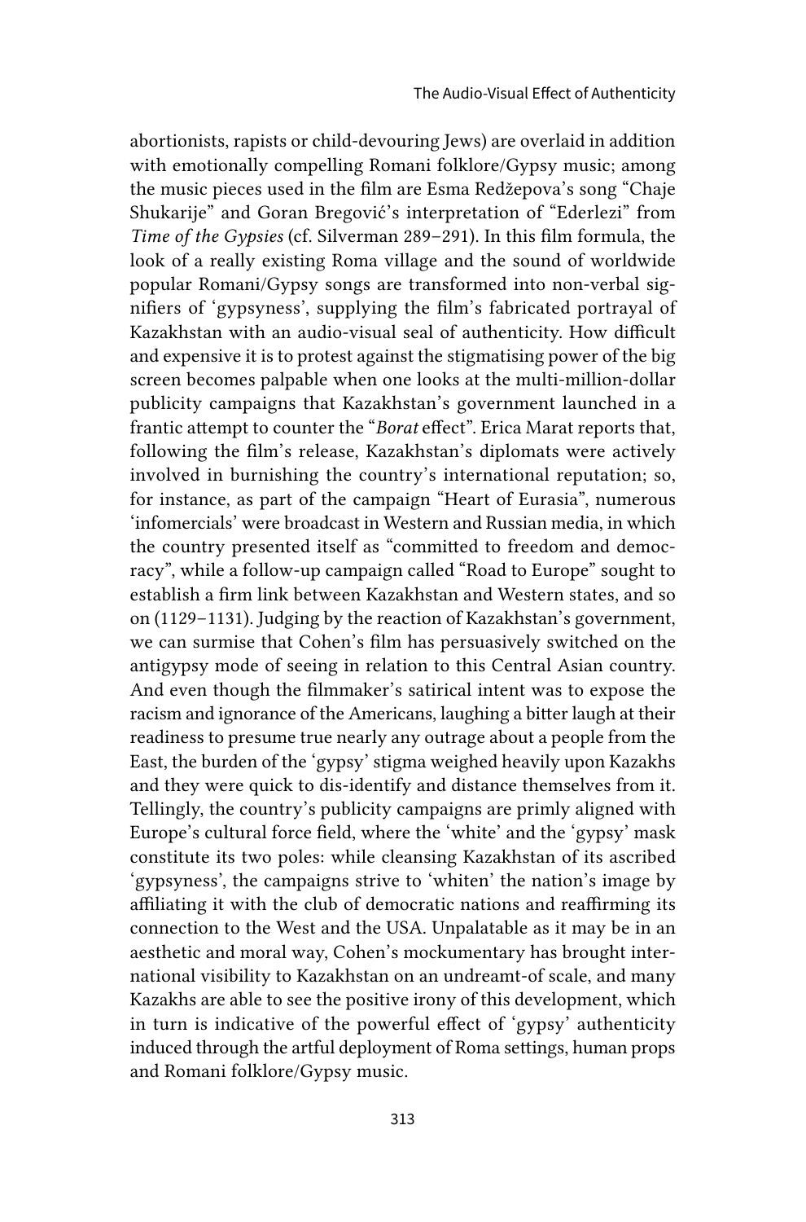abortionists, rapists or child-devouring Jews) are overlaid in addition with emotionally compelling Romani folklore/Gypsy music; among the music pieces used in the film are Esma Redžepova's song "Chaje Shukarije" and Goran Bregović's interpretation of "Ederlezi" from *Time of the Gypsies* (cf. Silverman 289–291). In this film formula, the look of a really existing Roma village and the sound of worldwide popular Romani/Gypsy songs are transformed into non-verbal signifiers of 'gypsyness', supplying the film's fabricated portrayal of Kazakhstan with an audio-visual seal of authenticity. How difficult and expensive it is to protest against the stigmatising power of the big screen becomes palpable when one looks at the multi-million-dollar publicity campaigns that Kazakhstan's government launched in a frantic attempt to counter the "*Borat* effect". Erica Marat reports that, following the film's release, Kazakhstan's diplomats were actively involved in burnishing the country's international reputation; so, for instance, as part of the campaign "Heart of Eurasia", numerous 'infomercials' were broadcast in Western and Russian media, in which the country presented itself as "committed to freedom and democracy", while a follow-up campaign called "Road to Europe" sought to establish a firm link between Kazakhstan and Western states, and so on (1129–1131). Judging by the reaction of Kazakhstan's government, we can surmise that Cohen's film has persuasively switched on the antigypsy mode of seeing in relation to this Central Asian country. And even though the filmmaker's satirical intent was to expose the racism and ignorance of the Americans, laughing a bitter laugh at their readiness to presume true nearly any outrage about a people from the East, the burden of the 'gypsy' stigma weighed heavily upon Kazakhs and they were quick to dis-identify and distance themselves from it. Tellingly, the country's publicity campaigns are primly aligned with Europe's cultural force field, where the 'white' and the 'gypsy' mask constitute its two poles: while cleansing Kazakhstan of its ascribed 'gypsyness', the campaigns strive to 'whiten' the nation's image by affiliating it with the club of democratic nations and reaffirming its connection to the West and the USA. Unpalatable as it may be in an aesthetic and moral way, Cohen's mockumentary has brought international visibility to Kazakhstan on an undreamt-of scale, and many Kazakhs are able to see the positive irony of this development, which in turn is indicative of the powerful effect of 'gypsy' authenticity induced through the artful deployment of Roma settings, human props and Romani folklore/Gypsy music.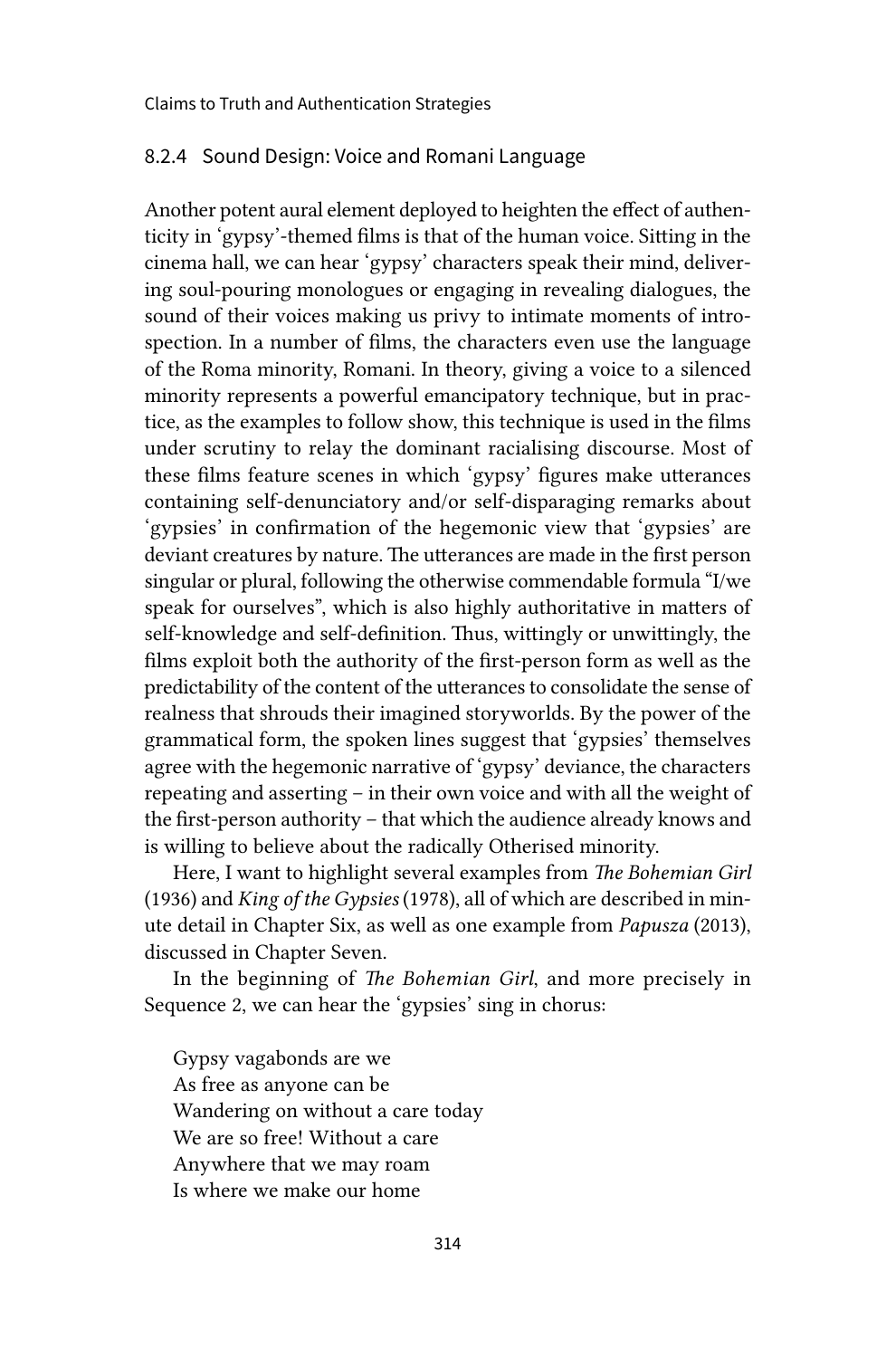### 8.2.4 Sound Design: Voice and Romani Language

Another potent aural element deployed to heighten the effect of authenticity in 'gypsy'-themed films is that of the human voice. Sitting in the cinema hall, we can hear 'gypsy' characters speak their mind, delivering soul-pouring monologues or engaging in revealing dialogues, the sound of their voices making us privy to intimate moments of introspection. In a number of films, the characters even use the language of the Roma minority, Romani. In theory, giving a voice to a silenced minority represents a powerful emancipatory technique, but in practice, as the examples to follow show, this technique is used in the films under scrutiny to relay the dominant racialising discourse. Most of these films feature scenes in which 'gypsy' figures make utterances containing self-denunciatory and/or self-disparaging remarks about 'gypsies' in confirmation of the hegemonic view that 'gypsies' are deviant creatures by nature. The utterances are made in the first person singular or plural, following the otherwise commendable formula "I/we speak for ourselves", which is also highly authoritative in matters of self-knowledge and self-definition. Thus, wittingly or unwittingly, the films exploit both the authority of the first-person form as well as the predictability of the content of the utterances to consolidate the sense of realness that shrouds their imagined storyworlds. By the power of the grammatical form, the spoken lines suggest that 'gypsies' themselves agree with the hegemonic narrative of 'gypsy' deviance, the characters repeating and asserting – in their own voice and with all the weight of the first-person authority – that which the audience already knows and is willing to believe about the radically Otherised minority.

Here, I want to highlight several examples from *The Bohemian Girl* (1936) and *King of the Gypsies* (1978), all of which are described in minute detail in Chapter Six, as well as one example from *Papusza* (2013), discussed in Chapter Seven.

In the beginning of *The Bohemian Girl*, and more precisely in Sequence 2, we can hear the 'gypsies' sing in chorus:

> Gypsy vagabonds are we
> As free as anyone can be
> Wandering on without a care today
> We are so free! Without a care
> Anywhere that we may roam
> Is where we make our home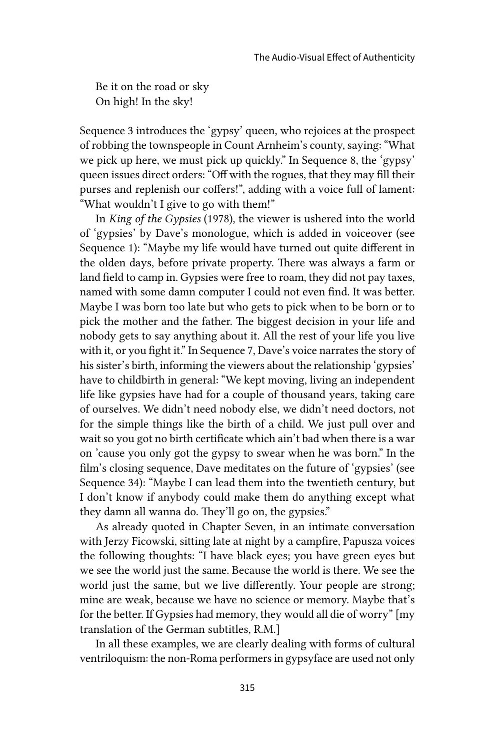Be it on the road or sky  
On high! In the sky!

Sequence 3 introduces the 'gypsy' queen, who rejoices at the prospect of robbing the townspeople in Count Arnheim's county, saying: "What we pick up here, we must pick up quickly." In Sequence 8, the 'gypsy' queen issues direct orders: "Off with the rogues, that they may fill their purses and replenish our coffers!", adding with a voice full of lament: "What wouldn't I give to go with them!"

In *King of the Gypsies* (1978), the viewer is ushered into the world of 'gypsies' by Dave's monologue, which is added in voiceover (see Sequence 1): "Maybe my life would have turned out quite different in the olden days, before private property. There was always a farm or land field to camp in. Gypsies were free to roam, they did not pay taxes, named with some damn computer I could not even find. It was better. Maybe I was born too late but who gets to pick when to be born or to pick the mother and the father. The biggest decision in your life and nobody gets to say anything about it. All the rest of your life you live with it, or you fight it." In Sequence 7, Dave's voice narrates the story of his sister's birth, informing the viewers about the relationship 'gypsies' have to childbirth in general: "We kept moving, living an independent life like gypsies have had for a couple of thousand years, taking care of ourselves. We didn't need nobody else, we didn't need doctors, not for the simple things like the birth of a child. We just pull over and wait so you got no birth certificate which ain't bad when there is a war on 'cause you only got the gypsy to swear when he was born." In the film's closing sequence, Dave meditates on the future of 'gypsies' (see Sequence 34): "Maybe I can lead them into the twentieth century, but I don't know if anybody could make them do anything except what they damn all wanna do. They'll go on, the gypsies."

As already quoted in Chapter Seven, in an intimate conversation with Jerzy Ficowski, sitting late at night by a campfire, Papusza voices the following thoughts: "I have black eyes; you have green eyes but we see the world just the same. Because the world is there. We see the world just the same, but we live differently. Your people are strong; mine are weak, because we have no science or memory. Maybe that's for the better. If Gypsies had memory, they would all die of worry" [my translation of the German subtitles, R.M.]

In all these examples, we are clearly dealing with forms of cultural ventriloquism: the non-Roma performers in gypsyface are used not only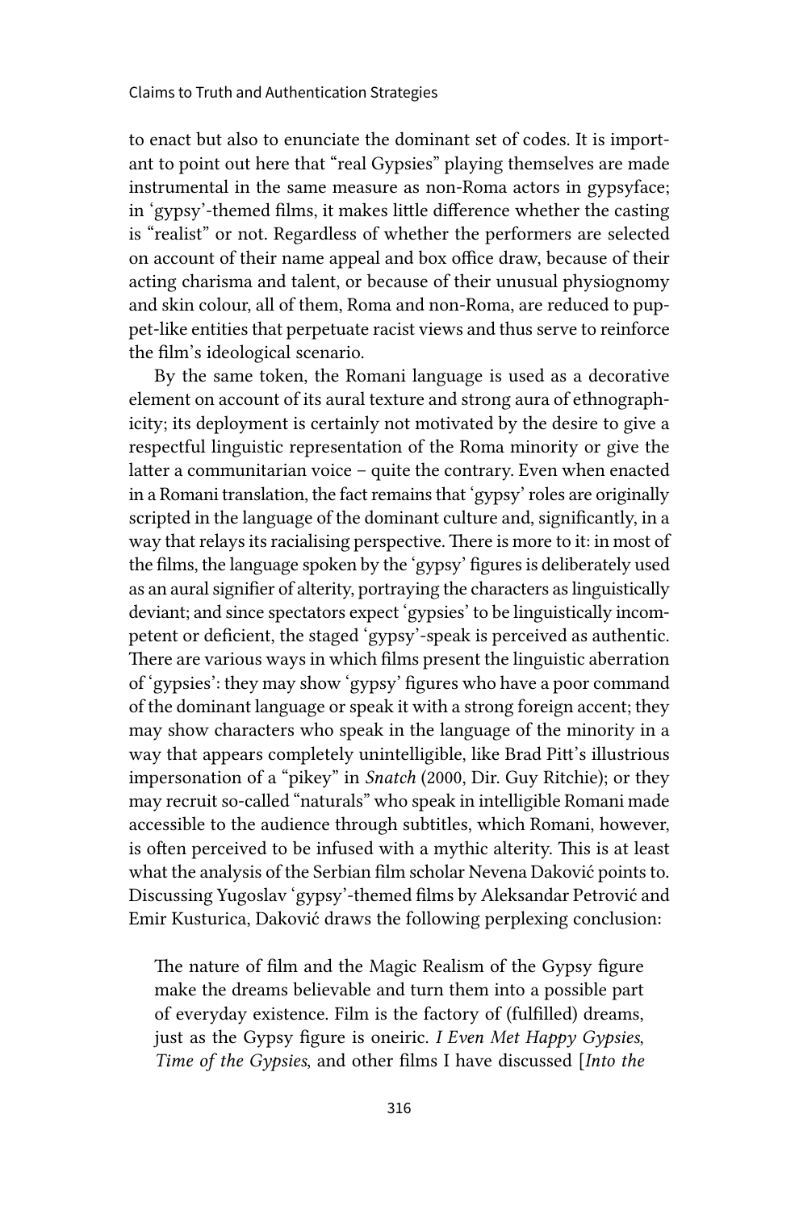to enact but also to enunciate the dominant set of codes. It is important to point out here that "real Gypsies" playing themselves are made instrumental in the same measure as non-Roma actors in gypsyface; in 'gypsy'-themed films, it makes little difference whether the casting is "realist" or not. Regardless of whether the performers are selected on account of their name appeal and box office draw, because of their acting charisma and talent, or because of their unusual physiognomy and skin colour, all of them, Roma and non-Roma, are reduced to puppet-like entities that perpetuate racist views and thus serve to reinforce the film's ideological scenario.

By the same token, the Romani language is used as a decorative element on account of its aural texture and strong aura of ethnographicity; its deployment is certainly not motivated by the desire to give a respectful linguistic representation of the Roma minority or give the latter a communitarian voice – quite the contrary. Even when enacted in a Romani translation, the fact remains that 'gypsy' roles are originally scripted in the language of the dominant culture and, significantly, in a way that relays its racialising perspective. There is more to it: in most of the films, the language spoken by the 'gypsy' figures is deliberately used as an aural signifier of alterity, portraying the characters as linguistically deviant; and since spectators expect 'gypsies' to be linguistically incompetent or deficient, the staged 'gypsy'-speak is perceived as authentic. There are various ways in which films present the linguistic aberration of 'gypsies': they may show 'gypsy' figures who have a poor command of the dominant language or speak it with a strong foreign accent; they may show characters who speak in the language of the minority in a way that appears completely unintelligible, like Brad Pitt's illustrious impersonation of a "pikey" in *Snatch* (2000, Dir. Guy Ritchie); or they may recruit so-called "naturals" who speak in intelligible Romani made accessible to the audience through subtitles, which Romani, however, is often perceived to be infused with a mythic alterity. This is at least what the analysis of the Serbian film scholar Nevena Daković points to. Discussing Yugoslav 'gypsy'-themed films by Aleksandar Petrović and Emir Kusturica, Daković draws the following perplexing conclusion:

> The nature of film and the Magic Realism of the Gypsy figure make the dreams believable and turn them into a possible part of everyday existence. Film is the factory of (fulfilled) dreams, just as the Gypsy figure is oneiric. *I Even Met Happy Gypsies*, *Time of the Gypsies*, and other films I have discussed [*Into the*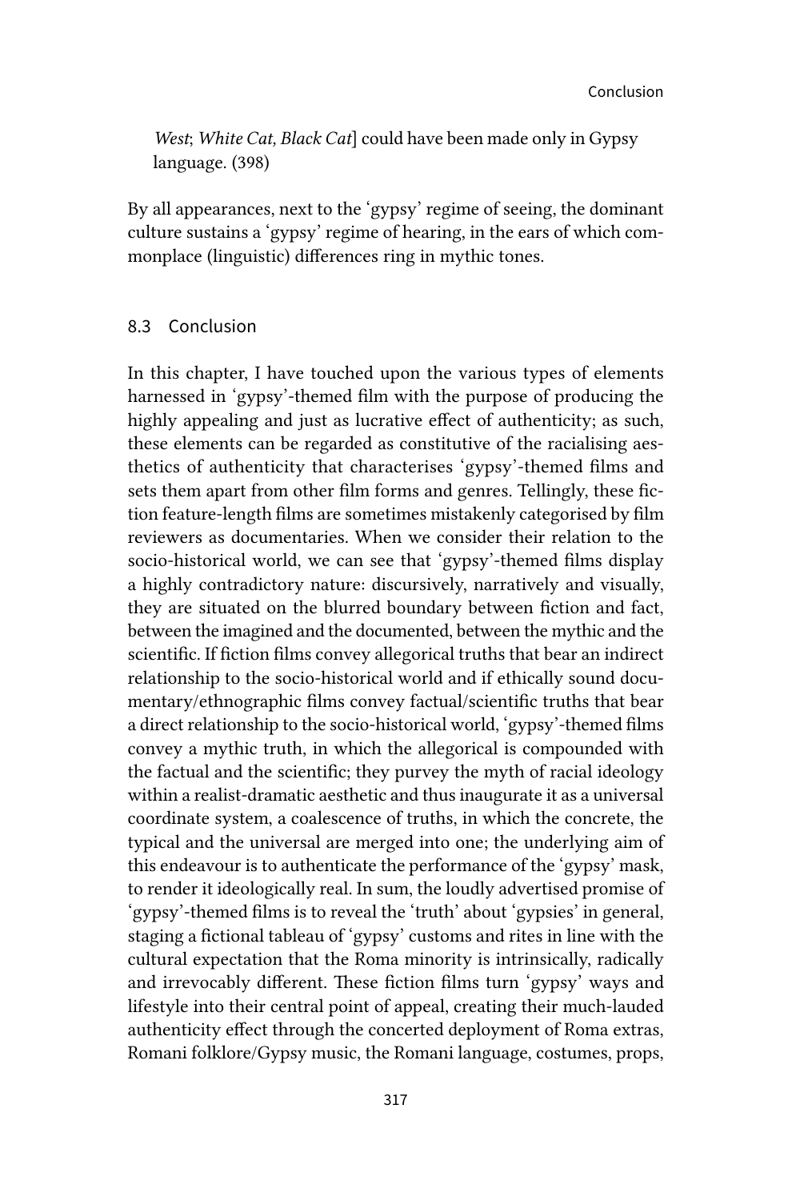*West*; *White Cat, Black Cat*] could have been made only in Gypsy language. (398)

By all appearances, next to the 'gypsy' regime of seeing, the dominant culture sustains a 'gypsy' regime of hearing, in the ears of which commonplace (linguistic) differences ring in mythic tones.

## 8.3 Conclusion

In this chapter, I have touched upon the various types of elements harnessed in 'gypsy'-themed film with the purpose of producing the highly appealing and just as lucrative effect of authenticity; as such, these elements can be regarded as constitutive of the racialising aesthetics of authenticity that characterises 'gypsy'-themed films and sets them apart from other film forms and genres. Tellingly, these fiction feature-length films are sometimes mistakenly categorised by film reviewers as documentaries. When we consider their relation to the socio-historical world, we can see that 'gypsy'-themed films display a highly contradictory nature: discursively, narratively and visually, they are situated on the blurred boundary between fiction and fact, between the imagined and the documented, between the mythic and the scientific. If fiction films convey allegorical truths that bear an indirect relationship to the socio-historical world and if ethically sound documentary/ethnographic films convey factual/scientific truths that bear a direct relationship to the socio-historical world, 'gypsy'-themed films convey a mythic truth, in which the allegorical is compounded with the factual and the scientific; they purvey the myth of racial ideology within a realist-dramatic aesthetic and thus inaugurate it as a universal coordinate system, a coalescence of truths, in which the concrete, the typical and the universal are merged into one; the underlying aim of this endeavour is to authenticate the performance of the 'gypsy' mask, to render it ideologically real. In sum, the loudly advertised promise of 'gypsy'-themed films is to reveal the 'truth' about 'gypsies' in general, staging a fictional tableau of 'gypsy' customs and rites in line with the cultural expectation that the Roma minority is intrinsically, radically and irrevocably different. These fiction films turn 'gypsy' ways and lifestyle into their central point of appeal, creating their much-lauded authenticity effect through the concerted deployment of Roma extras, Romani folklore/Gypsy music, the Romani language, costumes, props,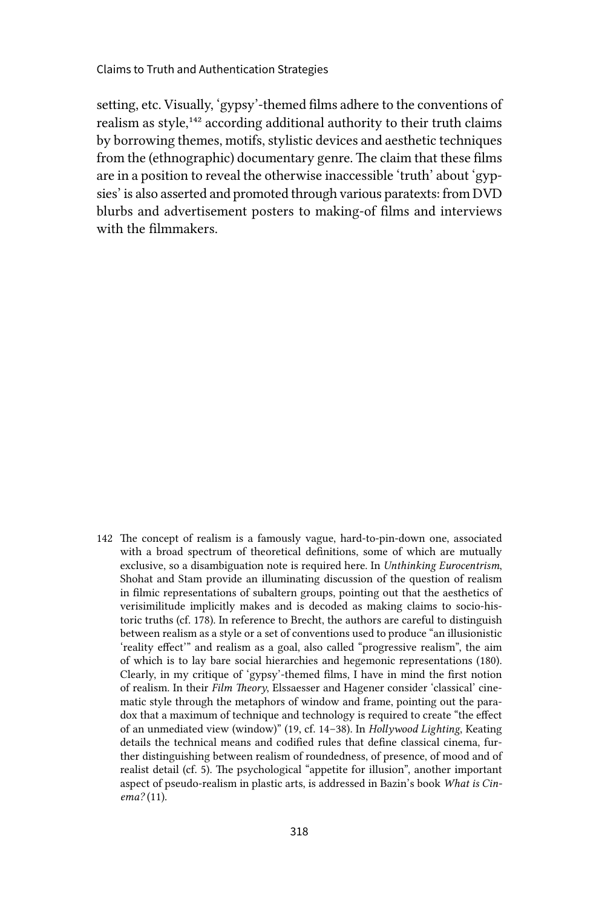setting, etc. Visually, 'gypsy'-themed films adhere to the conventions of realism as style,[142] according additional authority to their truth claims by borrowing themes, motifs, stylistic devices and aesthetic techniques from the (ethnographic) documentary genre. The claim that these films are in a position to reveal the otherwise inaccessible 'truth' about 'gypsies' is also asserted and promoted through various paratexts: from DVD blurbs and advertisement posters to making-of films and interviews with the filmmakers.

142 The concept of realism is a famously vague, hard-to-pin-down one, associated with a broad spectrum of theoretical definitions, some of which are mutually exclusive, so a disambiguation note is required here. In *Unthinking Eurocentrism*, Shohat and Stam provide an illuminating discussion of the question of realism in filmic representations of subaltern groups, pointing out that the aesthetics of verisimilitude implicitly makes and is decoded as making claims to socio-historic truths (cf. 178). In reference to Brecht, the authors are careful to distinguish between realism as a style or a set of conventions used to produce "an illusionistic 'reality effect'" and realism as a goal, also called "progressive realism", the aim of which is to lay bare social hierarchies and hegemonic representations (180). Clearly, in my critique of 'gypsy'-themed films, I have in mind the first notion of realism. In their *Film Theory*, Elssaesser and Hagener consider 'classical' cinematic style through the metaphors of window and frame, pointing out the paradox that a maximum of technique and technology is required to create "the effect of an unmediated view (window)" (19, cf. 14–38). In *Hollywood Lighting*, Keating details the technical means and codified rules that define classical cinema, further distinguishing between realism of roundedness, of presence, of mood and of realist detail (cf. 5). The psychological "appetite for illusion", another important aspect of pseudo-realism in plastic arts, is addressed in Bazin's book *What is Cinema?* (11).